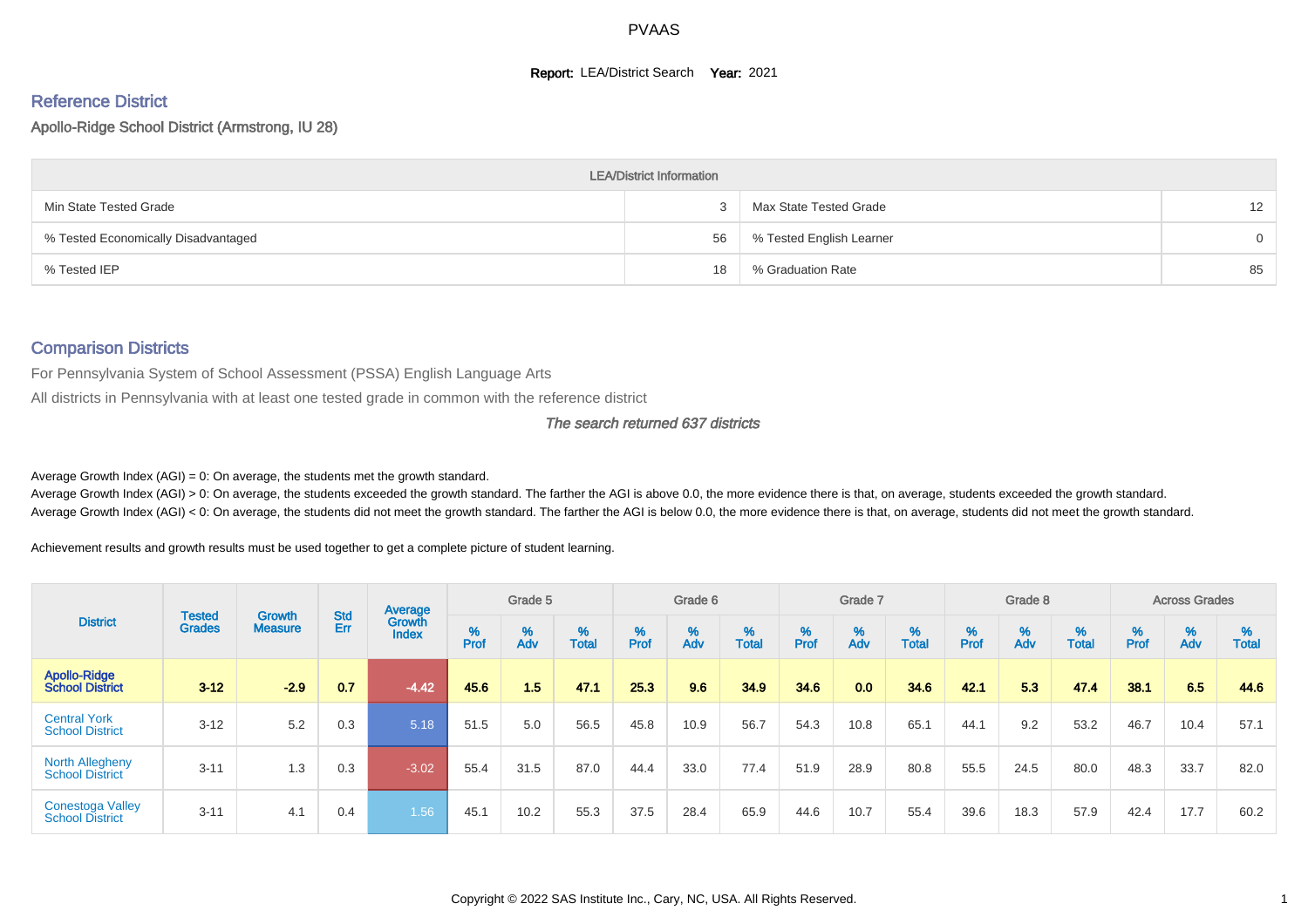PVAAS

**Report:** LEA/District Search **Year:** 2021

## Reference District

### Apollo-Ridge School District (Armstrong, IU 28)

| LEA/District Information | | | |
|---|---|---|---|
| Min State Tested Grade | 3 | Max State Tested Grade | 12 |
| % Tested Economically Disadvantaged | 56 | % Tested English Learner | 0 |
| % Tested IEP | 18 | % Graduation Rate | 85 |

## Comparison Districts

For Pennsylvania System of School Assessment (PSSA) English Language Arts

All districts in Pennsylvania with at least one tested grade in common with the reference district

*The search returned 637 districts*

Average Growth Index (AGI) = 0: On average, the students met the growth standard.
Average Growth Index (AGI) > 0: On average, the students exceeded the growth standard. The farther the AGI is above 0.0, the more evidence there is that, on average, students exceeded the growth standard.
Average Growth Index (AGI) < 0: On average, the students did not meet the growth standard. The farther the AGI is below 0.0, the more evidence there is that, on average, students did not meet the growth standard.

Achievement results and growth results must be used together to get a complete picture of student learning.

| District | Tested Grades | Growth Measure | Std Err | Average Growth Index | Grade 5 | | | Grade 6 | | | Grade 7 | | | Grade 8 | | | Across Grades | | |
|---|---|---|---|---|---|---|---|---|---|---|---|---|---|---|---|---|---|---|---|
| | | | | | % Prof | % Adv | % Total | % Prof | % Adv | % Total | % Prof | % Adv | % Total | % Prof | % Adv | % Total | % Prof | % Adv | % Total |
| **Apollo-Ridge School District** | **3-12** | **-2.9** | **0.7** | **-4.42** | **45.6** | **1.5** | **47.1** | **25.3** | **9.6** | **34.9** | **34.6** | **0.0** | **34.6** | **42.1** | **5.3** | **47.4** | **38.1** | **6.5** | **44.6** |
| Central York School District | 3-12 | 5.2 | 0.3 | 5.18 | 51.5 | 5.0 | 56.5 | 45.8 | 10.9 | 56.7 | 54.3 | 10.8 | 65.1 | 44.1 | 9.2 | 53.2 | 46.7 | 10.4 | 57.1 |
| North Allegheny School District | 3-11 | 1.3 | 0.3 | -3.02 | 55.4 | 31.5 | 87.0 | 44.4 | 33.0 | 77.4 | 51.9 | 28.9 | 80.8 | 55.5 | 24.5 | 80.0 | 48.3 | 33.7 | 82.0 |
| Conestoga Valley School District | 3-11 | 4.1 | 0.4 | 1.56 | 45.1 | 10.2 | 55.3 | 37.5 | 28.4 | 65.9 | 44.6 | 10.7 | 55.4 | 39.6 | 18.3 | 57.9 | 42.4 | 17.7 | 60.2 |

Copyright © 2022 SAS Institute Inc., Cary, NC, USA. All Rights Reserved.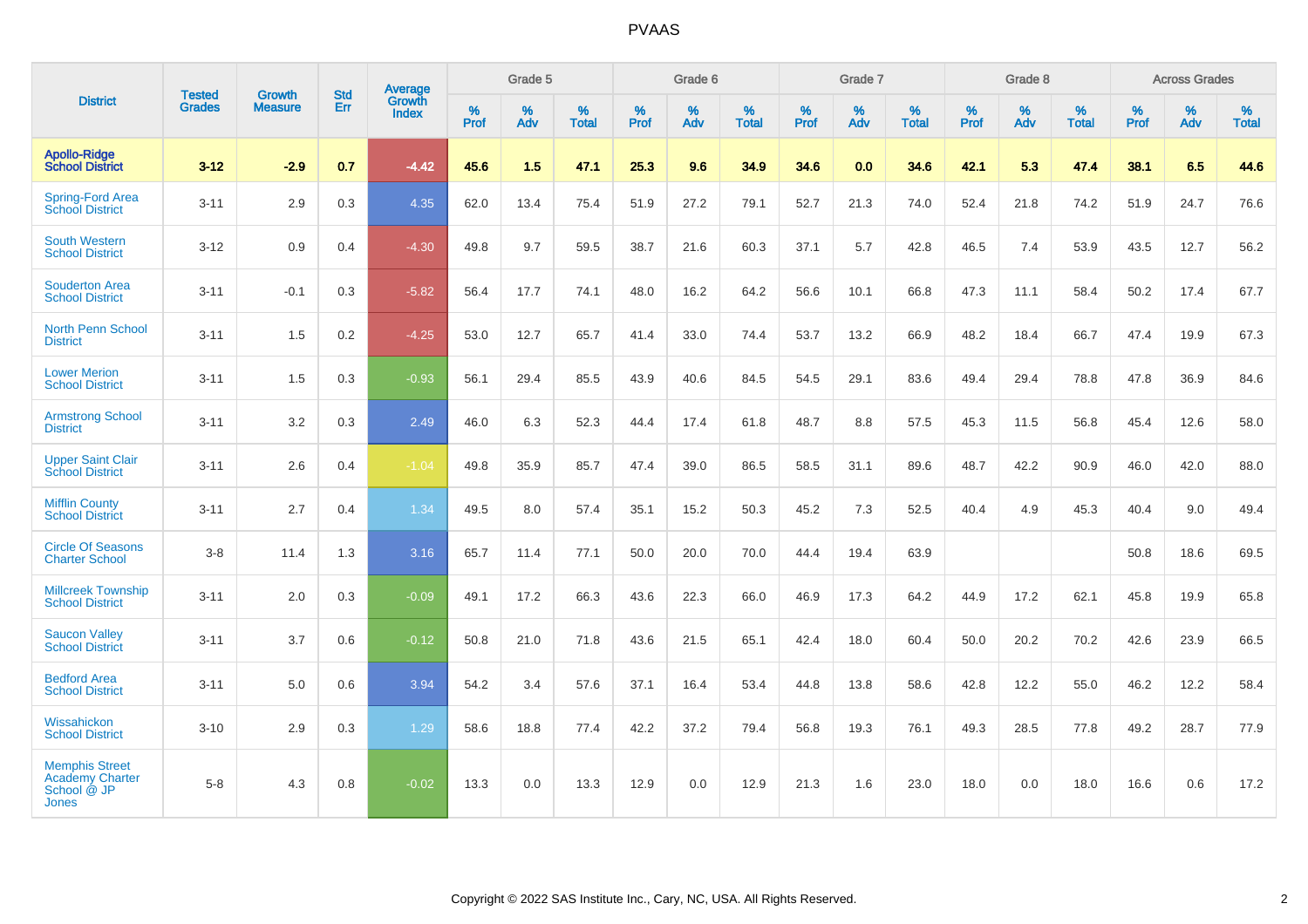# PVAAS

| District | Tested Grades | Growth Measure | Std Err | Average Growth Index | Grade 5 | | | Grade 6 | | | Grade 7 | | | Grade 8 | | | Across Grades | | |
|---|---|---|---|---|---|---|---|---|---|---|---|---|---|---|---|---|---|---|---|
| | | | | | % Prof | % Adv | % Total | % Prof | % Adv | % Total | % Prof | % Adv | % Total | % Prof | % Adv | % Total | % Prof | % Adv | % Total |
| **Apollo-Ridge School District** | **3-12** | **-2.9** | **0.7** | **-4.42** | **45.6** | **1.5** | **47.1** | **25.3** | **9.6** | **34.9** | **34.6** | **0.0** | **34.6** | **42.1** | **5.3** | **47.4** | **38.1** | **6.5** | **44.6** |
| Spring-Ford Area School District | 3-11 | 2.9 | 0.3 | 4.35 | 62.0 | 13.4 | 75.4 | 51.9 | 27.2 | 79.1 | 52.7 | 21.3 | 74.0 | 52.4 | 21.8 | 74.2 | 51.9 | 24.7 | 76.6 |
| South Western School District | 3-12 | 0.9 | 0.4 | -4.30 | 49.8 | 9.7 | 59.5 | 38.7 | 21.6 | 60.3 | 37.1 | 5.7 | 42.8 | 46.5 | 7.4 | 53.9 | 43.5 | 12.7 | 56.2 |
| Souderton Area School District | 3-11 | -0.1 | 0.3 | -5.82 | 56.4 | 17.7 | 74.1 | 48.0 | 16.2 | 64.2 | 56.6 | 10.1 | 66.8 | 47.3 | 11.1 | 58.4 | 50.2 | 17.4 | 67.7 |
| North Penn School District | 3-11 | 1.5 | 0.2 | -4.25 | 53.0 | 12.7 | 65.7 | 41.4 | 33.0 | 74.4 | 53.7 | 13.2 | 66.9 | 48.2 | 18.4 | 66.7 | 47.4 | 19.9 | 67.3 |
| Lower Merion School District | 3-11 | 1.5 | 0.3 | -0.93 | 56.1 | 29.4 | 85.5 | 43.9 | 40.6 | 84.5 | 54.5 | 29.1 | 83.6 | 49.4 | 29.4 | 78.8 | 47.8 | 36.9 | 84.6 |
| Armstrong School District | 3-11 | 3.2 | 0.3 | 2.49 | 46.0 | 6.3 | 52.3 | 44.4 | 17.4 | 61.8 | 48.7 | 8.8 | 57.5 | 45.3 | 11.5 | 56.8 | 45.4 | 12.6 | 58.0 |
| Upper Saint Clair School District | 3-11 | 2.6 | 0.4 | -1.04 | 49.8 | 35.9 | 85.7 | 47.4 | 39.0 | 86.5 | 58.5 | 31.1 | 89.6 | 48.7 | 42.2 | 90.9 | 46.0 | 42.0 | 88.0 |
| Mifflin County School District | 3-11 | 2.7 | 0.4 | 1.34 | 49.5 | 8.0 | 57.4 | 35.1 | 15.2 | 50.3 | 45.2 | 7.3 | 52.5 | 40.4 | 4.9 | 45.3 | 40.4 | 9.0 | 49.4 |
| Circle Of Seasons Charter School | 3-8 | 11.4 | 1.3 | 3.16 | 65.7 | 11.4 | 77.1 | 50.0 | 20.0 | 70.0 | 44.4 | 19.4 | 63.9 | | | | 50.8 | 18.6 | 69.5 |
| Millcreek Township School District | 3-11 | 2.0 | 0.3 | -0.09 | 49.1 | 17.2 | 66.3 | 43.6 | 22.3 | 66.0 | 46.9 | 17.3 | 64.2 | 44.9 | 17.2 | 62.1 | 45.8 | 19.9 | 65.8 |
| Saucon Valley School District | 3-11 | 3.7 | 0.6 | -0.12 | 50.8 | 21.0 | 71.8 | 43.6 | 21.5 | 65.1 | 42.4 | 18.0 | 60.4 | 50.0 | 20.2 | 70.2 | 42.6 | 23.9 | 66.5 |
| Bedford Area School District | 3-11 | 5.0 | 0.6 | 3.94 | 54.2 | 3.4 | 57.6 | 37.1 | 16.4 | 53.4 | 44.8 | 13.8 | 58.6 | 42.8 | 12.2 | 55.0 | 46.2 | 12.2 | 58.4 |
| Wissahickon School District | 3-10 | 2.9 | 0.3 | 1.29 | 58.6 | 18.8 | 77.4 | 42.2 | 37.2 | 79.4 | 56.8 | 19.3 | 76.1 | 49.3 | 28.5 | 77.8 | 49.2 | 28.7 | 77.9 |
| Memphis Street Academy Charter School @ JP Jones | 5-8 | 4.3 | 0.8 | -0.02 | 13.3 | 0.0 | 13.3 | 12.9 | 0.0 | 12.9 | 21.3 | 1.6 | 23.0 | 18.0 | 0.0 | 18.0 | 16.6 | 0.6 | 17.2 |

Copyright © 2022 SAS Institute Inc., Cary, NC, USA. All Rights Reserved.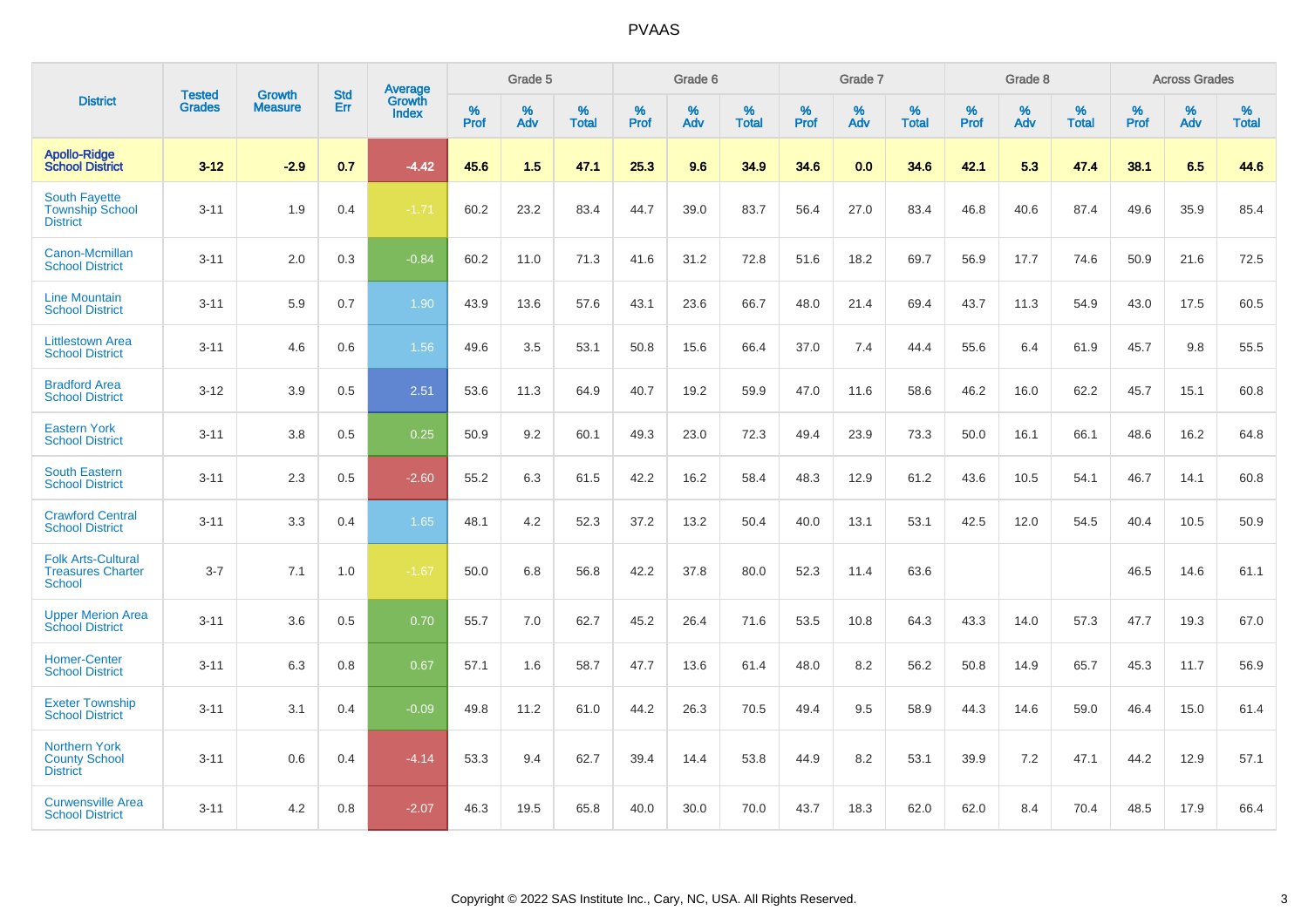# PVAAS

| District | Tested Grades | Growth Measure | Std Err | Average Growth Index | Grade 5 | | | Grade 6 | | | Grade 7 | | | Grade 8 | | | Across Grades | | |
|---|---|---|---|---|---|---|---|---|---|---|---|---|---|---|---|---|---|---|---|
| | | | | | % Prof | % Adv | % Total | % Prof | % Adv | % Total | % Prof | % Adv | % Total | % Prof | % Adv | % Total | % Prof | % Adv | % Total |
| **Apollo-Ridge School District** | **3-12** | **-2.9** | **0.7** | **-4.42** | **45.6** | **1.5** | **47.1** | **25.3** | **9.6** | **34.9** | **34.6** | **0.0** | **34.6** | **42.1** | **5.3** | **47.4** | **38.1** | **6.5** | **44.6** |
| South Fayette Township School District | 3-11 | 1.9 | 0.4 | -1.71 | 60.2 | 23.2 | 83.4 | 44.7 | 39.0 | 83.7 | 56.4 | 27.0 | 83.4 | 46.8 | 40.6 | 87.4 | 49.6 | 35.9 | 85.4 |
| Canon-Mcmillan School District | 3-11 | 2.0 | 0.3 | -0.84 | 60.2 | 11.0 | 71.3 | 41.6 | 31.2 | 72.8 | 51.6 | 18.2 | 69.7 | 56.9 | 17.7 | 74.6 | 50.9 | 21.6 | 72.5 |
| Line Mountain School District | 3-11 | 5.9 | 0.7 | 1.90 | 43.9 | 13.6 | 57.6 | 43.1 | 23.6 | 66.7 | 48.0 | 21.4 | 69.4 | 43.7 | 11.3 | 54.9 | 43.0 | 17.5 | 60.5 |
| Littlestown Area School District | 3-11 | 4.6 | 0.6 | 1.56 | 49.6 | 3.5 | 53.1 | 50.8 | 15.6 | 66.4 | 37.0 | 7.4 | 44.4 | 55.6 | 6.4 | 61.9 | 45.7 | 9.8 | 55.5 |
| Bradford Area School District | 3-12 | 3.9 | 0.5 | 2.51 | 53.6 | 11.3 | 64.9 | 40.7 | 19.2 | 59.9 | 47.0 | 11.6 | 58.6 | 46.2 | 16.0 | 62.2 | 45.7 | 15.1 | 60.8 |
| Eastern York School District | 3-11 | 3.8 | 0.5 | 0.25 | 50.9 | 9.2 | 60.1 | 49.3 | 23.0 | 72.3 | 49.4 | 23.9 | 73.3 | 50.0 | 16.1 | 66.1 | 48.6 | 16.2 | 64.8 |
| South Eastern School District | 3-11 | 2.3 | 0.5 | -2.60 | 55.2 | 6.3 | 61.5 | 42.2 | 16.2 | 58.4 | 48.3 | 12.9 | 61.2 | 43.6 | 10.5 | 54.1 | 46.7 | 14.1 | 60.8 |
| Crawford Central School District | 3-11 | 3.3 | 0.4 | 1.65 | 48.1 | 4.2 | 52.3 | 37.2 | 13.2 | 50.4 | 40.0 | 13.1 | 53.1 | 42.5 | 12.0 | 54.5 | 40.4 | 10.5 | 50.9 |
| Folk Arts-Cultural Treasures Charter School | 3-7 | 7.1 | 1.0 | -1.67 | 50.0 | 6.8 | 56.8 | 42.2 | 37.8 | 80.0 | 52.3 | 11.4 | 63.6 | | | | 46.5 | 14.6 | 61.1 |
| Upper Merion Area School District | 3-11 | 3.6 | 0.5 | 0.70 | 55.7 | 7.0 | 62.7 | 45.2 | 26.4 | 71.6 | 53.5 | 10.8 | 64.3 | 43.3 | 14.0 | 57.3 | 47.7 | 19.3 | 67.0 |
| Homer-Center School District | 3-11 | 6.3 | 0.8 | 0.67 | 57.1 | 1.6 | 58.7 | 47.7 | 13.6 | 61.4 | 48.0 | 8.2 | 56.2 | 50.8 | 14.9 | 65.7 | 45.3 | 11.7 | 56.9 |
| Exeter Township School District | 3-11 | 3.1 | 0.4 | -0.09 | 49.8 | 11.2 | 61.0 | 44.2 | 26.3 | 70.5 | 49.4 | 9.5 | 58.9 | 44.3 | 14.6 | 59.0 | 46.4 | 15.0 | 61.4 |
| Northern York County School District | 3-11 | 0.6 | 0.4 | -4.14 | 53.3 | 9.4 | 62.7 | 39.4 | 14.4 | 53.8 | 44.9 | 8.2 | 53.1 | 39.9 | 7.2 | 47.1 | 44.2 | 12.9 | 57.1 |
| Curwensville Area School District | 3-11 | 4.2 | 0.8 | -2.07 | 46.3 | 19.5 | 65.8 | 40.0 | 30.0 | 70.0 | 43.7 | 18.3 | 62.0 | 62.0 | 8.4 | 70.4 | 48.5 | 17.9 | 66.4 |

Copyright © 2022 SAS Institute Inc., Cary, NC, USA. All Rights Reserved.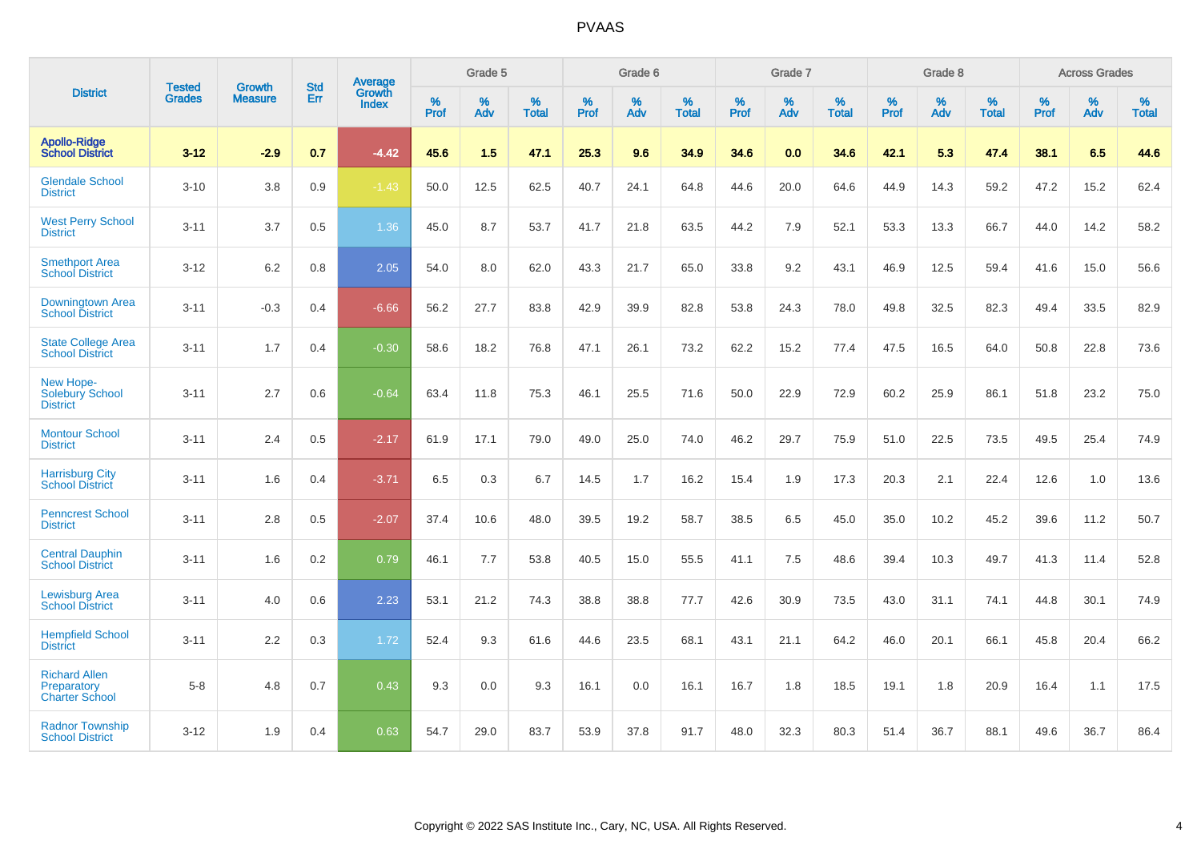# PVAAS

| District | Tested Grades | Growth Measure | Std Err | Average Growth Index | Grade 5 | | | Grade 6 | | | Grade 7 | | | Grade 8 | | | Across Grades | | |
|---|---|---|---|---|---|---|---|---|---|---|---|---|---|---|---|---|---|---|---|
| | | | | | % Prof | % Adv | % Total | % Prof | % Adv | % Total | % Prof | % Adv | % Total | % Prof | % Adv | % Total | % Prof | % Adv | % Total |
| **Apollo-Ridge School District** | **3-12** | **-2.9** | **0.7** | **-4.42** | **45.6** | **1.5** | **47.1** | **25.3** | **9.6** | **34.9** | **34.6** | **0.0** | **34.6** | **42.1** | **5.3** | **47.4** | **38.1** | **6.5** | **44.6** |
| Glendale School District | 3-10 | 3.8 | 0.9 | -1.43 | 50.0 | 12.5 | 62.5 | 40.7 | 24.1 | 64.8 | 44.6 | 20.0 | 64.6 | 44.9 | 14.3 | 59.2 | 47.2 | 15.2 | 62.4 |
| West Perry School District | 3-11 | 3.7 | 0.5 | 1.36 | 45.0 | 8.7 | 53.7 | 41.7 | 21.8 | 63.5 | 44.2 | 7.9 | 52.1 | 53.3 | 13.3 | 66.7 | 44.0 | 14.2 | 58.2 |
| Smethport Area School District | 3-12 | 6.2 | 0.8 | 2.05 | 54.0 | 8.0 | 62.0 | 43.3 | 21.7 | 65.0 | 33.8 | 9.2 | 43.1 | 46.9 | 12.5 | 59.4 | 41.6 | 15.0 | 56.6 |
| Downingtown Area School District | 3-11 | -0.3 | 0.4 | -6.66 | 56.2 | 27.7 | 83.8 | 42.9 | 39.9 | 82.8 | 53.8 | 24.3 | 78.0 | 49.8 | 32.5 | 82.3 | 49.4 | 33.5 | 82.9 |
| State College Area School District | 3-11 | 1.7 | 0.4 | -0.30 | 58.6 | 18.2 | 76.8 | 47.1 | 26.1 | 73.2 | 62.2 | 15.2 | 77.4 | 47.5 | 16.5 | 64.0 | 50.8 | 22.8 | 73.6 |
| New Hope-Solebury School District | 3-11 | 2.7 | 0.6 | -0.64 | 63.4 | 11.8 | 75.3 | 46.1 | 25.5 | 71.6 | 50.0 | 22.9 | 72.9 | 60.2 | 25.9 | 86.1 | 51.8 | 23.2 | 75.0 |
| Montour School District | 3-11 | 2.4 | 0.5 | -2.17 | 61.9 | 17.1 | 79.0 | 49.0 | 25.0 | 74.0 | 46.2 | 29.7 | 75.9 | 51.0 | 22.5 | 73.5 | 49.5 | 25.4 | 74.9 |
| Harrisburg City School District | 3-11 | 1.6 | 0.4 | -3.71 | 6.5 | 0.3 | 6.7 | 14.5 | 1.7 | 16.2 | 15.4 | 1.9 | 17.3 | 20.3 | 2.1 | 22.4 | 12.6 | 1.0 | 13.6 |
| Penncrest School District | 3-11 | 2.8 | 0.5 | -2.07 | 37.4 | 10.6 | 48.0 | 39.5 | 19.2 | 58.7 | 38.5 | 6.5 | 45.0 | 35.0 | 10.2 | 45.2 | 39.6 | 11.2 | 50.7 |
| Central Dauphin School District | 3-11 | 1.6 | 0.2 | 0.79 | 46.1 | 7.7 | 53.8 | 40.5 | 15.0 | 55.5 | 41.1 | 7.5 | 48.6 | 39.4 | 10.3 | 49.7 | 41.3 | 11.4 | 52.8 |
| Lewisburg Area School District | 3-11 | 4.0 | 0.6 | 2.23 | 53.1 | 21.2 | 74.3 | 38.8 | 38.8 | 77.7 | 42.6 | 30.9 | 73.5 | 43.0 | 31.1 | 74.1 | 44.8 | 30.1 | 74.9 |
| Hempfield School District | 3-11 | 2.2 | 0.3 | 1.72 | 52.4 | 9.3 | 61.6 | 44.6 | 23.5 | 68.1 | 43.1 | 21.1 | 64.2 | 46.0 | 20.1 | 66.1 | 45.8 | 20.4 | 66.2 |
| Richard Allen Preparatory Charter School | 5-8 | 4.8 | 0.7 | 0.43 | 9.3 | 0.0 | 9.3 | 16.1 | 0.0 | 16.1 | 16.7 | 1.8 | 18.5 | 19.1 | 1.8 | 20.9 | 16.4 | 1.1 | 17.5 |
| Radnor Township School District | 3-12 | 1.9 | 0.4 | 0.63 | 54.7 | 29.0 | 83.7 | 53.9 | 37.8 | 91.7 | 48.0 | 32.3 | 80.3 | 51.4 | 36.7 | 88.1 | 49.6 | 36.7 | 86.4 |

Copyright © 2022 SAS Institute Inc., Cary, NC, USA. All Rights Reserved.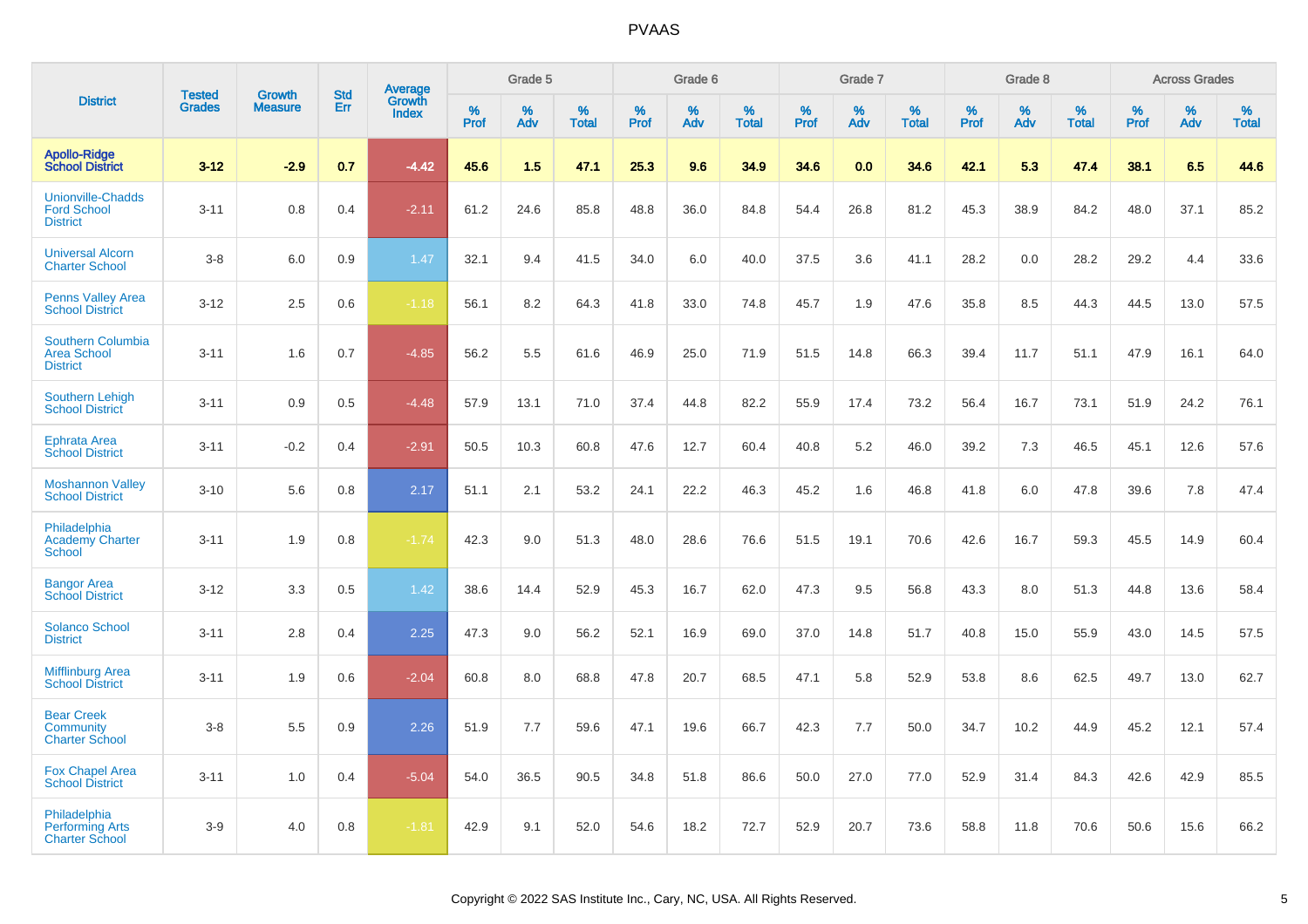| District | Tested Grades | Growth Measure | Std Err | Average Growth Index | Grade 5 | | | Grade 6 | | | Grade 7 | | | Grade 8 | | | Across Grades | | |
|---|---|---|---|---|---|---|---|---|---|---|---|---|---|---|---|---|---|---|---|
| | | | | | % Prof | % Adv | % Total | % Prof | % Adv | % Total | % Prof | % Adv | % Total | % Prof | % Adv | % Total | % Prof | % Adv | % Total |
| **Apollo-Ridge School District** | **3-12** | **-2.9** | **0.7** | **-4.42** | **45.6** | **1.5** | **47.1** | **25.3** | **9.6** | **34.9** | **34.6** | **0.0** | **34.6** | **42.1** | **5.3** | **47.4** | **38.1** | **6.5** | **44.6** |
| Unionville-Chadds Ford School District | 3-11 | 0.8 | 0.4 | -2.11 | 61.2 | 24.6 | 85.8 | 48.8 | 36.0 | 84.8 | 54.4 | 26.8 | 81.2 | 45.3 | 38.9 | 84.2 | 48.0 | 37.1 | 85.2 |
| Universal Alcorn Charter School | 3-8 | 6.0 | 0.9 | 1.47 | 32.1 | 9.4 | 41.5 | 34.0 | 6.0 | 40.0 | 37.5 | 3.6 | 41.1 | 28.2 | 0.0 | 28.2 | 29.2 | 4.4 | 33.6 |
| Penns Valley Area School District | 3-12 | 2.5 | 0.6 | -1.18 | 56.1 | 8.2 | 64.3 | 41.8 | 33.0 | 74.8 | 45.7 | 1.9 | 47.6 | 35.8 | 8.5 | 44.3 | 44.5 | 13.0 | 57.5 |
| Southern Columbia Area School District | 3-11 | 1.6 | 0.7 | -4.85 | 56.2 | 5.5 | 61.6 | 46.9 | 25.0 | 71.9 | 51.5 | 14.8 | 66.3 | 39.4 | 11.7 | 51.1 | 47.9 | 16.1 | 64.0 |
| Southern Lehigh School District | 3-11 | 0.9 | 0.5 | -4.48 | 57.9 | 13.1 | 71.0 | 37.4 | 44.8 | 82.2 | 55.9 | 17.4 | 73.2 | 56.4 | 16.7 | 73.1 | 51.9 | 24.2 | 76.1 |
| Ephrata Area School District | 3-11 | -0.2 | 0.4 | -2.91 | 50.5 | 10.3 | 60.8 | 47.6 | 12.7 | 60.4 | 40.8 | 5.2 | 46.0 | 39.2 | 7.3 | 46.5 | 45.1 | 12.6 | 57.6 |
| Moshannon Valley School District | 3-10 | 5.6 | 0.8 | 2.17 | 51.1 | 2.1 | 53.2 | 24.1 | 22.2 | 46.3 | 45.2 | 1.6 | 46.8 | 41.8 | 6.0 | 47.8 | 39.6 | 7.8 | 47.4 |
| Philadelphia Academy Charter School | 3-11 | 1.9 | 0.8 | -1.74 | 42.3 | 9.0 | 51.3 | 48.0 | 28.6 | 76.6 | 51.5 | 19.1 | 70.6 | 42.6 | 16.7 | 59.3 | 45.5 | 14.9 | 60.4 |
| Bangor Area School District | 3-12 | 3.3 | 0.5 | 1.42 | 38.6 | 14.4 | 52.9 | 45.3 | 16.7 | 62.0 | 47.3 | 9.5 | 56.8 | 43.3 | 8.0 | 51.3 | 44.8 | 13.6 | 58.4 |
| Solanco School District | 3-11 | 2.8 | 0.4 | 2.25 | 47.3 | 9.0 | 56.2 | 52.1 | 16.9 | 69.0 | 37.0 | 14.8 | 51.7 | 40.8 | 15.0 | 55.9 | 43.0 | 14.5 | 57.5 |
| Mifflinburg Area School District | 3-11 | 1.9 | 0.6 | -2.04 | 60.8 | 8.0 | 68.8 | 47.8 | 20.7 | 68.5 | 47.1 | 5.8 | 52.9 | 53.8 | 8.6 | 62.5 | 49.7 | 13.0 | 62.7 |
| Bear Creek Community Charter School | 3-8 | 5.5 | 0.9 | 2.26 | 51.9 | 7.7 | 59.6 | 47.1 | 19.6 | 66.7 | 42.3 | 7.7 | 50.0 | 34.7 | 10.2 | 44.9 | 45.2 | 12.1 | 57.4 |
| Fox Chapel Area School District | 3-11 | 1.0 | 0.4 | -5.04 | 54.0 | 36.5 | 90.5 | 34.8 | 51.8 | 86.6 | 50.0 | 27.0 | 77.0 | 52.9 | 31.4 | 84.3 | 42.6 | 42.9 | 85.5 |
| Philadelphia Performing Arts Charter School | 3-9 | 4.0 | 0.8 | -1.81 | 42.9 | 9.1 | 52.0 | 54.6 | 18.2 | 72.7 | 52.9 | 20.7 | 73.6 | 58.8 | 11.8 | 70.6 | 50.6 | 15.6 | 66.2 |

Copyright © 2022 SAS Institute Inc., Cary, NC, USA. All Rights Reserved.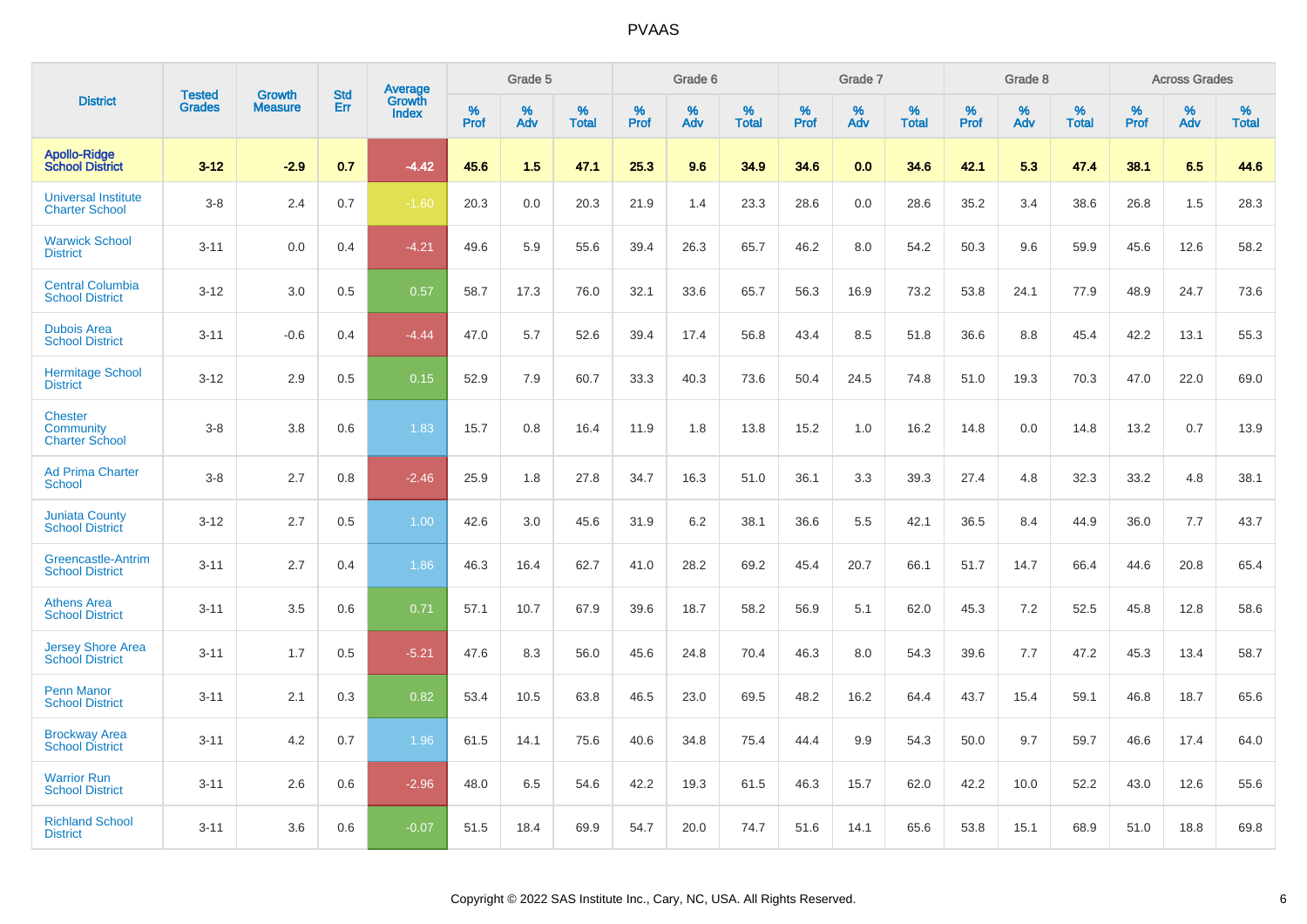# PVAAS

| District | Tested Grades | Growth Measure | Std Err | Average Growth Index | Grade 5 | | | Grade 6 | | | Grade 7 | | | Grade 8 | | | Across Grades | | |
|---|---|---|---|---|---|---|---|---|---|---|---|---|---|---|---|---|---|---|---|
| | | | | | % Prof | % Adv | % Total | % Prof | % Adv | % Total | % Prof | % Adv | % Total | % Prof | % Adv | % Total | % Prof | % Adv | % Total |
| **Apollo-Ridge School District** | **3-12** | **-2.9** | **0.7** | **-4.42** | **45.6** | **1.5** | **47.1** | **25.3** | **9.6** | **34.9** | **34.6** | **0.0** | **34.6** | **42.1** | **5.3** | **47.4** | **38.1** | **6.5** | **44.6** |
| Universal Institute Charter School | 3-8 | 2.4 | 0.7 | -1.60 | 20.3 | 0.0 | 20.3 | 21.9 | 1.4 | 23.3 | 28.6 | 0.0 | 28.6 | 35.2 | 3.4 | 38.6 | 26.8 | 1.5 | 28.3 |
| Warwick School District | 3-11 | 0.0 | 0.4 | -4.21 | 49.6 | 5.9 | 55.6 | 39.4 | 26.3 | 65.7 | 46.2 | 8.0 | 54.2 | 50.3 | 9.6 | 59.9 | 45.6 | 12.6 | 58.2 |
| Central Columbia School District | 3-12 | 3.0 | 0.5 | 0.57 | 58.7 | 17.3 | 76.0 | 32.1 | 33.6 | 65.7 | 56.3 | 16.9 | 73.2 | 53.8 | 24.1 | 77.9 | 48.9 | 24.7 | 73.6 |
| Dubois Area School District | 3-11 | -0.6 | 0.4 | -4.44 | 47.0 | 5.7 | 52.6 | 39.4 | 17.4 | 56.8 | 43.4 | 8.5 | 51.8 | 36.6 | 8.8 | 45.4 | 42.2 | 13.1 | 55.3 |
| Hermitage School District | 3-12 | 2.9 | 0.5 | 0.15 | 52.9 | 7.9 | 60.7 | 33.3 | 40.3 | 73.6 | 50.4 | 24.5 | 74.8 | 51.0 | 19.3 | 70.3 | 47.0 | 22.0 | 69.0 |
| Chester Community Charter School | 3-8 | 3.8 | 0.6 | 1.83 | 15.7 | 0.8 | 16.4 | 11.9 | 1.8 | 13.8 | 15.2 | 1.0 | 16.2 | 14.8 | 0.0 | 14.8 | 13.2 | 0.7 | 13.9 |
| Ad Prima Charter School | 3-8 | 2.7 | 0.8 | -2.46 | 25.9 | 1.8 | 27.8 | 34.7 | 16.3 | 51.0 | 36.1 | 3.3 | 39.3 | 27.4 | 4.8 | 32.3 | 33.2 | 4.8 | 38.1 |
| Juniata County School District | 3-12 | 2.7 | 0.5 | 1.00 | 42.6 | 3.0 | 45.6 | 31.9 | 6.2 | 38.1 | 36.6 | 5.5 | 42.1 | 36.5 | 8.4 | 44.9 | 36.0 | 7.7 | 43.7 |
| Greencastle-Antrim School District | 3-11 | 2.7 | 0.4 | 1.86 | 46.3 | 16.4 | 62.7 | 41.0 | 28.2 | 69.2 | 45.4 | 20.7 | 66.1 | 51.7 | 14.7 | 66.4 | 44.6 | 20.8 | 65.4 |
| Athens Area School District | 3-11 | 3.5 | 0.6 | 0.71 | 57.1 | 10.7 | 67.9 | 39.6 | 18.7 | 58.2 | 56.9 | 5.1 | 62.0 | 45.3 | 7.2 | 52.5 | 45.8 | 12.8 | 58.6 |
| Jersey Shore Area School District | 3-11 | 1.7 | 0.5 | -5.21 | 47.6 | 8.3 | 56.0 | 45.6 | 24.8 | 70.4 | 46.3 | 8.0 | 54.3 | 39.6 | 7.7 | 47.2 | 45.3 | 13.4 | 58.7 |
| Penn Manor School District | 3-11 | 2.1 | 0.3 | 0.82 | 53.4 | 10.5 | 63.8 | 46.5 | 23.0 | 69.5 | 48.2 | 16.2 | 64.4 | 43.7 | 15.4 | 59.1 | 46.8 | 18.7 | 65.6 |
| Brockway Area School District | 3-11 | 4.2 | 0.7 | 1.96 | 61.5 | 14.1 | 75.6 | 40.6 | 34.8 | 75.4 | 44.4 | 9.9 | 54.3 | 50.0 | 9.7 | 59.7 | 46.6 | 17.4 | 64.0 |
| Warrior Run School District | 3-11 | 2.6 | 0.6 | -2.96 | 48.0 | 6.5 | 54.6 | 42.2 | 19.3 | 61.5 | 46.3 | 15.7 | 62.0 | 42.2 | 10.0 | 52.2 | 43.0 | 12.6 | 55.6 |
| Richland School District | 3-11 | 3.6 | 0.6 | -0.07 | 51.5 | 18.4 | 69.9 | 54.7 | 20.0 | 74.7 | 51.6 | 14.1 | 65.6 | 53.8 | 15.1 | 68.9 | 51.0 | 18.8 | 69.8 |

Copyright © 2022 SAS Institute Inc., Cary, NC, USA. All Rights Reserved.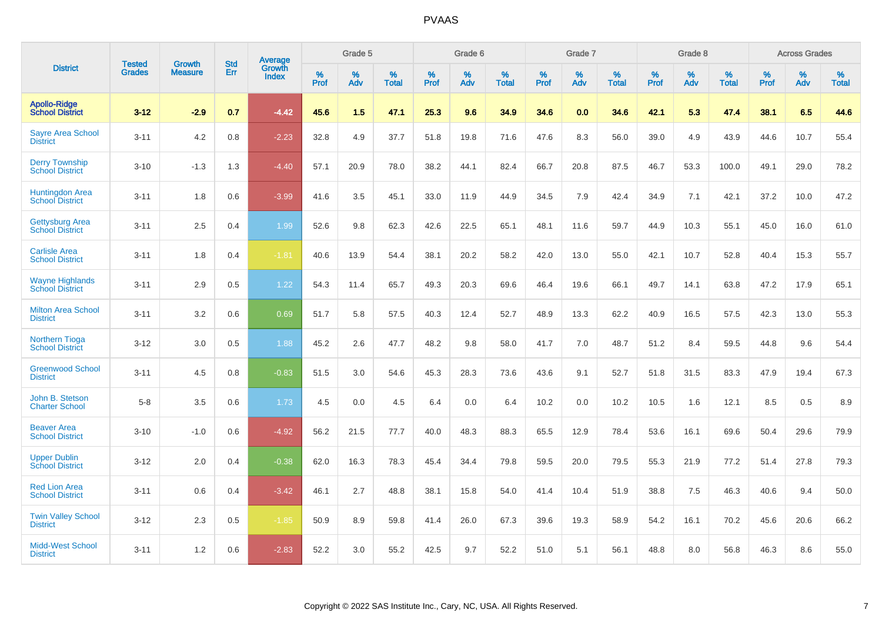| District | Tested Grades | Growth Measure | Std Err | Average Growth Index | Grade 5 | | | Grade 6 | | | Grade 7 | | | Grade 8 | | | Across Grades | | |
|---|---|---|---|---|---|---|---|---|---|---|---|---|---|---|---|---|---|---|---|
| | | | | | % Prof | % Adv | % Total | % Prof | % Adv | % Total | % Prof | % Adv | % Total | % Prof | % Adv | % Total | % Prof | % Adv | % Total |
| **Apollo-Ridge School District** | **3-12** | **-2.9** | **0.7** | **-4.42** | **45.6** | **1.5** | **47.1** | **25.3** | **9.6** | **34.9** | **34.6** | **0.0** | **34.6** | **42.1** | **5.3** | **47.4** | **38.1** | **6.5** | **44.6** |
| Sayre Area School District | 3-11 | 4.2 | 0.8 | -2.23 | 32.8 | 4.9 | 37.7 | 51.8 | 19.8 | 71.6 | 47.6 | 8.3 | 56.0 | 39.0 | 4.9 | 43.9 | 44.6 | 10.7 | 55.4 |
| Derry Township School District | 3-10 | -1.3 | 1.3 | -4.40 | 57.1 | 20.9 | 78.0 | 38.2 | 44.1 | 82.4 | 66.7 | 20.8 | 87.5 | 46.7 | 53.3 | 100.0 | 49.1 | 29.0 | 78.2 |
| Huntingdon Area School District | 3-11 | 1.8 | 0.6 | -3.99 | 41.6 | 3.5 | 45.1 | 33.0 | 11.9 | 44.9 | 34.5 | 7.9 | 42.4 | 34.9 | 7.1 | 42.1 | 37.2 | 10.0 | 47.2 |
| Gettysburg Area School District | 3-11 | 2.5 | 0.4 | 1.99 | 52.6 | 9.8 | 62.3 | 42.6 | 22.5 | 65.1 | 48.1 | 11.6 | 59.7 | 44.9 | 10.3 | 55.1 | 45.0 | 16.0 | 61.0 |
| Carlisle Area School District | 3-11 | 1.8 | 0.4 | -1.81 | 40.6 | 13.9 | 54.4 | 38.1 | 20.2 | 58.2 | 42.0 | 13.0 | 55.0 | 42.1 | 10.7 | 52.8 | 40.4 | 15.3 | 55.7 |
| Wayne Highlands School District | 3-11 | 2.9 | 0.5 | 1.22 | 54.3 | 11.4 | 65.7 | 49.3 | 20.3 | 69.6 | 46.4 | 19.6 | 66.1 | 49.7 | 14.1 | 63.8 | 47.2 | 17.9 | 65.1 |
| Milton Area School District | 3-11 | 3.2 | 0.6 | 0.69 | 51.7 | 5.8 | 57.5 | 40.3 | 12.4 | 52.7 | 48.9 | 13.3 | 62.2 | 40.9 | 16.5 | 57.5 | 42.3 | 13.0 | 55.3 |
| Northern Tioga School District | 3-12 | 3.0 | 0.5 | 1.88 | 45.2 | 2.6 | 47.7 | 48.2 | 9.8 | 58.0 | 41.7 | 7.0 | 48.7 | 51.2 | 8.4 | 59.5 | 44.8 | 9.6 | 54.4 |
| Greenwood School District | 3-11 | 4.5 | 0.8 | -0.83 | 51.5 | 3.0 | 54.6 | 45.3 | 28.3 | 73.6 | 43.6 | 9.1 | 52.7 | 51.8 | 31.5 | 83.3 | 47.9 | 19.4 | 67.3 |
| John B. Stetson Charter School | 5-8 | 3.5 | 0.6 | 1.73 | 4.5 | 0.0 | 4.5 | 6.4 | 0.0 | 6.4 | 10.2 | 0.0 | 10.2 | 10.5 | 1.6 | 12.1 | 8.5 | 0.5 | 8.9 |
| Beaver Area School District | 3-10 | -1.0 | 0.6 | -4.92 | 56.2 | 21.5 | 77.7 | 40.0 | 48.3 | 88.3 | 65.5 | 12.9 | 78.4 | 53.6 | 16.1 | 69.6 | 50.4 | 29.6 | 79.9 |
| Upper Dublin School District | 3-12 | 2.0 | 0.4 | -0.38 | 62.0 | 16.3 | 78.3 | 45.4 | 34.4 | 79.8 | 59.5 | 20.0 | 79.5 | 55.3 | 21.9 | 77.2 | 51.4 | 27.8 | 79.3 |
| Red Lion Area School District | 3-11 | 0.6 | 0.4 | -3.42 | 46.1 | 2.7 | 48.8 | 38.1 | 15.8 | 54.0 | 41.4 | 10.4 | 51.9 | 38.8 | 7.5 | 46.3 | 40.6 | 9.4 | 50.0 |
| Twin Valley School District | 3-12 | 2.3 | 0.5 | -1.85 | 50.9 | 8.9 | 59.8 | 41.4 | 26.0 | 67.3 | 39.6 | 19.3 | 58.9 | 54.2 | 16.1 | 70.2 | 45.6 | 20.6 | 66.2 |
| Midd-West School District | 3-11 | 1.2 | 0.6 | -2.83 | 52.2 | 3.0 | 55.2 | 42.5 | 9.7 | 52.2 | 51.0 | 5.1 | 56.1 | 48.8 | 8.0 | 56.8 | 46.3 | 8.6 | 55.0 |

Copyright © 2022 SAS Institute Inc., Cary, NC, USA. All Rights Reserved.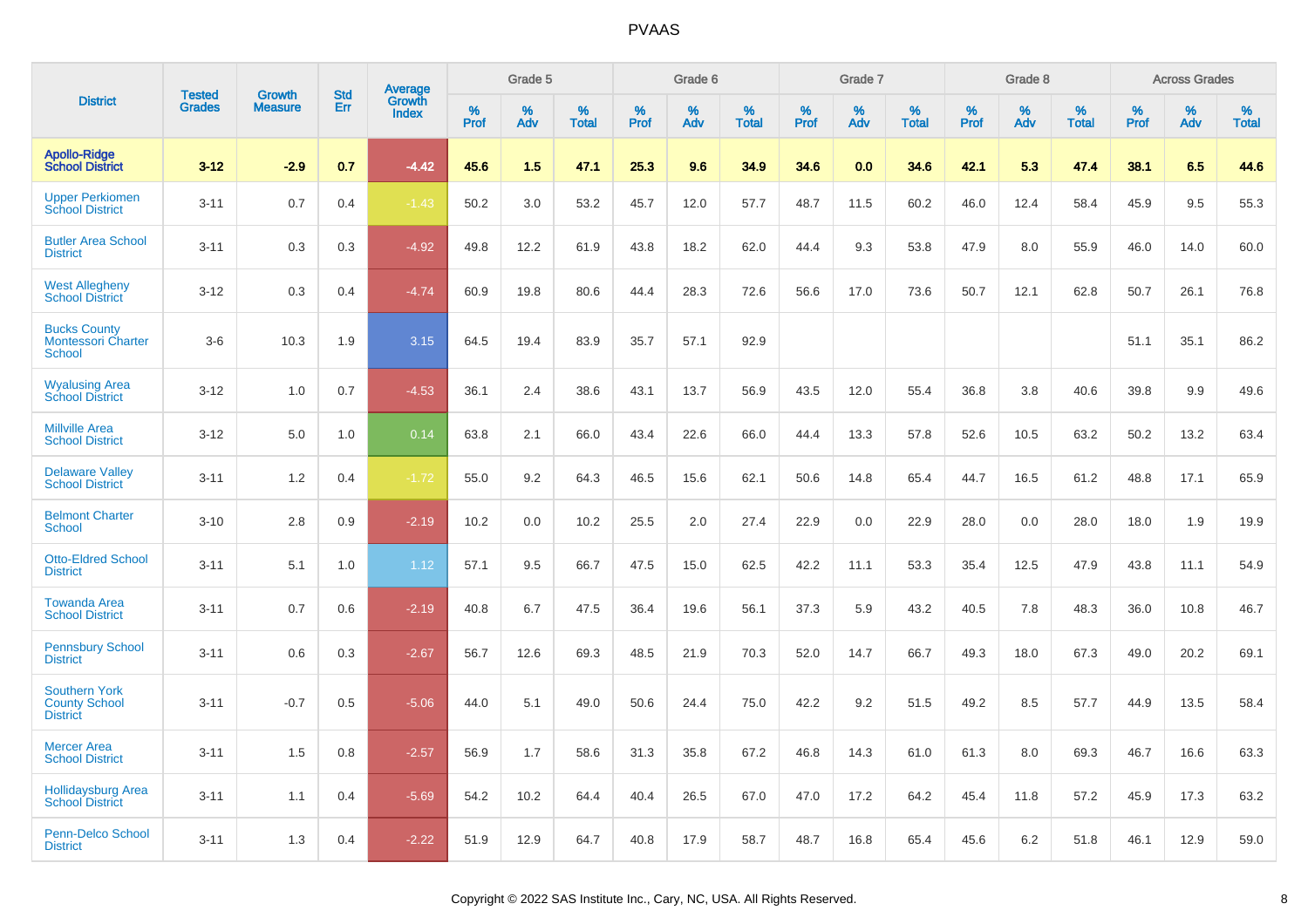| District | Tested Grades | Growth Measure | Std Err | Average Growth Index | Grade 5 | | | Grade 6 | | | Grade 7 | | | Grade 8 | | | Across Grades | | |
|---|---|---|---|---|---|---|---|---|---|---|---|---|---|---|---|---|---|---|---|
| | | | | | % Prof | % Adv | % Total | % Prof | % Adv | % Total | % Prof | % Adv | % Total | % Prof | % Adv | % Total | % Prof | % Adv | % Total |
| **Apollo-Ridge School District** | **3-12** | **-2.9** | **0.7** | **-4.42** | **45.6** | **1.5** | **47.1** | **25.3** | **9.6** | **34.9** | **34.6** | **0.0** | **34.6** | **42.1** | **5.3** | **47.4** | **38.1** | **6.5** | **44.6** |
| Upper Perkiomen School District | 3-11 | 0.7 | 0.4 | -1.43 | 50.2 | 3.0 | 53.2 | 45.7 | 12.0 | 57.7 | 48.7 | 11.5 | 60.2 | 46.0 | 12.4 | 58.4 | 45.9 | 9.5 | 55.3 |
| Butler Area School District | 3-11 | 0.3 | 0.3 | -4.92 | 49.8 | 12.2 | 61.9 | 43.8 | 18.2 | 62.0 | 44.4 | 9.3 | 53.8 | 47.9 | 8.0 | 55.9 | 46.0 | 14.0 | 60.0 |
| West Allegheny School District | 3-12 | 0.3 | 0.4 | -4.74 | 60.9 | 19.8 | 80.6 | 44.4 | 28.3 | 72.6 | 56.6 | 17.0 | 73.6 | 50.7 | 12.1 | 62.8 | 50.7 | 26.1 | 76.8 |
| Bucks County Montessori Charter School | 3-6 | 10.3 | 1.9 | 3.15 | 64.5 | 19.4 | 83.9 | 35.7 | 57.1 | 92.9 | | | | | | | 51.1 | 35.1 | 86.2 |
| Wyalusing Area School District | 3-12 | 1.0 | 0.7 | -4.53 | 36.1 | 2.4 | 38.6 | 43.1 | 13.7 | 56.9 | 43.5 | 12.0 | 55.4 | 36.8 | 3.8 | 40.6 | 39.8 | 9.9 | 49.6 |
| Millville Area School District | 3-12 | 5.0 | 1.0 | 0.14 | 63.8 | 2.1 | 66.0 | 43.4 | 22.6 | 66.0 | 44.4 | 13.3 | 57.8 | 52.6 | 10.5 | 63.2 | 50.2 | 13.2 | 63.4 |
| Delaware Valley School District | 3-11 | 1.2 | 0.4 | -1.72 | 55.0 | 9.2 | 64.3 | 46.5 | 15.6 | 62.1 | 50.6 | 14.8 | 65.4 | 44.7 | 16.5 | 61.2 | 48.8 | 17.1 | 65.9 |
| Belmont Charter School | 3-10 | 2.8 | 0.9 | -2.19 | 10.2 | 0.0 | 10.2 | 25.5 | 2.0 | 27.4 | 22.9 | 0.0 | 22.9 | 28.0 | 0.0 | 28.0 | 18.0 | 1.9 | 19.9 |
| Otto-Eldred School District | 3-11 | 5.1 | 1.0 | 1.12 | 57.1 | 9.5 | 66.7 | 47.5 | 15.0 | 62.5 | 42.2 | 11.1 | 53.3 | 35.4 | 12.5 | 47.9 | 43.8 | 11.1 | 54.9 |
| Towanda Area School District | 3-11 | 0.7 | 0.6 | -2.19 | 40.8 | 6.7 | 47.5 | 36.4 | 19.6 | 56.1 | 37.3 | 5.9 | 43.2 | 40.5 | 7.8 | 48.3 | 36.0 | 10.8 | 46.7 |
| Pennsbury School District | 3-11 | 0.6 | 0.3 | -2.67 | 56.7 | 12.6 | 69.3 | 48.5 | 21.9 | 70.3 | 52.0 | 14.7 | 66.7 | 49.3 | 18.0 | 67.3 | 49.0 | 20.2 | 69.1 |
| Southern York County School District | 3-11 | -0.7 | 0.5 | -5.06 | 44.0 | 5.1 | 49.0 | 50.6 | 24.4 | 75.0 | 42.2 | 9.2 | 51.5 | 49.2 | 8.5 | 57.7 | 44.9 | 13.5 | 58.4 |
| Mercer Area School District | 3-11 | 1.5 | 0.8 | -2.57 | 56.9 | 1.7 | 58.6 | 31.3 | 35.8 | 67.2 | 46.8 | 14.3 | 61.0 | 61.3 | 8.0 | 69.3 | 46.7 | 16.6 | 63.3 |
| Hollidaysburg Area School District | 3-11 | 1.1 | 0.4 | -5.69 | 54.2 | 10.2 | 64.4 | 40.4 | 26.5 | 67.0 | 47.0 | 17.2 | 64.2 | 45.4 | 11.8 | 57.2 | 45.9 | 17.3 | 63.2 |
| Penn-Delco School District | 3-11 | 1.3 | 0.4 | -2.22 | 51.9 | 12.9 | 64.7 | 40.8 | 17.9 | 58.7 | 48.7 | 16.8 | 65.4 | 45.6 | 6.2 | 51.8 | 46.1 | 12.9 | 59.0 |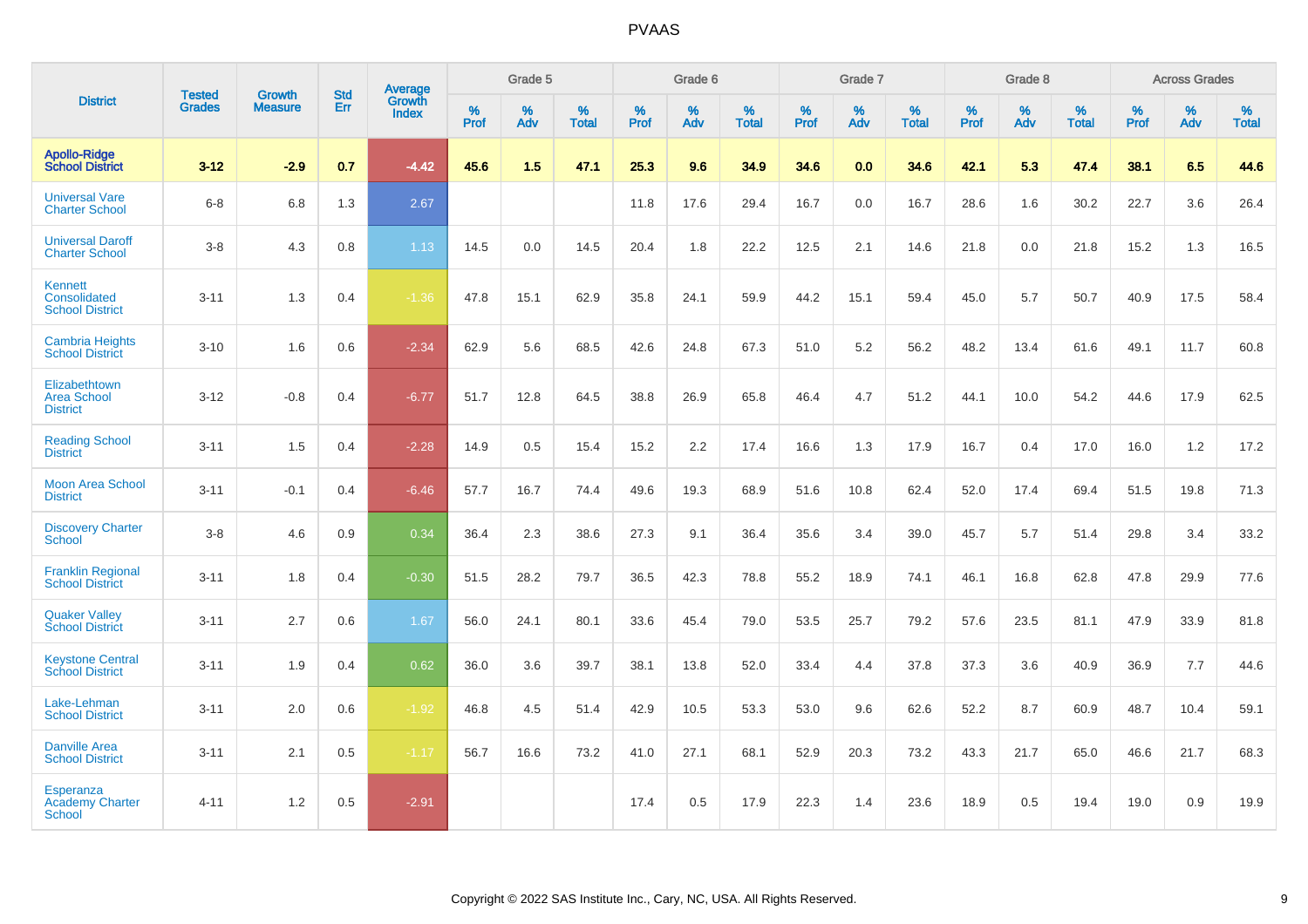PVAAS

| District | Tested Grades | Growth Measure | Std Err | Average Growth Index | Grade 5 | | | Grade 6 | | | Grade 7 | | | Grade 8 | | | Across Grades | | |
|---|---|---|---|---|---|---|---|---|---|---|---|---|---|---|---|---|---|---|---|
| | | | | | % Prof | % Adv | % Total | % Prof | % Adv | % Total | % Prof | % Adv | % Total | % Prof | % Adv | % Total | % Prof | % Adv | % Total |
| **Apollo-Ridge School District** | **3-12** | **-2.9** | **0.7** | **-4.42** | **45.6** | **1.5** | **47.1** | **25.3** | **9.6** | **34.9** | **34.6** | **0.0** | **34.6** | **42.1** | **5.3** | **47.4** | **38.1** | **6.5** | **44.6** |
| Universal Vare Charter School | 6-8 | 6.8 | 1.3 | 2.67 | | | | 11.8 | 17.6 | 29.4 | 16.7 | 0.0 | 16.7 | 28.6 | 1.6 | 30.2 | 22.7 | 3.6 | 26.4 |
| Universal Daroff Charter School | 3-8 | 4.3 | 0.8 | 1.13 | 14.5 | 0.0 | 14.5 | 20.4 | 1.8 | 22.2 | 12.5 | 2.1 | 14.6 | 21.8 | 0.0 | 21.8 | 15.2 | 1.3 | 16.5 |
| Kennett Consolidated School District | 3-11 | 1.3 | 0.4 | -1.36 | 47.8 | 15.1 | 62.9 | 35.8 | 24.1 | 59.9 | 44.2 | 15.1 | 59.4 | 45.0 | 5.7 | 50.7 | 40.9 | 17.5 | 58.4 |
| Cambria Heights School District | 3-10 | 1.6 | 0.6 | -2.34 | 62.9 | 5.6 | 68.5 | 42.6 | 24.8 | 67.3 | 51.0 | 5.2 | 56.2 | 48.2 | 13.4 | 61.6 | 49.1 | 11.7 | 60.8 |
| Elizabethtown Area School District | 3-12 | -0.8 | 0.4 | -6.77 | 51.7 | 12.8 | 64.5 | 38.8 | 26.9 | 65.8 | 46.4 | 4.7 | 51.2 | 44.1 | 10.0 | 54.2 | 44.6 | 17.9 | 62.5 |
| Reading School District | 3-11 | 1.5 | 0.4 | -2.28 | 14.9 | 0.5 | 15.4 | 15.2 | 2.2 | 17.4 | 16.6 | 1.3 | 17.9 | 16.7 | 0.4 | 17.0 | 16.0 | 1.2 | 17.2 |
| Moon Area School District | 3-11 | -0.1 | 0.4 | -6.46 | 57.7 | 16.7 | 74.4 | 49.6 | 19.3 | 68.9 | 51.6 | 10.8 | 62.4 | 52.0 | 17.4 | 69.4 | 51.5 | 19.8 | 71.3 |
| Discovery Charter School | 3-8 | 4.6 | 0.9 | 0.34 | 36.4 | 2.3 | 38.6 | 27.3 | 9.1 | 36.4 | 35.6 | 3.4 | 39.0 | 45.7 | 5.7 | 51.4 | 29.8 | 3.4 | 33.2 |
| Franklin Regional School District | 3-11 | 1.8 | 0.4 | -0.30 | 51.5 | 28.2 | 79.7 | 36.5 | 42.3 | 78.8 | 55.2 | 18.9 | 74.1 | 46.1 | 16.8 | 62.8 | 47.8 | 29.9 | 77.6 |
| Quaker Valley School District | 3-11 | 2.7 | 0.6 | 1.67 | 56.0 | 24.1 | 80.1 | 33.6 | 45.4 | 79.0 | 53.5 | 25.7 | 79.2 | 57.6 | 23.5 | 81.1 | 47.9 | 33.9 | 81.8 |
| Keystone Central School District | 3-11 | 1.9 | 0.4 | 0.62 | 36.0 | 3.6 | 39.7 | 38.1 | 13.8 | 52.0 | 33.4 | 4.4 | 37.8 | 37.3 | 3.6 | 40.9 | 36.9 | 7.7 | 44.6 |
| Lake-Lehman School District | 3-11 | 2.0 | 0.6 | -1.92 | 46.8 | 4.5 | 51.4 | 42.9 | 10.5 | 53.3 | 53.0 | 9.6 | 62.6 | 52.2 | 8.7 | 60.9 | 48.7 | 10.4 | 59.1 |
| Danville Area School District | 3-11 | 2.1 | 0.5 | -1.17 | 56.7 | 16.6 | 73.2 | 41.0 | 27.1 | 68.1 | 52.9 | 20.3 | 73.2 | 43.3 | 21.7 | 65.0 | 46.6 | 21.7 | 68.3 |
| Esperanza Academy Charter School | 4-11 | 1.2 | 0.5 | -2.91 | | | | 17.4 | 0.5 | 17.9 | 22.3 | 1.4 | 23.6 | 18.9 | 0.5 | 19.4 | 19.0 | 0.9 | 19.9 |

Copyright © 2022 SAS Institute Inc., Cary, NC, USA. All Rights Reserved.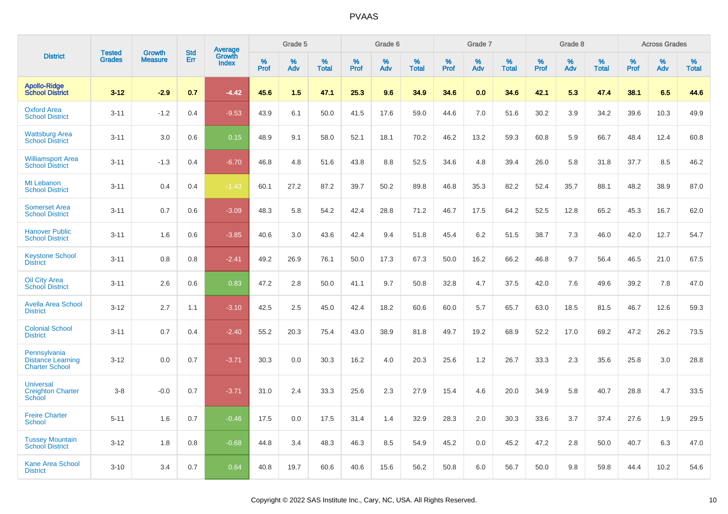# PVAAS

| District | Tested Grades | Growth Measure | Std Err | Average Growth Index | Grade 5 | | | Grade 6 | | | Grade 7 | | | Grade 8 | | | Across Grades | | |
|---|---|---|---|---|---|---|---|---|---|---|---|---|---|---|---|---|---|---|---|
| | | | | | % Prof | % Adv | % Total | % Prof | % Adv | % Total | % Prof | % Adv | % Total | % Prof | % Adv | % Total | % Prof | % Adv | % Total |
| **Apollo-Ridge School District** | **3-12** | **-2.9** | **0.7** | **-4.42** | **45.6** | **1.5** | **47.1** | **25.3** | **9.6** | **34.9** | **34.6** | **0.0** | **34.6** | **42.1** | **5.3** | **47.4** | **38.1** | **6.5** | **44.6** |
| Oxford Area School District | 3-11 | -1.2 | 0.4 | -9.53 | 43.9 | 6.1 | 50.0 | 41.5 | 17.6 | 59.0 | 44.6 | 7.0 | 51.6 | 30.2 | 3.9 | 34.2 | 39.6 | 10.3 | 49.9 |
| Wattsburg Area School District | 3-11 | 3.0 | 0.6 | 0.15 | 48.9 | 9.1 | 58.0 | 52.1 | 18.1 | 70.2 | 46.2 | 13.2 | 59.3 | 60.8 | 5.9 | 66.7 | 48.4 | 12.4 | 60.8 |
| Williamsport Area School District | 3-11 | -1.3 | 0.4 | -6.70 | 46.8 | 4.8 | 51.6 | 43.8 | 8.8 | 52.5 | 34.6 | 4.8 | 39.4 | 26.0 | 5.8 | 31.8 | 37.7 | 8.5 | 46.2 |
| Mt Lebanon School District | 3-11 | 0.4 | 0.4 | -1.43 | 60.1 | 27.2 | 87.2 | 39.7 | 50.2 | 89.8 | 46.8 | 35.3 | 82.2 | 52.4 | 35.7 | 88.1 | 48.2 | 38.9 | 87.0 |
| Somerset Area School District | 3-11 | 0.7 | 0.6 | -3.09 | 48.3 | 5.8 | 54.2 | 42.4 | 28.8 | 71.2 | 46.7 | 17.5 | 64.2 | 52.5 | 12.8 | 65.2 | 45.3 | 16.7 | 62.0 |
| Hanover Public School District | 3-11 | 1.6 | 0.6 | -3.85 | 40.6 | 3.0 | 43.6 | 42.4 | 9.4 | 51.8 | 45.4 | 6.2 | 51.5 | 38.7 | 7.3 | 46.0 | 42.0 | 12.7 | 54.7 |
| Keystone School District | 3-11 | 0.8 | 0.8 | -2.41 | 49.2 | 26.9 | 76.1 | 50.0 | 17.3 | 67.3 | 50.0 | 16.2 | 66.2 | 46.8 | 9.7 | 56.4 | 46.5 | 21.0 | 67.5 |
| Oil City Area School District | 3-11 | 2.6 | 0.6 | 0.83 | 47.2 | 2.8 | 50.0 | 41.1 | 9.7 | 50.8 | 32.8 | 4.7 | 37.5 | 42.0 | 7.6 | 49.6 | 39.2 | 7.8 | 47.0 |
| Avella Area School District | 3-12 | 2.7 | 1.1 | -3.10 | 42.5 | 2.5 | 45.0 | 42.4 | 18.2 | 60.6 | 60.0 | 5.7 | 65.7 | 63.0 | 18.5 | 81.5 | 46.7 | 12.6 | 59.3 |
| Colonial School District | 3-11 | 0.7 | 0.4 | -2.40 | 55.2 | 20.3 | 75.4 | 43.0 | 38.9 | 81.8 | 49.7 | 19.2 | 68.9 | 52.2 | 17.0 | 69.2 | 47.2 | 26.2 | 73.5 |
| Pennsylvania Distance Learning Charter School | 3-12 | 0.0 | 0.7 | -3.71 | 30.3 | 0.0 | 30.3 | 16.2 | 4.0 | 20.3 | 25.6 | 1.2 | 26.7 | 33.3 | 2.3 | 35.6 | 25.8 | 3.0 | 28.8 |
| Universal Creighton Charter School | 3-8 | -0.0 | 0.7 | -3.71 | 31.0 | 2.4 | 33.3 | 25.6 | 2.3 | 27.9 | 15.4 | 4.6 | 20.0 | 34.9 | 5.8 | 40.7 | 28.8 | 4.7 | 33.5 |
| Freire Charter School | 5-11 | 1.6 | 0.7 | -0.46 | 17.5 | 0.0 | 17.5 | 31.4 | 1.4 | 32.9 | 28.3 | 2.0 | 30.3 | 33.6 | 3.7 | 37.4 | 27.6 | 1.9 | 29.5 |
| Tussey Mountain School District | 3-12 | 1.8 | 0.8 | -0.68 | 44.8 | 3.4 | 48.3 | 46.3 | 8.5 | 54.9 | 45.2 | 0.0 | 45.2 | 47.2 | 2.8 | 50.0 | 40.7 | 6.3 | 47.0 |
| Kane Area School District | 3-10 | 3.4 | 0.7 | 0.64 | 40.8 | 19.7 | 60.6 | 40.6 | 15.6 | 56.2 | 50.8 | 6.0 | 56.7 | 50.0 | 9.8 | 59.8 | 44.4 | 10.2 | 54.6 |

Copyright © 2022 SAS Institute Inc., Cary, NC, USA. All Rights Reserved.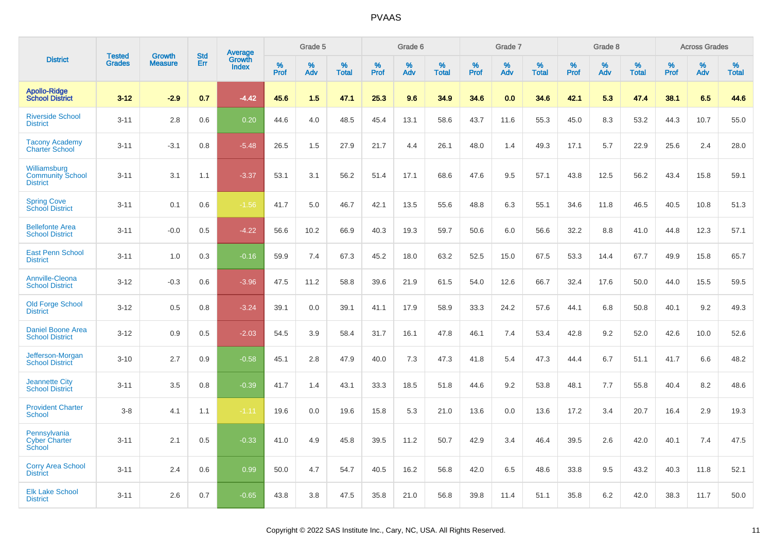| District | Tested Grades | Growth Measure | Std Err | Average Growth Index | Grade 5 | | | Grade 6 | | | Grade 7 | | | Grade 8 | | | Across Grades | | |
|---|---|---|---|---|---|---|---|---|---|---|---|---|---|---|---|---|---|---|---|
| | | | | | % Prof | % Adv | % Total | % Prof | % Adv | % Total | % Prof | % Adv | % Total | % Prof | % Adv | % Total | % Prof | % Adv | % Total |
| **Apollo-Ridge School District** | **3-12** | **-2.9** | **0.7** | **-4.42** | **45.6** | **1.5** | **47.1** | **25.3** | **9.6** | **34.9** | **34.6** | **0.0** | **34.6** | **42.1** | **5.3** | **47.4** | **38.1** | **6.5** | **44.6** |
| Riverside School District | 3-11 | 2.8 | 0.6 | 0.20 | 44.6 | 4.0 | 48.5 | 45.4 | 13.1 | 58.6 | 43.7 | 11.6 | 55.3 | 45.0 | 8.3 | 53.2 | 44.3 | 10.7 | 55.0 |
| Tacony Academy Charter School | 3-11 | -3.1 | 0.8 | -5.48 | 26.5 | 1.5 | 27.9 | 21.7 | 4.4 | 26.1 | 48.0 | 1.4 | 49.3 | 17.1 | 5.7 | 22.9 | 25.6 | 2.4 | 28.0 |
| Williamsburg Community School District | 3-11 | 3.1 | 1.1 | -3.37 | 53.1 | 3.1 | 56.2 | 51.4 | 17.1 | 68.6 | 47.6 | 9.5 | 57.1 | 43.8 | 12.5 | 56.2 | 43.4 | 15.8 | 59.1 |
| Spring Cove School District | 3-11 | 0.1 | 0.6 | -1.56 | 41.7 | 5.0 | 46.7 | 42.1 | 13.5 | 55.6 | 48.8 | 6.3 | 55.1 | 34.6 | 11.8 | 46.5 | 40.5 | 10.8 | 51.3 |
| Bellefonte Area School District | 3-11 | -0.0 | 0.5 | -4.22 | 56.6 | 10.2 | 66.9 | 40.3 | 19.3 | 59.7 | 50.6 | 6.0 | 56.6 | 32.2 | 8.8 | 41.0 | 44.8 | 12.3 | 57.1 |
| East Penn School District | 3-11 | 1.0 | 0.3 | -0.16 | 59.9 | 7.4 | 67.3 | 45.2 | 18.0 | 63.2 | 52.5 | 15.0 | 67.5 | 53.3 | 14.4 | 67.7 | 49.9 | 15.8 | 65.7 |
| Annville-Cleona School District | 3-12 | -0.3 | 0.6 | -3.96 | 47.5 | 11.2 | 58.8 | 39.6 | 21.9 | 61.5 | 54.0 | 12.6 | 66.7 | 32.4 | 17.6 | 50.0 | 44.0 | 15.5 | 59.5 |
| Old Forge School District | 3-12 | 0.5 | 0.8 | -3.24 | 39.1 | 0.0 | 39.1 | 41.1 | 17.9 | 58.9 | 33.3 | 24.2 | 57.6 | 44.1 | 6.8 | 50.8 | 40.1 | 9.2 | 49.3 |
| Daniel Boone Area School District | 3-12 | 0.9 | 0.5 | -2.03 | 54.5 | 3.9 | 58.4 | 31.7 | 16.1 | 47.8 | 46.1 | 7.4 | 53.4 | 42.8 | 9.2 | 52.0 | 42.6 | 10.0 | 52.6 |
| Jefferson-Morgan School District | 3-10 | 2.7 | 0.9 | -0.58 | 45.1 | 2.8 | 47.9 | 40.0 | 7.3 | 47.3 | 41.8 | 5.4 | 47.3 | 44.4 | 6.7 | 51.1 | 41.7 | 6.6 | 48.2 |
| Jeannette City School District | 3-11 | 3.5 | 0.8 | -0.39 | 41.7 | 1.4 | 43.1 | 33.3 | 18.5 | 51.8 | 44.6 | 9.2 | 53.8 | 48.1 | 7.7 | 55.8 | 40.4 | 8.2 | 48.6 |
| Provident Charter School | 3-8 | 4.1 | 1.1 | -1.11 | 19.6 | 0.0 | 19.6 | 15.8 | 5.3 | 21.0 | 13.6 | 0.0 | 13.6 | 17.2 | 3.4 | 20.7 | 16.4 | 2.9 | 19.3 |
| Pennsylvania Cyber Charter School | 3-11 | 2.1 | 0.5 | -0.33 | 41.0 | 4.9 | 45.8 | 39.5 | 11.2 | 50.7 | 42.9 | 3.4 | 46.4 | 39.5 | 2.6 | 42.0 | 40.1 | 7.4 | 47.5 |
| Corry Area School District | 3-11 | 2.4 | 0.6 | 0.99 | 50.0 | 4.7 | 54.7 | 40.5 | 16.2 | 56.8 | 42.0 | 6.5 | 48.6 | 33.8 | 9.5 | 43.2 | 40.3 | 11.8 | 52.1 |
| Elk Lake School District | 3-11 | 2.6 | 0.7 | -0.65 | 43.8 | 3.8 | 47.5 | 35.8 | 21.0 | 56.8 | 39.8 | 11.4 | 51.1 | 35.8 | 6.2 | 42.0 | 38.3 | 11.7 | 50.0 |

Copyright © 2022 SAS Institute Inc., Cary, NC, USA. All Rights Reserved.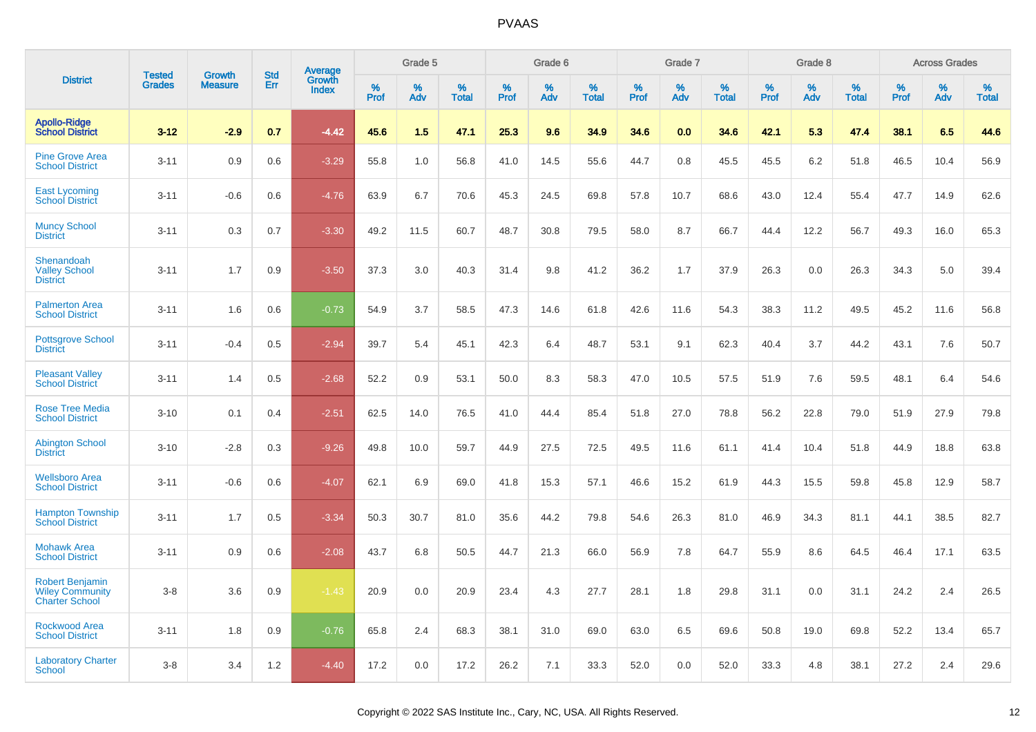| District | Tested Grades | Growth Measure | Std Err | Average Growth Index | Grade 5 | | | Grade 6 | | | Grade 7 | | | Grade 8 | | | Across Grades | | |
|---|---|---|---|---|---|---|---|---|---|---|---|---|---|---|---|---|---|---|---|
| | | | | | % Prof | % Adv | % Total | % Prof | % Adv | % Total | % Prof | % Adv | % Total | % Prof | % Adv | % Total | % Prof | % Adv | % Total |
| **Apollo-Ridge School District** | **3-12** | **-2.9** | **0.7** | **-4.42** | **45.6** | **1.5** | **47.1** | **25.3** | **9.6** | **34.9** | **34.6** | **0.0** | **34.6** | **42.1** | **5.3** | **47.4** | **38.1** | **6.5** | **44.6** |
| Pine Grove Area School District | 3-11 | 0.9 | 0.6 | -3.29 | 55.8 | 1.0 | 56.8 | 41.0 | 14.5 | 55.6 | 44.7 | 0.8 | 45.5 | 45.5 | 6.2 | 51.8 | 46.5 | 10.4 | 56.9 |
| East Lycoming School District | 3-11 | -0.6 | 0.6 | -4.76 | 63.9 | 6.7 | 70.6 | 45.3 | 24.5 | 69.8 | 57.8 | 10.7 | 68.6 | 43.0 | 12.4 | 55.4 | 47.7 | 14.9 | 62.6 |
| Muncy School District | 3-11 | 0.3 | 0.7 | -3.30 | 49.2 | 11.5 | 60.7 | 48.7 | 30.8 | 79.5 | 58.0 | 8.7 | 66.7 | 44.4 | 12.2 | 56.7 | 49.3 | 16.0 | 65.3 |
| Shenandoah Valley School District | 3-11 | 1.7 | 0.9 | -3.50 | 37.3 | 3.0 | 40.3 | 31.4 | 9.8 | 41.2 | 36.2 | 1.7 | 37.9 | 26.3 | 0.0 | 26.3 | 34.3 | 5.0 | 39.4 |
| Palmerton Area School District | 3-11 | 1.6 | 0.6 | -0.73 | 54.9 | 3.7 | 58.5 | 47.3 | 14.6 | 61.8 | 42.6 | 11.6 | 54.3 | 38.3 | 11.2 | 49.5 | 45.2 | 11.6 | 56.8 |
| Pottsgrove School District | 3-11 | -0.4 | 0.5 | -2.94 | 39.7 | 5.4 | 45.1 | 42.3 | 6.4 | 48.7 | 53.1 | 9.1 | 62.3 | 40.4 | 3.7 | 44.2 | 43.1 | 7.6 | 50.7 |
| Pleasant Valley School District | 3-11 | 1.4 | 0.5 | -2.68 | 52.2 | 0.9 | 53.1 | 50.0 | 8.3 | 58.3 | 47.0 | 10.5 | 57.5 | 51.9 | 7.6 | 59.5 | 48.1 | 6.4 | 54.6 |
| Rose Tree Media School District | 3-10 | 0.1 | 0.4 | -2.51 | 62.5 | 14.0 | 76.5 | 41.0 | 44.4 | 85.4 | 51.8 | 27.0 | 78.8 | 56.2 | 22.8 | 79.0 | 51.9 | 27.9 | 79.8 |
| Abington School District | 3-10 | -2.8 | 0.3 | -9.26 | 49.8 | 10.0 | 59.7 | 44.9 | 27.5 | 72.5 | 49.5 | 11.6 | 61.1 | 41.4 | 10.4 | 51.8 | 44.9 | 18.8 | 63.8 |
| Wellsboro Area School District | 3-11 | -0.6 | 0.6 | -4.07 | 62.1 | 6.9 | 69.0 | 41.8 | 15.3 | 57.1 | 46.6 | 15.2 | 61.9 | 44.3 | 15.5 | 59.8 | 45.8 | 12.9 | 58.7 |
| Hampton Township School District | 3-11 | 1.7 | 0.5 | -3.34 | 50.3 | 30.7 | 81.0 | 35.6 | 44.2 | 79.8 | 54.6 | 26.3 | 81.0 | 46.9 | 34.3 | 81.1 | 44.1 | 38.5 | 82.7 |
| Mohawk Area School District | 3-11 | 0.9 | 0.6 | -2.08 | 43.7 | 6.8 | 50.5 | 44.7 | 21.3 | 66.0 | 56.9 | 7.8 | 64.7 | 55.9 | 8.6 | 64.5 | 46.4 | 17.1 | 63.5 |
| Robert Benjamin Wiley Community Charter School | 3-8 | 3.6 | 0.9 | -1.43 | 20.9 | 0.0 | 20.9 | 23.4 | 4.3 | 27.7 | 28.1 | 1.8 | 29.8 | 31.1 | 0.0 | 31.1 | 24.2 | 2.4 | 26.5 |
| Rockwood Area School District | 3-11 | 1.8 | 0.9 | -0.76 | 65.8 | 2.4 | 68.3 | 38.1 | 31.0 | 69.0 | 63.0 | 6.5 | 69.6 | 50.8 | 19.0 | 69.8 | 52.2 | 13.4 | 65.7 |
| Laboratory Charter School | 3-8 | 3.4 | 1.2 | -4.40 | 17.2 | 0.0 | 17.2 | 26.2 | 7.1 | 33.3 | 52.0 | 0.0 | 52.0 | 33.3 | 4.8 | 38.1 | 27.2 | 2.4 | 29.6 |

Copyright © 2022 SAS Institute Inc., Cary, NC, USA. All Rights Reserved.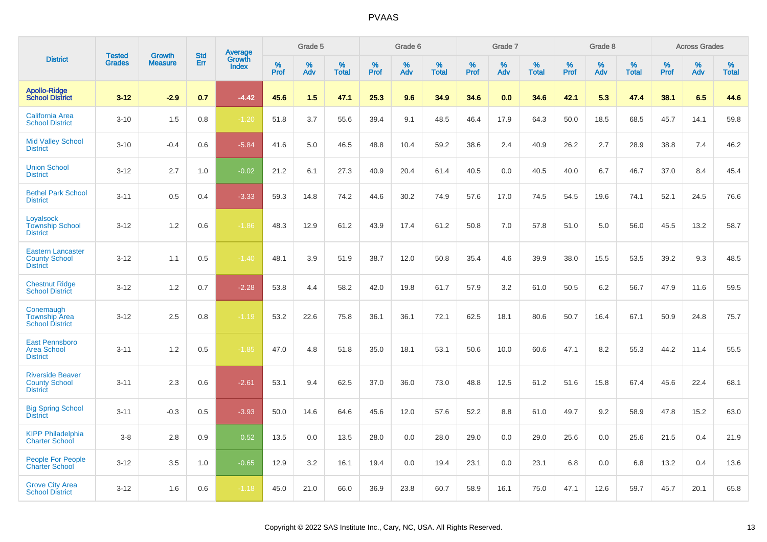# PVAAS

| District | Tested Grades | Growth Measure | Std Err | Average Growth Index | Grade 5 | | | Grade 6 | | | Grade 7 | | | Grade 8 | | | Across Grades | | |
|---|---|---|---|---|---|---|---|---|---|---|---|---|---|---|---|---|---|---|---|
| | | | | | % Prof | % Adv | % Total | % Prof | % Adv | % Total | % Prof | % Adv | % Total | % Prof | % Adv | % Total | % Prof | % Adv | % Total |
| **Apollo-Ridge School District** | **3-12** | **-2.9** | **0.7** | **-4.42** | **45.6** | **1.5** | **47.1** | **25.3** | **9.6** | **34.9** | **34.6** | **0.0** | **34.6** | **42.1** | **5.3** | **47.4** | **38.1** | **6.5** | **44.6** |
| California Area School District | 3-10 | 1.5 | 0.8 | -1.20 | 51.8 | 3.7 | 55.6 | 39.4 | 9.1 | 48.5 | 46.4 | 17.9 | 64.3 | 50.0 | 18.5 | 68.5 | 45.7 | 14.1 | 59.8 |
| Mid Valley School District | 3-10 | -0.4 | 0.6 | -5.84 | 41.6 | 5.0 | 46.5 | 48.8 | 10.4 | 59.2 | 38.6 | 2.4 | 40.9 | 26.2 | 2.7 | 28.9 | 38.8 | 7.4 | 46.2 |
| Union School District | 3-12 | 2.7 | 1.0 | -0.02 | 21.2 | 6.1 | 27.3 | 40.9 | 20.4 | 61.4 | 40.5 | 0.0 | 40.5 | 40.0 | 6.7 | 46.7 | 37.0 | 8.4 | 45.4 |
| Bethel Park School District | 3-11 | 0.5 | 0.4 | -3.33 | 59.3 | 14.8 | 74.2 | 44.6 | 30.2 | 74.9 | 57.6 | 17.0 | 74.5 | 54.5 | 19.6 | 74.1 | 52.1 | 24.5 | 76.6 |
| Loyalsock Township School District | 3-12 | 1.2 | 0.6 | -1.86 | 48.3 | 12.9 | 61.2 | 43.9 | 17.4 | 61.2 | 50.8 | 7.0 | 57.8 | 51.0 | 5.0 | 56.0 | 45.5 | 13.2 | 58.7 |
| Eastern Lancaster County School District | 3-12 | 1.1 | 0.5 | -1.40 | 48.1 | 3.9 | 51.9 | 38.7 | 12.0 | 50.8 | 35.4 | 4.6 | 39.9 | 38.0 | 15.5 | 53.5 | 39.2 | 9.3 | 48.5 |
| Chestnut Ridge School District | 3-12 | 1.2 | 0.7 | -2.28 | 53.8 | 4.4 | 58.2 | 42.0 | 19.8 | 61.7 | 57.9 | 3.2 | 61.0 | 50.5 | 6.2 | 56.7 | 47.9 | 11.6 | 59.5 |
| Conemaugh Township Area School District | 3-12 | 2.5 | 0.8 | -1.19 | 53.2 | 22.6 | 75.8 | 36.1 | 36.1 | 72.1 | 62.5 | 18.1 | 80.6 | 50.7 | 16.4 | 67.1 | 50.9 | 24.8 | 75.7 |
| East Pennsboro Area School District | 3-11 | 1.2 | 0.5 | -1.85 | 47.0 | 4.8 | 51.8 | 35.0 | 18.1 | 53.1 | 50.6 | 10.0 | 60.6 | 47.1 | 8.2 | 55.3 | 44.2 | 11.4 | 55.5 |
| Riverside Beaver County School District | 3-11 | 2.3 | 0.6 | -2.61 | 53.1 | 9.4 | 62.5 | 37.0 | 36.0 | 73.0 | 48.8 | 12.5 | 61.2 | 51.6 | 15.8 | 67.4 | 45.6 | 22.4 | 68.1 |
| Big Spring School District | 3-11 | -0.3 | 0.5 | -3.93 | 50.0 | 14.6 | 64.6 | 45.6 | 12.0 | 57.6 | 52.2 | 8.8 | 61.0 | 49.7 | 9.2 | 58.9 | 47.8 | 15.2 | 63.0 |
| KIPP Philadelphia Charter School | 3-8 | 2.8 | 0.9 | 0.52 | 13.5 | 0.0 | 13.5 | 28.0 | 0.0 | 28.0 | 29.0 | 0.0 | 29.0 | 25.6 | 0.0 | 25.6 | 21.5 | 0.4 | 21.9 |
| People For People Charter School | 3-12 | 3.5 | 1.0 | -0.65 | 12.9 | 3.2 | 16.1 | 19.4 | 0.0 | 19.4 | 23.1 | 0.0 | 23.1 | 6.8 | 0.0 | 6.8 | 13.2 | 0.4 | 13.6 |
| Grove City Area School District | 3-12 | 1.6 | 0.6 | -1.18 | 45.0 | 21.0 | 66.0 | 36.9 | 23.8 | 60.7 | 58.9 | 16.1 | 75.0 | 47.1 | 12.6 | 59.7 | 45.7 | 20.1 | 65.8 |

Copyright © 2022 SAS Institute Inc., Cary, NC, USA. All Rights Reserved.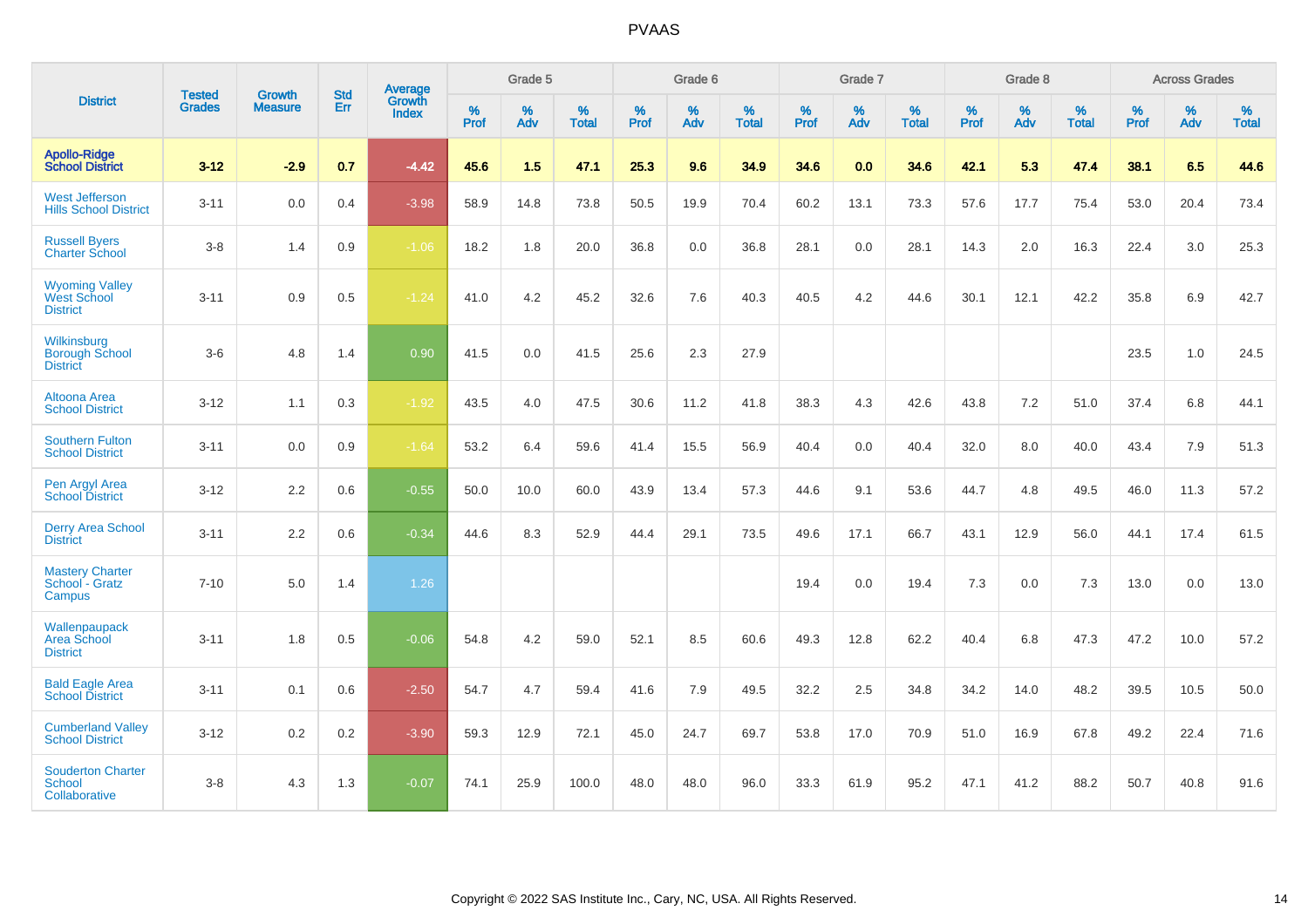# PVAAS

| District | Tested Grades | Growth Measure | Std Err | Average Growth Index | Grade 5 | | | Grade 6 | | | Grade 7 | | | Grade 8 | | | Across Grades | | |
|---|---|---|---|---|---|---|---|---|---|---|---|---|---|---|---|---|---|---|---|
| | | | | | % Prof | % Adv | % Total | % Prof | % Adv | % Total | % Prof | % Adv | % Total | % Prof | % Adv | % Total | % Prof | % Adv | % Total |
| **Apollo-Ridge School District** | **3-12** | **-2.9** | **0.7** | **-4.42** | **45.6** | **1.5** | **47.1** | **25.3** | **9.6** | **34.9** | **34.6** | **0.0** | **34.6** | **42.1** | **5.3** | **47.4** | **38.1** | **6.5** | **44.6** |
| West Jefferson Hills School District | 3-11 | 0.0 | 0.4 | -3.98 | 58.9 | 14.8 | 73.8 | 50.5 | 19.9 | 70.4 | 60.2 | 13.1 | 73.3 | 57.6 | 17.7 | 75.4 | 53.0 | 20.4 | 73.4 |
| Russell Byers Charter School | 3-8 | 1.4 | 0.9 | -1.06 | 18.2 | 1.8 | 20.0 | 36.8 | 0.0 | 36.8 | 28.1 | 0.0 | 28.1 | 14.3 | 2.0 | 16.3 | 22.4 | 3.0 | 25.3 |
| Wyoming Valley West School District | 3-11 | 0.9 | 0.5 | -1.24 | 41.0 | 4.2 | 45.2 | 32.6 | 7.6 | 40.3 | 40.5 | 4.2 | 44.6 | 30.1 | 12.1 | 42.2 | 35.8 | 6.9 | 42.7 |
| Wilkinsburg Borough School District | 3-6 | 4.8 | 1.4 | 0.90 | 41.5 | 0.0 | 41.5 | 25.6 | 2.3 | 27.9 | | | | | | | 23.5 | 1.0 | 24.5 |
| Altoona Area School District | 3-12 | 1.1 | 0.3 | -1.92 | 43.5 | 4.0 | 47.5 | 30.6 | 11.2 | 41.8 | 38.3 | 4.3 | 42.6 | 43.8 | 7.2 | 51.0 | 37.4 | 6.8 | 44.1 |
| Southern Fulton School District | 3-11 | 0.0 | 0.9 | -1.64 | 53.2 | 6.4 | 59.6 | 41.4 | 15.5 | 56.9 | 40.4 | 0.0 | 40.4 | 32.0 | 8.0 | 40.0 | 43.4 | 7.9 | 51.3 |
| Pen Argyl Area School District | 3-12 | 2.2 | 0.6 | -0.55 | 50.0 | 10.0 | 60.0 | 43.9 | 13.4 | 57.3 | 44.6 | 9.1 | 53.6 | 44.7 | 4.8 | 49.5 | 46.0 | 11.3 | 57.2 |
| Derry Area School District | 3-11 | 2.2 | 0.6 | -0.34 | 44.6 | 8.3 | 52.9 | 44.4 | 29.1 | 73.5 | 49.6 | 17.1 | 66.7 | 43.1 | 12.9 | 56.0 | 44.1 | 17.4 | 61.5 |
| Mastery Charter School - Gratz Campus | 7-10 | 5.0 | 1.4 | 1.26 | | | | | | | 19.4 | 0.0 | 19.4 | 7.3 | 0.0 | 7.3 | 13.0 | 0.0 | 13.0 |
| Wallenpaupack Area School District | 3-11 | 1.8 | 0.5 | -0.06 | 54.8 | 4.2 | 59.0 | 52.1 | 8.5 | 60.6 | 49.3 | 12.8 | 62.2 | 40.4 | 6.8 | 47.3 | 47.2 | 10.0 | 57.2 |
| Bald Eagle Area School District | 3-11 | 0.1 | 0.6 | -2.50 | 54.7 | 4.7 | 59.4 | 41.6 | 7.9 | 49.5 | 32.2 | 2.5 | 34.8 | 34.2 | 14.0 | 48.2 | 39.5 | 10.5 | 50.0 |
| Cumberland Valley School District | 3-12 | 0.2 | 0.2 | -3.90 | 59.3 | 12.9 | 72.1 | 45.0 | 24.7 | 69.7 | 53.8 | 17.0 | 70.9 | 51.0 | 16.9 | 67.8 | 49.2 | 22.4 | 71.6 |
| Souderton Charter School Collaborative | 3-8 | 4.3 | 1.3 | -0.07 | 74.1 | 25.9 | 100.0 | 48.0 | 48.0 | 96.0 | 33.3 | 61.9 | 95.2 | 47.1 | 41.2 | 88.2 | 50.7 | 40.8 | 91.6 |

Copyright © 2022 SAS Institute Inc., Cary, NC, USA. All Rights Reserved.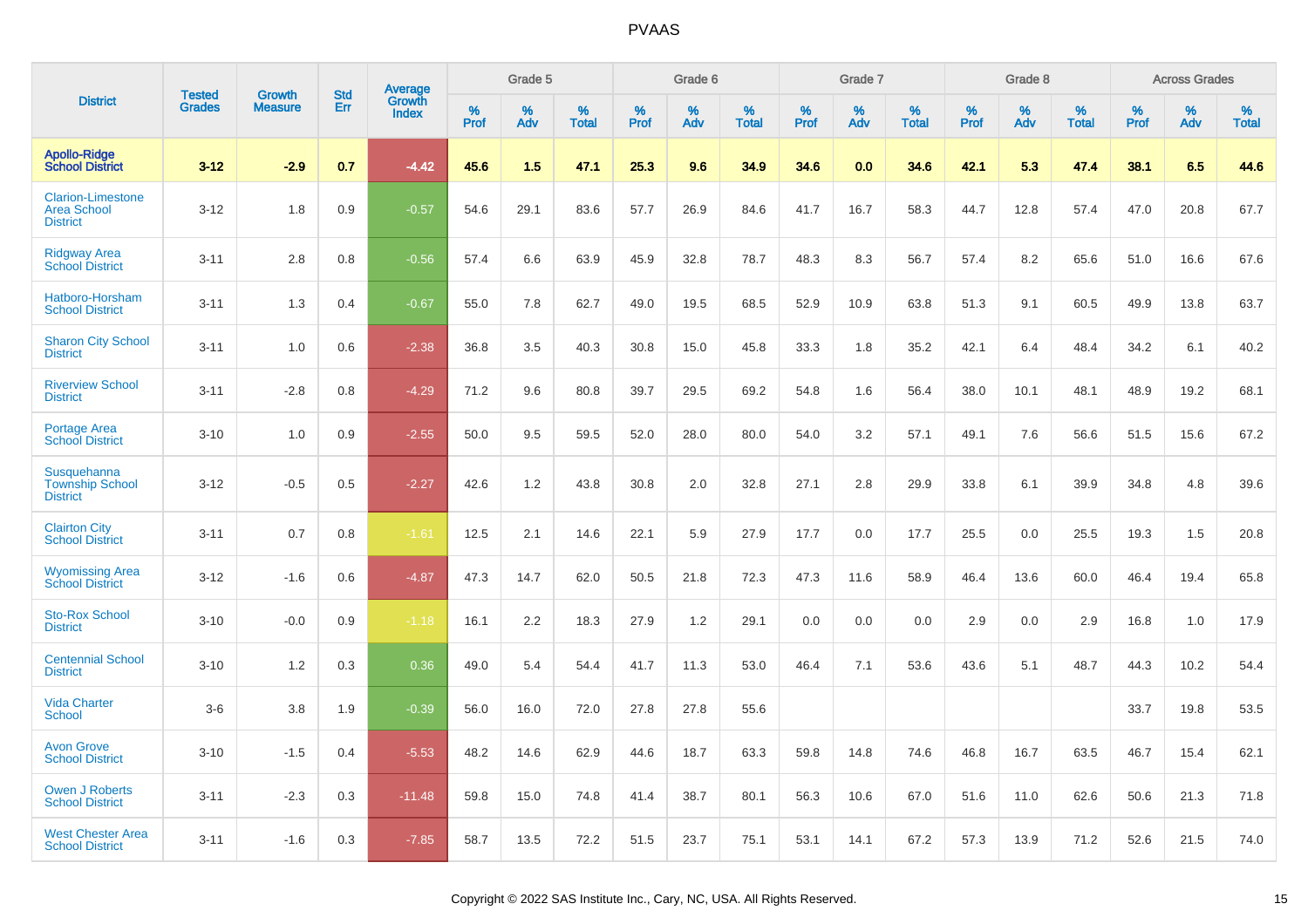# PVAAS

| District | Tested Grades | Growth Measure | Std Err | Average Growth Index | Grade 5 | | | Grade 6 | | | Grade 7 | | | Grade 8 | | | Across Grades | | |
|---|---|---|---|---|---|---|---|---|---|---|---|---|---|---|---|---|---|---|---|
| | | | | | % Prof | % Adv | % Total | % Prof | % Adv | % Total | % Prof | % Adv | % Total | % Prof | % Adv | % Total | % Prof | % Adv | % Total |
| **Apollo-Ridge School District** | **3-12** | **-2.9** | **0.7** | **-4.42** | **45.6** | **1.5** | **47.1** | **25.3** | **9.6** | **34.9** | **34.6** | **0.0** | **34.6** | **42.1** | **5.3** | **47.4** | **38.1** | **6.5** | **44.6** |
| Clarion-Limestone Area School District | 3-12 | 1.8 | 0.9 | -0.57 | 54.6 | 29.1 | 83.6 | 57.7 | 26.9 | 84.6 | 41.7 | 16.7 | 58.3 | 44.7 | 12.8 | 57.4 | 47.0 | 20.8 | 67.7 |
| Ridgway Area School District | 3-11 | 2.8 | 0.8 | -0.56 | 57.4 | 6.6 | 63.9 | 45.9 | 32.8 | 78.7 | 48.3 | 8.3 | 56.7 | 57.4 | 8.2 | 65.6 | 51.0 | 16.6 | 67.6 |
| Hatboro-Horsham School District | 3-11 | 1.3 | 0.4 | -0.67 | 55.0 | 7.8 | 62.7 | 49.0 | 19.5 | 68.5 | 52.9 | 10.9 | 63.8 | 51.3 | 9.1 | 60.5 | 49.9 | 13.8 | 63.7 |
| Sharon City School District | 3-11 | 1.0 | 0.6 | -2.38 | 36.8 | 3.5 | 40.3 | 30.8 | 15.0 | 45.8 | 33.3 | 1.8 | 35.2 | 42.1 | 6.4 | 48.4 | 34.2 | 6.1 | 40.2 |
| Riverview School District | 3-11 | -2.8 | 0.8 | -4.29 | 71.2 | 9.6 | 80.8 | 39.7 | 29.5 | 69.2 | 54.8 | 1.6 | 56.4 | 38.0 | 10.1 | 48.1 | 48.9 | 19.2 | 68.1 |
| Portage Area School District | 3-10 | 1.0 | 0.9 | -2.55 | 50.0 | 9.5 | 59.5 | 52.0 | 28.0 | 80.0 | 54.0 | 3.2 | 57.1 | 49.1 | 7.6 | 56.6 | 51.5 | 15.6 | 67.2 |
| Susquehanna Township School District | 3-12 | -0.5 | 0.5 | -2.27 | 42.6 | 1.2 | 43.8 | 30.8 | 2.0 | 32.8 | 27.1 | 2.8 | 29.9 | 33.8 | 6.1 | 39.9 | 34.8 | 4.8 | 39.6 |
| Clairton City School District | 3-11 | 0.7 | 0.8 | -1.61 | 12.5 | 2.1 | 14.6 | 22.1 | 5.9 | 27.9 | 17.7 | 0.0 | 17.7 | 25.5 | 0.0 | 25.5 | 19.3 | 1.5 | 20.8 |
| Wyomissing Area School District | 3-12 | -1.6 | 0.6 | -4.87 | 47.3 | 14.7 | 62.0 | 50.5 | 21.8 | 72.3 | 47.3 | 11.6 | 58.9 | 46.4 | 13.6 | 60.0 | 46.4 | 19.4 | 65.8 |
| Sto-Rox School District | 3-10 | -0.0 | 0.9 | -1.18 | 16.1 | 2.2 | 18.3 | 27.9 | 1.2 | 29.1 | 0.0 | 0.0 | 0.0 | 2.9 | 0.0 | 2.9 | 16.8 | 1.0 | 17.9 |
| Centennial School District | 3-10 | 1.2 | 0.3 | 0.36 | 49.0 | 5.4 | 54.4 | 41.7 | 11.3 | 53.0 | 46.4 | 7.1 | 53.6 | 43.6 | 5.1 | 48.7 | 44.3 | 10.2 | 54.4 |
| Vida Charter School | 3-6 | 3.8 | 1.9 | -0.39 | 56.0 | 16.0 | 72.0 | 27.8 | 27.8 | 55.6 | | | | | | | 33.7 | 19.8 | 53.5 |
| Avon Grove School District | 3-10 | -1.5 | 0.4 | -5.53 | 48.2 | 14.6 | 62.9 | 44.6 | 18.7 | 63.3 | 59.8 | 14.8 | 74.6 | 46.8 | 16.7 | 63.5 | 46.7 | 15.4 | 62.1 |
| Owen J Roberts School District | 3-11 | -2.3 | 0.3 | -11.48 | 59.8 | 15.0 | 74.8 | 41.4 | 38.7 | 80.1 | 56.3 | 10.6 | 67.0 | 51.6 | 11.0 | 62.6 | 50.6 | 21.3 | 71.8 |
| West Chester Area School District | 3-11 | -1.6 | 0.3 | -7.85 | 58.7 | 13.5 | 72.2 | 51.5 | 23.7 | 75.1 | 53.1 | 14.1 | 67.2 | 57.3 | 13.9 | 71.2 | 52.6 | 21.5 | 74.0 |

Copyright © 2022 SAS Institute Inc., Cary, NC, USA. All Rights Reserved.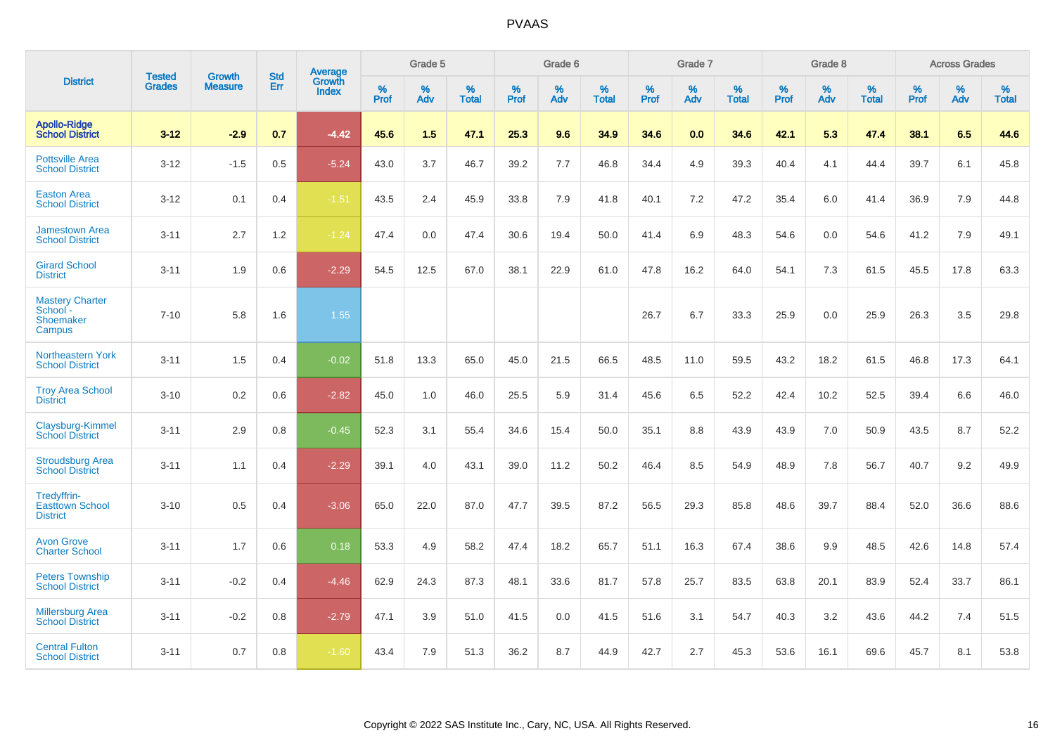# PVAAS

| District | Tested Grades | Growth Measure | Std Err | Average Growth Index | Grade 5 | | | Grade 6 | | | Grade 7 | | | Grade 8 | | | Across Grades | | |
|---|---|---|---|---|---|---|---|---|---|---|---|---|---|---|---|---|---|---|---|
| | | | | | % Prof | % Adv | % Total | % Prof | % Adv | % Total | % Prof | % Adv | % Total | % Prof | % Adv | % Total | % Prof | % Adv | % Total |
| **Apollo-Ridge School District** | **3-12** | **-2.9** | **0.7** | **-4.42** | **45.6** | **1.5** | **47.1** | **25.3** | **9.6** | **34.9** | **34.6** | **0.0** | **34.6** | **42.1** | **5.3** | **47.4** | **38.1** | **6.5** | **44.6** |
| Pottsville Area School District | 3-12 | -1.5 | 0.5 | -5.24 | 43.0 | 3.7 | 46.7 | 39.2 | 7.7 | 46.8 | 34.4 | 4.9 | 39.3 | 40.4 | 4.1 | 44.4 | 39.7 | 6.1 | 45.8 |
| Easton Area School District | 3-12 | 0.1 | 0.4 | -1.51 | 43.5 | 2.4 | 45.9 | 33.8 | 7.9 | 41.8 | 40.1 | 7.2 | 47.2 | 35.4 | 6.0 | 41.4 | 36.9 | 7.9 | 44.8 |
| Jamestown Area School District | 3-11 | 2.7 | 1.2 | -1.24 | 47.4 | 0.0 | 47.4 | 30.6 | 19.4 | 50.0 | 41.4 | 6.9 | 48.3 | 54.6 | 0.0 | 54.6 | 41.2 | 7.9 | 49.1 |
| Girard School District | 3-11 | 1.9 | 0.6 | -2.29 | 54.5 | 12.5 | 67.0 | 38.1 | 22.9 | 61.0 | 47.8 | 16.2 | 64.0 | 54.1 | 7.3 | 61.5 | 45.5 | 17.8 | 63.3 |
| Mastery Charter School - Shoemaker Campus | 7-10 | 5.8 | 1.6 | 1.55 | | | | | | | 26.7 | 6.7 | 33.3 | 25.9 | 0.0 | 25.9 | 26.3 | 3.5 | 29.8 |
| Northeastern York School District | 3-11 | 1.5 | 0.4 | -0.02 | 51.8 | 13.3 | 65.0 | 45.0 | 21.5 | 66.5 | 48.5 | 11.0 | 59.5 | 43.2 | 18.2 | 61.5 | 46.8 | 17.3 | 64.1 |
| Troy Area School District | 3-10 | 0.2 | 0.6 | -2.82 | 45.0 | 1.0 | 46.0 | 25.5 | 5.9 | 31.4 | 45.6 | 6.5 | 52.2 | 42.4 | 10.2 | 52.5 | 39.4 | 6.6 | 46.0 |
| Claysburg-Kimmel School District | 3-11 | 2.9 | 0.8 | -0.45 | 52.3 | 3.1 | 55.4 | 34.6 | 15.4 | 50.0 | 35.1 | 8.8 | 43.9 | 43.9 | 7.0 | 50.9 | 43.5 | 8.7 | 52.2 |
| Stroudsburg Area School District | 3-11 | 1.1 | 0.4 | -2.29 | 39.1 | 4.0 | 43.1 | 39.0 | 11.2 | 50.2 | 46.4 | 8.5 | 54.9 | 48.9 | 7.8 | 56.7 | 40.7 | 9.2 | 49.9 |
| Tredyffrin-Easttown School District | 3-10 | 0.5 | 0.4 | -3.06 | 65.0 | 22.0 | 87.0 | 47.7 | 39.5 | 87.2 | 56.5 | 29.3 | 85.8 | 48.6 | 39.7 | 88.4 | 52.0 | 36.6 | 88.6 |
| Avon Grove Charter School | 3-11 | 1.7 | 0.6 | 0.18 | 53.3 | 4.9 | 58.2 | 47.4 | 18.2 | 65.7 | 51.1 | 16.3 | 67.4 | 38.6 | 9.9 | 48.5 | 42.6 | 14.8 | 57.4 |
| Peters Township School District | 3-11 | -0.2 | 0.4 | -4.46 | 62.9 | 24.3 | 87.3 | 48.1 | 33.6 | 81.7 | 57.8 | 25.7 | 83.5 | 63.8 | 20.1 | 83.9 | 52.4 | 33.7 | 86.1 |
| Millersburg Area School District | 3-11 | -0.2 | 0.8 | -2.79 | 47.1 | 3.9 | 51.0 | 41.5 | 0.0 | 41.5 | 51.6 | 3.1 | 54.7 | 40.3 | 3.2 | 43.6 | 44.2 | 7.4 | 51.5 |
| Central Fulton School District | 3-11 | 0.7 | 0.8 | -1.60 | 43.4 | 7.9 | 51.3 | 36.2 | 8.7 | 44.9 | 42.7 | 2.7 | 45.3 | 53.6 | 16.1 | 69.6 | 45.7 | 8.1 | 53.8 |

Copyright © 2022 SAS Institute Inc., Cary, NC, USA. All Rights Reserved.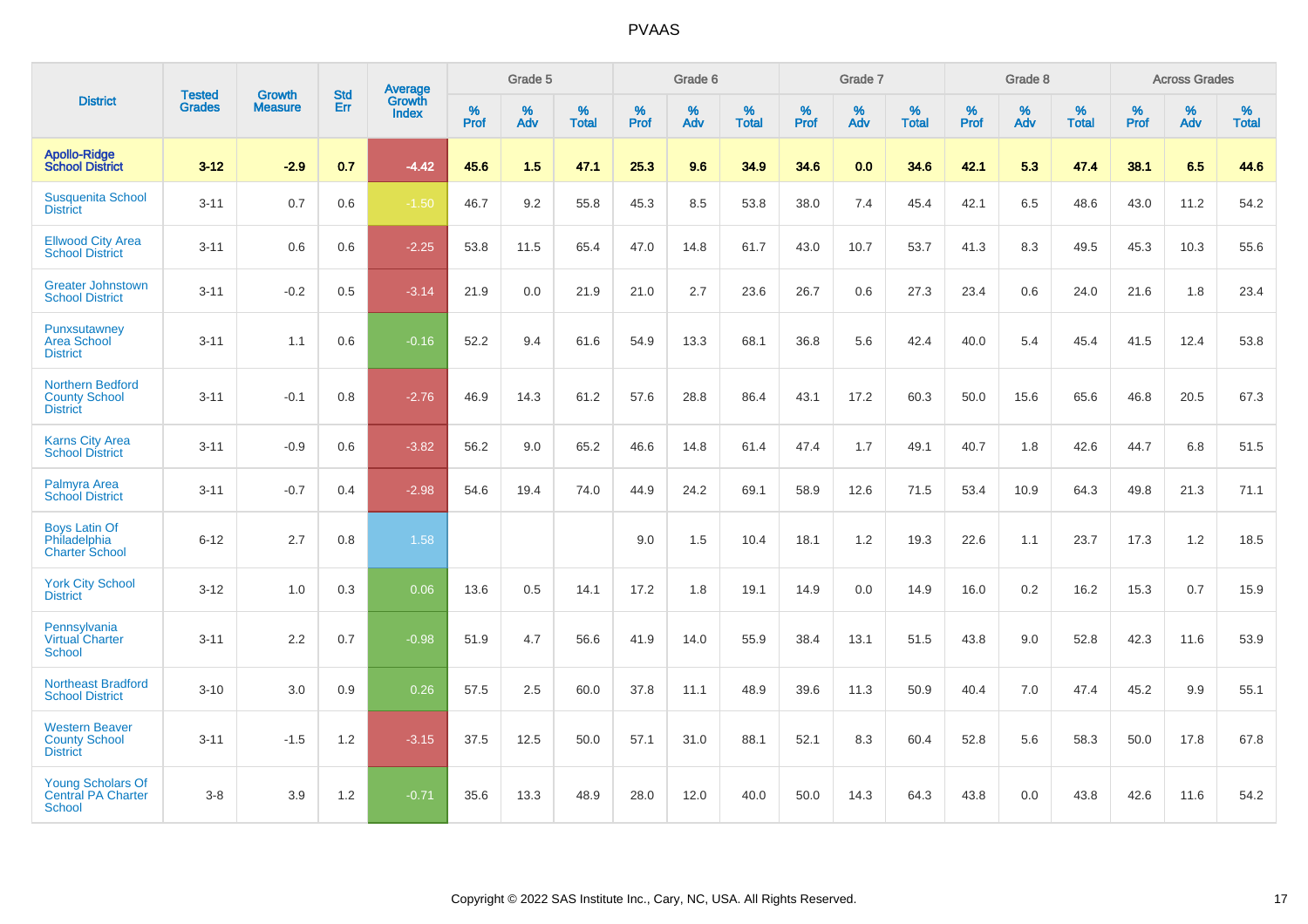# PVAAS

| District | Tested Grades | Growth Measure | Std Err | Average Growth Index | Grade 5 | | | Grade 6 | | | Grade 7 | | | Grade 8 | | | Across Grades | | |
|---|---|---|---|---|---|---|---|---|---|---|---|---|---|---|---|---|---|---|---|
| | | | | | % Prof | % Adv | % Total | % Prof | % Adv | % Total | % Prof | % Adv | % Total | % Prof | % Adv | % Total | % Prof | % Adv | % Total |
| **Apollo-Ridge School District** | **3-12** | **-2.9** | **0.7** | **-4.42** | **45.6** | **1.5** | **47.1** | **25.3** | **9.6** | **34.9** | **34.6** | **0.0** | **34.6** | **42.1** | **5.3** | **47.4** | **38.1** | **6.5** | **44.6** |
| Susquenita School District | 3-11 | 0.7 | 0.6 | -1.50 | 46.7 | 9.2 | 55.8 | 45.3 | 8.5 | 53.8 | 38.0 | 7.4 | 45.4 | 42.1 | 6.5 | 48.6 | 43.0 | 11.2 | 54.2 |
| Ellwood City Area School District | 3-11 | 0.6 | 0.6 | -2.25 | 53.8 | 11.5 | 65.4 | 47.0 | 14.8 | 61.7 | 43.0 | 10.7 | 53.7 | 41.3 | 8.3 | 49.5 | 45.3 | 10.3 | 55.6 |
| Greater Johnstown School District | 3-11 | -0.2 | 0.5 | -3.14 | 21.9 | 0.0 | 21.9 | 21.0 | 2.7 | 23.6 | 26.7 | 0.6 | 27.3 | 23.4 | 0.6 | 24.0 | 21.6 | 1.8 | 23.4 |
| Punxsutawney Area School District | 3-11 | 1.1 | 0.6 | -0.16 | 52.2 | 9.4 | 61.6 | 54.9 | 13.3 | 68.1 | 36.8 | 5.6 | 42.4 | 40.0 | 5.4 | 45.4 | 41.5 | 12.4 | 53.8 |
| Northern Bedford County School District | 3-11 | -0.1 | 0.8 | -2.76 | 46.9 | 14.3 | 61.2 | 57.6 | 28.8 | 86.4 | 43.1 | 17.2 | 60.3 | 50.0 | 15.6 | 65.6 | 46.8 | 20.5 | 67.3 |
| Karns City Area School District | 3-11 | -0.9 | 0.6 | -3.82 | 56.2 | 9.0 | 65.2 | 46.6 | 14.8 | 61.4 | 47.4 | 1.7 | 49.1 | 40.7 | 1.8 | 42.6 | 44.7 | 6.8 | 51.5 |
| Palmyra Area School District | 3-11 | -0.7 | 0.4 | -2.98 | 54.6 | 19.4 | 74.0 | 44.9 | 24.2 | 69.1 | 58.9 | 12.6 | 71.5 | 53.4 | 10.9 | 64.3 | 49.8 | 21.3 | 71.1 |
| Boys Latin Of Philadelphia Charter School | 6-12 | 2.7 | 0.8 | 1.58 | | | | 9.0 | 1.5 | 10.4 | 18.1 | 1.2 | 19.3 | 22.6 | 1.1 | 23.7 | 17.3 | 1.2 | 18.5 |
| York City School District | 3-12 | 1.0 | 0.3 | 0.06 | 13.6 | 0.5 | 14.1 | 17.2 | 1.8 | 19.1 | 14.9 | 0.0 | 14.9 | 16.0 | 0.2 | 16.2 | 15.3 | 0.7 | 15.9 |
| Pennsylvania Virtual Charter School | 3-11 | 2.2 | 0.7 | -0.98 | 51.9 | 4.7 | 56.6 | 41.9 | 14.0 | 55.9 | 38.4 | 13.1 | 51.5 | 43.8 | 9.0 | 52.8 | 42.3 | 11.6 | 53.9 |
| Northeast Bradford School District | 3-10 | 3.0 | 0.9 | 0.26 | 57.5 | 2.5 | 60.0 | 37.8 | 11.1 | 48.9 | 39.6 | 11.3 | 50.9 | 40.4 | 7.0 | 47.4 | 45.2 | 9.9 | 55.1 |
| Western Beaver County School District | 3-11 | -1.5 | 1.2 | -3.15 | 37.5 | 12.5 | 50.0 | 57.1 | 31.0 | 88.1 | 52.1 | 8.3 | 60.4 | 52.8 | 5.6 | 58.3 | 50.0 | 17.8 | 67.8 |
| Young Scholars Of Central PA Charter School | 3-8 | 3.9 | 1.2 | -0.71 | 35.6 | 13.3 | 48.9 | 28.0 | 12.0 | 40.0 | 50.0 | 14.3 | 64.3 | 43.8 | 0.0 | 43.8 | 42.6 | 11.6 | 54.2 |

Copyright © 2022 SAS Institute Inc., Cary, NC, USA. All Rights Reserved.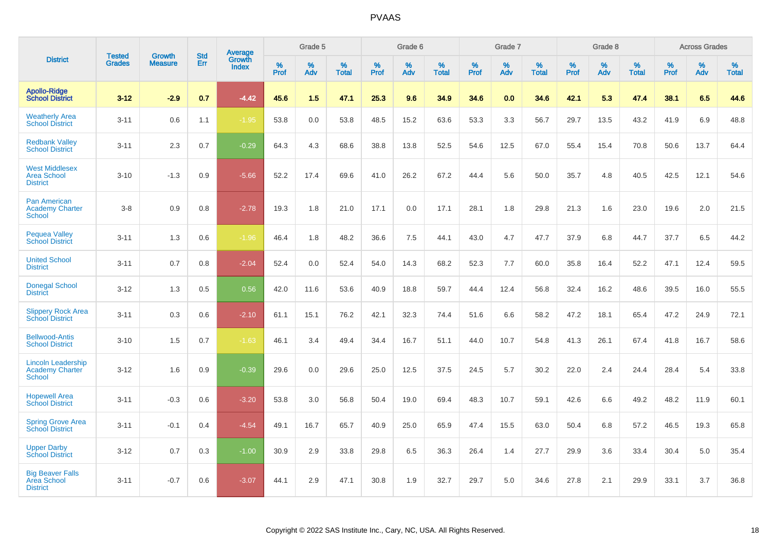# PVAAS

| District | Tested Grades | Growth Measure | Std Err | Average Growth Index | Grade 5 | | | Grade 6 | | | Grade 7 | | | Grade 8 | | | Across Grades | | |
|---|---|---|---|---|---|---|---|---|---|---|---|---|---|---|---|---|---|---|---|
| | | | | | % Prof | % Adv | % Total | % Prof | % Adv | % Total | % Prof | % Adv | % Total | % Prof | % Adv | % Total | % Prof | % Adv | % Total |
| **Apollo-Ridge School District** | **3-12** | **-2.9** | **0.7** | **-4.42** | **45.6** | **1.5** | **47.1** | **25.3** | **9.6** | **34.9** | **34.6** | **0.0** | **34.6** | **42.1** | **5.3** | **47.4** | **38.1** | **6.5** | **44.6** |
| Weatherly Area School District | 3-11 | 0.6 | 1.1 | -1.95 | 53.8 | 0.0 | 53.8 | 48.5 | 15.2 | 63.6 | 53.3 | 3.3 | 56.7 | 29.7 | 13.5 | 43.2 | 41.9 | 6.9 | 48.8 |
| Redbank Valley School District | 3-11 | 2.3 | 0.7 | -0.29 | 64.3 | 4.3 | 68.6 | 38.8 | 13.8 | 52.5 | 54.6 | 12.5 | 67.0 | 55.4 | 15.4 | 70.8 | 50.6 | 13.7 | 64.4 |
| West Middlesex Area School District | 3-10 | -1.3 | 0.9 | -5.66 | 52.2 | 17.4 | 69.6 | 41.0 | 26.2 | 67.2 | 44.4 | 5.6 | 50.0 | 35.7 | 4.8 | 40.5 | 42.5 | 12.1 | 54.6 |
| Pan American Academy Charter School | 3-8 | 0.9 | 0.8 | -2.78 | 19.3 | 1.8 | 21.0 | 17.1 | 0.0 | 17.1 | 28.1 | 1.8 | 29.8 | 21.3 | 1.6 | 23.0 | 19.6 | 2.0 | 21.5 |
| Pequea Valley School District | 3-11 | 1.3 | 0.6 | -1.96 | 46.4 | 1.8 | 48.2 | 36.6 | 7.5 | 44.1 | 43.0 | 4.7 | 47.7 | 37.9 | 6.8 | 44.7 | 37.7 | 6.5 | 44.2 |
| United School District | 3-11 | 0.7 | 0.8 | -2.04 | 52.4 | 0.0 | 52.4 | 54.0 | 14.3 | 68.2 | 52.3 | 7.7 | 60.0 | 35.8 | 16.4 | 52.2 | 47.1 | 12.4 | 59.5 |
| Donegal School District | 3-12 | 1.3 | 0.5 | 0.56 | 42.0 | 11.6 | 53.6 | 40.9 | 18.8 | 59.7 | 44.4 | 12.4 | 56.8 | 32.4 | 16.2 | 48.6 | 39.5 | 16.0 | 55.5 |
| Slippery Rock Area School District | 3-11 | 0.3 | 0.6 | -2.10 | 61.1 | 15.1 | 76.2 | 42.1 | 32.3 | 74.4 | 51.6 | 6.6 | 58.2 | 47.2 | 18.1 | 65.4 | 47.2 | 24.9 | 72.1 |
| Bellwood-Antis School District | 3-10 | 1.5 | 0.7 | -1.63 | 46.1 | 3.4 | 49.4 | 34.4 | 16.7 | 51.1 | 44.0 | 10.7 | 54.8 | 41.3 | 26.1 | 67.4 | 41.8 | 16.7 | 58.6 |
| Lincoln Leadership Academy Charter School | 3-12 | 1.6 | 0.9 | -0.39 | 29.6 | 0.0 | 29.6 | 25.0 | 12.5 | 37.5 | 24.5 | 5.7 | 30.2 | 22.0 | 2.4 | 24.4 | 28.4 | 5.4 | 33.8 |
| Hopewell Area School District | 3-11 | -0.3 | 0.6 | -3.20 | 53.8 | 3.0 | 56.8 | 50.4 | 19.0 | 69.4 | 48.3 | 10.7 | 59.1 | 42.6 | 6.6 | 49.2 | 48.2 | 11.9 | 60.1 |
| Spring Grove Area School District | 3-11 | -0.1 | 0.4 | -4.54 | 49.1 | 16.7 | 65.7 | 40.9 | 25.0 | 65.9 | 47.4 | 15.5 | 63.0 | 50.4 | 6.8 | 57.2 | 46.5 | 19.3 | 65.8 |
| Upper Darby School District | 3-12 | 0.7 | 0.3 | -1.00 | 30.9 | 2.9 | 33.8 | 29.8 | 6.5 | 36.3 | 26.4 | 1.4 | 27.7 | 29.9 | 3.6 | 33.4 | 30.4 | 5.0 | 35.4 |
| Big Beaver Falls Area School District | 3-11 | -0.7 | 0.6 | -3.07 | 44.1 | 2.9 | 47.1 | 30.8 | 1.9 | 32.7 | 29.7 | 5.0 | 34.6 | 27.8 | 2.1 | 29.9 | 33.1 | 3.7 | 36.8 |

Copyright © 2022 SAS Institute Inc., Cary, NC, USA. All Rights Reserved.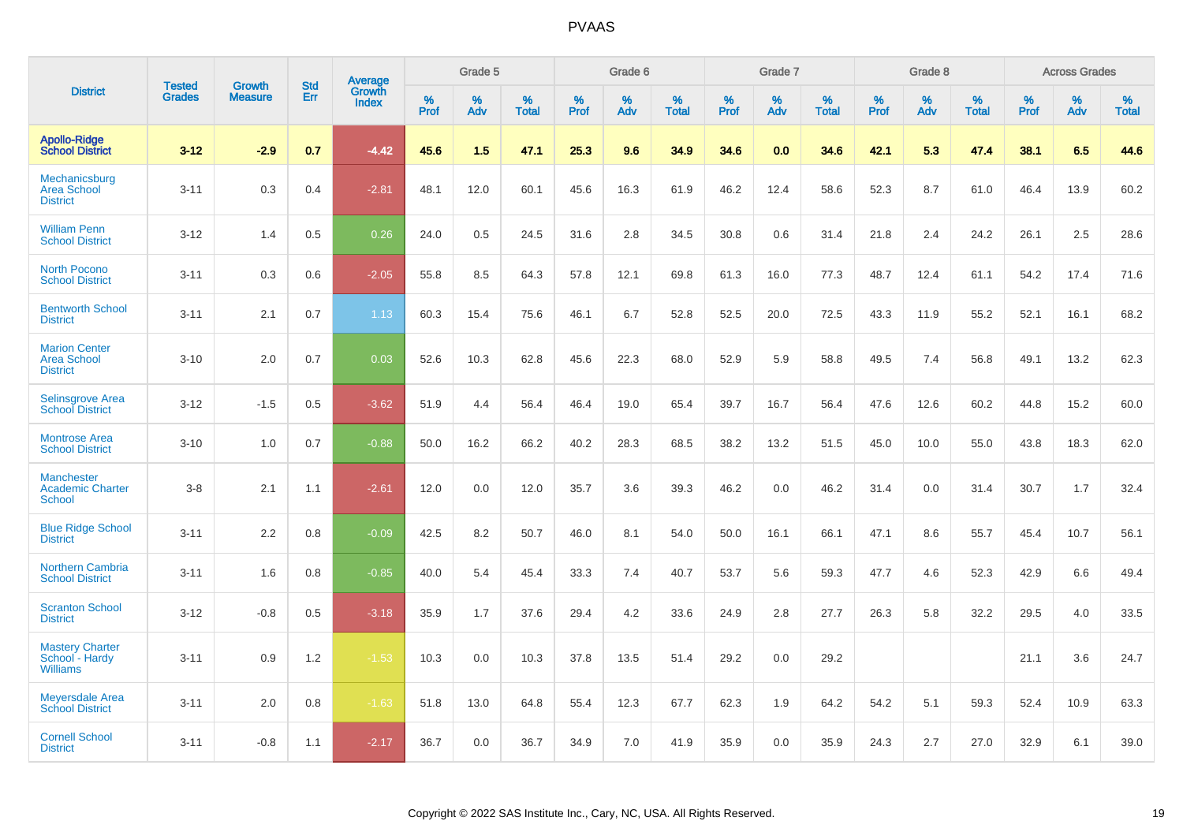| District | Tested Grades | Growth Measure | Std Err | Average Growth Index | Grade 5 | | | Grade 6 | | | Grade 7 | | | Grade 8 | | | Across Grades | | |
|---|---|---|---|---|---|---|---|---|---|---|---|---|---|---|---|---|---|---|---|
| | | | | | % Prof | % Adv | % Total | % Prof | % Adv | % Total | % Prof | % Adv | % Total | % Prof | % Adv | % Total | % Prof | % Adv | % Total |
| **Apollo-Ridge School District** | **3-12** | **-2.9** | **0.7** | **-4.42** | **45.6** | **1.5** | **47.1** | **25.3** | **9.6** | **34.9** | **34.6** | **0.0** | **34.6** | **42.1** | **5.3** | **47.4** | **38.1** | **6.5** | **44.6** |
| Mechanicsburg Area School District | 3-11 | 0.3 | 0.4 | -2.81 | 48.1 | 12.0 | 60.1 | 45.6 | 16.3 | 61.9 | 46.2 | 12.4 | 58.6 | 52.3 | 8.7 | 61.0 | 46.4 | 13.9 | 60.2 |
| William Penn School District | 3-12 | 1.4 | 0.5 | 0.26 | 24.0 | 0.5 | 24.5 | 31.6 | 2.8 | 34.5 | 30.8 | 0.6 | 31.4 | 21.8 | 2.4 | 24.2 | 26.1 | 2.5 | 28.6 |
| North Pocono School District | 3-11 | 0.3 | 0.6 | -2.05 | 55.8 | 8.5 | 64.3 | 57.8 | 12.1 | 69.8 | 61.3 | 16.0 | 77.3 | 48.7 | 12.4 | 61.1 | 54.2 | 17.4 | 71.6 |
| Bentworth School District | 3-11 | 2.1 | 0.7 | 1.13 | 60.3 | 15.4 | 75.6 | 46.1 | 6.7 | 52.8 | 52.5 | 20.0 | 72.5 | 43.3 | 11.9 | 55.2 | 52.1 | 16.1 | 68.2 |
| Marion Center Area School District | 3-10 | 2.0 | 0.7 | 0.03 | 52.6 | 10.3 | 62.8 | 45.6 | 22.3 | 68.0 | 52.9 | 5.9 | 58.8 | 49.5 | 7.4 | 56.8 | 49.1 | 13.2 | 62.3 |
| Selinsgrove Area School District | 3-12 | -1.5 | 0.5 | -3.62 | 51.9 | 4.4 | 56.4 | 46.4 | 19.0 | 65.4 | 39.7 | 16.7 | 56.4 | 47.6 | 12.6 | 60.2 | 44.8 | 15.2 | 60.0 |
| Montrose Area School District | 3-10 | 1.0 | 0.7 | -0.88 | 50.0 | 16.2 | 66.2 | 40.2 | 28.3 | 68.5 | 38.2 | 13.2 | 51.5 | 45.0 | 10.0 | 55.0 | 43.8 | 18.3 | 62.0 |
| Manchester Academic Charter School | 3-8 | 2.1 | 1.1 | -2.61 | 12.0 | 0.0 | 12.0 | 35.7 | 3.6 | 39.3 | 46.2 | 0.0 | 46.2 | 31.4 | 0.0 | 31.4 | 30.7 | 1.7 | 32.4 |
| Blue Ridge School District | 3-11 | 2.2 | 0.8 | -0.09 | 42.5 | 8.2 | 50.7 | 46.0 | 8.1 | 54.0 | 50.0 | 16.1 | 66.1 | 47.1 | 8.6 | 55.7 | 45.4 | 10.7 | 56.1 |
| Northern Cambria School District | 3-11 | 1.6 | 0.8 | -0.85 | 40.0 | 5.4 | 45.4 | 33.3 | 7.4 | 40.7 | 53.7 | 5.6 | 59.3 | 47.7 | 4.6 | 52.3 | 42.9 | 6.6 | 49.4 |
| Scranton School District | 3-12 | -0.8 | 0.5 | -3.18 | 35.9 | 1.7 | 37.6 | 29.4 | 4.2 | 33.6 | 24.9 | 2.8 | 27.7 | 26.3 | 5.8 | 32.2 | 29.5 | 4.0 | 33.5 |
| Mastery Charter School - Hardy Williams | 3-11 | 0.9 | 1.2 | -1.53 | 10.3 | 0.0 | 10.3 | 37.8 | 13.5 | 51.4 | 29.2 | 0.0 | 29.2 | | | | 21.1 | 3.6 | 24.7 |
| Meyersdale Area School District | 3-11 | 2.0 | 0.8 | -1.63 | 51.8 | 13.0 | 64.8 | 55.4 | 12.3 | 67.7 | 62.3 | 1.9 | 64.2 | 54.2 | 5.1 | 59.3 | 52.4 | 10.9 | 63.3 |
| Cornell School District | 3-11 | -0.8 | 1.1 | -2.17 | 36.7 | 0.0 | 36.7 | 34.9 | 7.0 | 41.9 | 35.9 | 0.0 | 35.9 | 24.3 | 2.7 | 27.0 | 32.9 | 6.1 | 39.0 |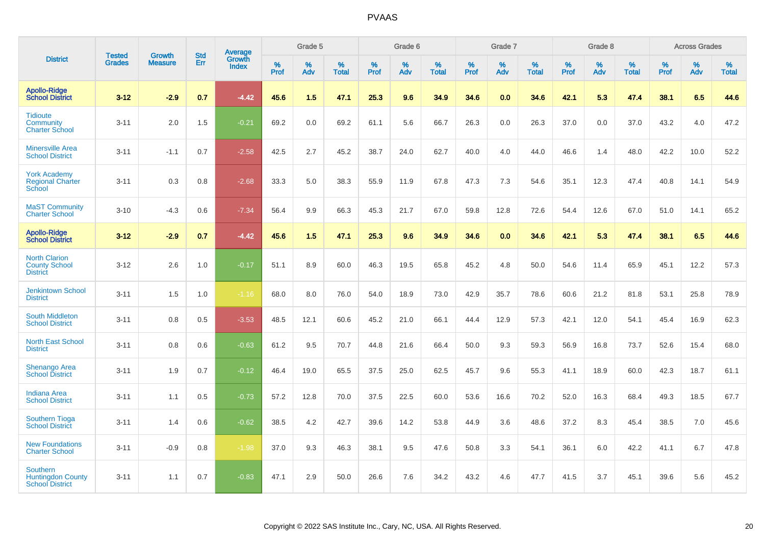PVAAS

| District | Tested Grades | Growth Measure | Std Err | Average Growth Index | Grade 5 | | | Grade 6 | | | Grade 7 | | | Grade 8 | | | Across Grades | | |
|---|---|---|---|---|---|---|---|---|---|---|---|---|---|---|---|---|---|---|---|
| | | | | | % Prof | % Adv | % Total | % Prof | % Adv | % Total | % Prof | % Adv | % Total | % Prof | % Adv | % Total | % Prof | % Adv | % Total |
| **Apollo-Ridge School District** | **3-12** | **-2.9** | **0.7** | **-4.42** | **45.6** | **1.5** | **47.1** | **25.3** | **9.6** | **34.9** | **34.6** | **0.0** | **34.6** | **42.1** | **5.3** | **47.4** | **38.1** | **6.5** | **44.6** |
| Tidioute Community Charter School | 3-11 | 2.0 | 1.5 | -0.21 | 69.2 | 0.0 | 69.2 | 61.1 | 5.6 | 66.7 | 26.3 | 0.0 | 26.3 | 37.0 | 0.0 | 37.0 | 43.2 | 4.0 | 47.2 |
| Minersville Area School District | 3-11 | -1.1 | 0.7 | -2.58 | 42.5 | 2.7 | 45.2 | 38.7 | 24.0 | 62.7 | 40.0 | 4.0 | 44.0 | 46.6 | 1.4 | 48.0 | 42.2 | 10.0 | 52.2 |
| York Academy Regional Charter School | 3-11 | 0.3 | 0.8 | -2.68 | 33.3 | 5.0 | 38.3 | 55.9 | 11.9 | 67.8 | 47.3 | 7.3 | 54.6 | 35.1 | 12.3 | 47.4 | 40.8 | 14.1 | 54.9 |
| MaST Community Charter School | 3-10 | -4.3 | 0.6 | -7.34 | 56.4 | 9.9 | 66.3 | 45.3 | 21.7 | 67.0 | 59.8 | 12.8 | 72.6 | 54.4 | 12.6 | 67.0 | 51.0 | 14.1 | 65.2 |
| **Apollo-Ridge School District** | **3-12** | **-2.9** | **0.7** | **-4.42** | **45.6** | **1.5** | **47.1** | **25.3** | **9.6** | **34.9** | **34.6** | **0.0** | **34.6** | **42.1** | **5.3** | **47.4** | **38.1** | **6.5** | **44.6** |
| North Clarion County School District | 3-12 | 2.6 | 1.0 | -0.17 | 51.1 | 8.9 | 60.0 | 46.3 | 19.5 | 65.8 | 45.2 | 4.8 | 50.0 | 54.6 | 11.4 | 65.9 | 45.1 | 12.2 | 57.3 |
| Jenkintown School District | 3-11 | 1.5 | 1.0 | -1.16 | 68.0 | 8.0 | 76.0 | 54.0 | 18.9 | 73.0 | 42.9 | 35.7 | 78.6 | 60.6 | 21.2 | 81.8 | 53.1 | 25.8 | 78.9 |
| South Middleton School District | 3-11 | 0.8 | 0.5 | -3.53 | 48.5 | 12.1 | 60.6 | 45.2 | 21.0 | 66.1 | 44.4 | 12.9 | 57.3 | 42.1 | 12.0 | 54.1 | 45.4 | 16.9 | 62.3 |
| North East School District | 3-11 | 0.8 | 0.6 | -0.63 | 61.2 | 9.5 | 70.7 | 44.8 | 21.6 | 66.4 | 50.0 | 9.3 | 59.3 | 56.9 | 16.8 | 73.7 | 52.6 | 15.4 | 68.0 |
| Shenango Area School District | 3-11 | 1.9 | 0.7 | -0.12 | 46.4 | 19.0 | 65.5 | 37.5 | 25.0 | 62.5 | 45.7 | 9.6 | 55.3 | 41.1 | 18.9 | 60.0 | 42.3 | 18.7 | 61.1 |
| Indiana Area School District | 3-11 | 1.1 | 0.5 | -0.73 | 57.2 | 12.8 | 70.0 | 37.5 | 22.5 | 60.0 | 53.6 | 16.6 | 70.2 | 52.0 | 16.3 | 68.4 | 49.3 | 18.5 | 67.7 |
| Southern Tioga School District | 3-11 | 1.4 | 0.6 | -0.62 | 38.5 | 4.2 | 42.7 | 39.6 | 14.2 | 53.8 | 44.9 | 3.6 | 48.6 | 37.2 | 8.3 | 45.4 | 38.5 | 7.0 | 45.6 |
| New Foundations Charter School | 3-11 | -0.9 | 0.8 | -1.98 | 37.0 | 9.3 | 46.3 | 38.1 | 9.5 | 47.6 | 50.8 | 3.3 | 54.1 | 36.1 | 6.0 | 42.2 | 41.1 | 6.7 | 47.8 |
| Southern Huntingdon County School District | 3-11 | 1.1 | 0.7 | -0.83 | 47.1 | 2.9 | 50.0 | 26.6 | 7.6 | 34.2 | 43.2 | 4.6 | 47.7 | 41.5 | 3.7 | 45.1 | 39.6 | 5.6 | 45.2 |

Copyright © 2022 SAS Institute Inc., Cary, NC, USA. All Rights Reserved.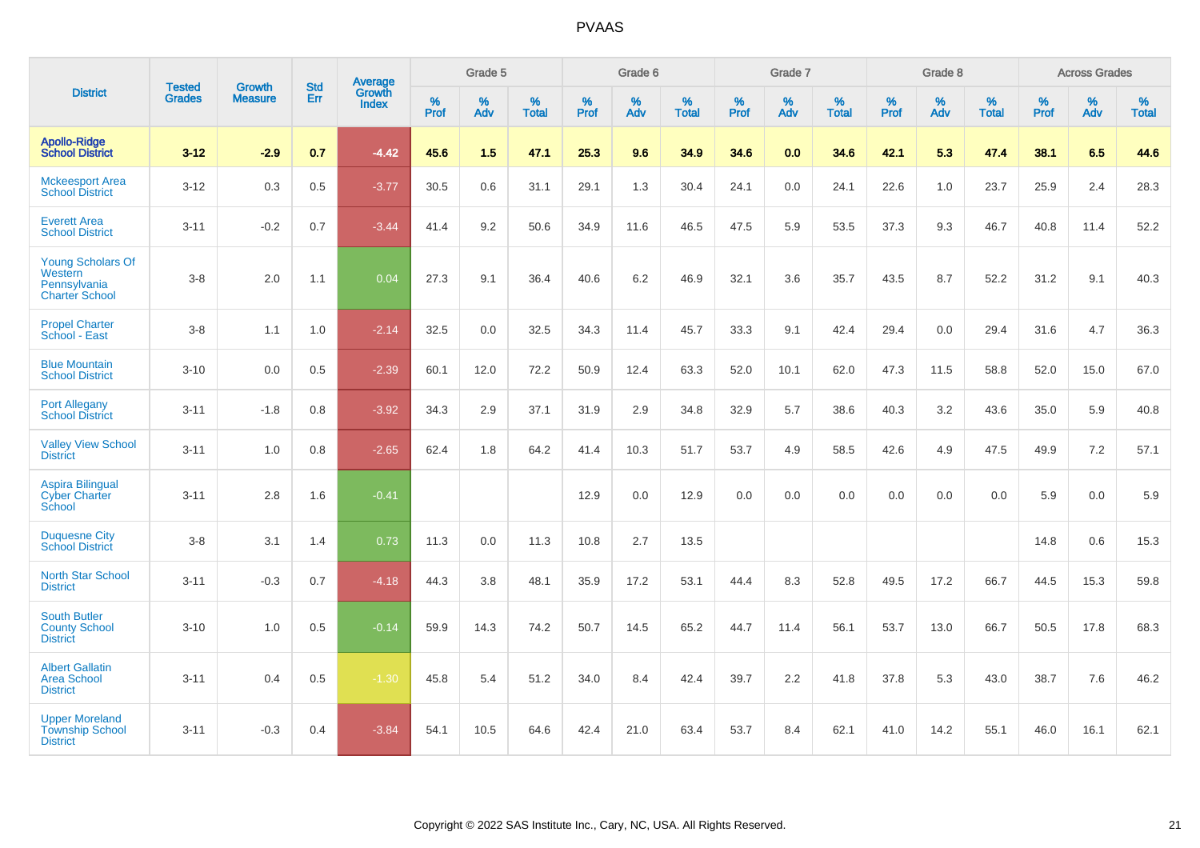| District | Tested Grades | Growth Measure | Std Err | Average Growth Index | Grade 5 | | | Grade 6 | | | Grade 7 | | | Grade 8 | | | Across Grades | | |
|---|---|---|---|---|---|---|---|---|---|---|---|---|---|---|---|---|---|---|---|
| | | | | | % Prof | % Adv | % Total | % Prof | % Adv | % Total | % Prof | % Adv | % Total | % Prof | % Adv | % Total | % Prof | % Adv | % Total |
| **Apollo-Ridge School District** | **3-12** | **-2.9** | **0.7** | **-4.42** | **45.6** | **1.5** | **47.1** | **25.3** | **9.6** | **34.9** | **34.6** | **0.0** | **34.6** | **42.1** | **5.3** | **47.4** | **38.1** | **6.5** | **44.6** |
| Mckeesport Area School District | 3-12 | 0.3 | 0.5 | -3.77 | 30.5 | 0.6 | 31.1 | 29.1 | 1.3 | 30.4 | 24.1 | 0.0 | 24.1 | 22.6 | 1.0 | 23.7 | 25.9 | 2.4 | 28.3 |
| Everett Area School District | 3-11 | -0.2 | 0.7 | -3.44 | 41.4 | 9.2 | 50.6 | 34.9 | 11.6 | 46.5 | 47.5 | 5.9 | 53.5 | 37.3 | 9.3 | 46.7 | 40.8 | 11.4 | 52.2 |
| Young Scholars Of Western Pennsylvania Charter School | 3-8 | 2.0 | 1.1 | 0.04 | 27.3 | 9.1 | 36.4 | 40.6 | 6.2 | 46.9 | 32.1 | 3.6 | 35.7 | 43.5 | 8.7 | 52.2 | 31.2 | 9.1 | 40.3 |
| Propel Charter School - East | 3-8 | 1.1 | 1.0 | -2.14 | 32.5 | 0.0 | 32.5 | 34.3 | 11.4 | 45.7 | 33.3 | 9.1 | 42.4 | 29.4 | 0.0 | 29.4 | 31.6 | 4.7 | 36.3 |
| Blue Mountain School District | 3-10 | 0.0 | 0.5 | -2.39 | 60.1 | 12.0 | 72.2 | 50.9 | 12.4 | 63.3 | 52.0 | 10.1 | 62.0 | 47.3 | 11.5 | 58.8 | 52.0 | 15.0 | 67.0 |
| Port Allegany School District | 3-11 | -1.8 | 0.8 | -3.92 | 34.3 | 2.9 | 37.1 | 31.9 | 2.9 | 34.8 | 32.9 | 5.7 | 38.6 | 40.3 | 3.2 | 43.6 | 35.0 | 5.9 | 40.8 |
| Valley View School District | 3-11 | 1.0 | 0.8 | -2.65 | 62.4 | 1.8 | 64.2 | 41.4 | 10.3 | 51.7 | 53.7 | 4.9 | 58.5 | 42.6 | 4.9 | 47.5 | 49.9 | 7.2 | 57.1 |
| Aspira Bilingual Cyber Charter School | 3-11 | 2.8 | 1.6 | -0.41 | | | | 12.9 | 0.0 | 12.9 | 0.0 | 0.0 | 0.0 | 0.0 | 0.0 | 0.0 | 5.9 | 0.0 | 5.9 |
| Duquesne City School District | 3-8 | 3.1 | 1.4 | 0.73 | 11.3 | 0.0 | 11.3 | 10.8 | 2.7 | 13.5 | | | | | | | 14.8 | 0.6 | 15.3 |
| North Star School District | 3-11 | -0.3 | 0.7 | -4.18 | 44.3 | 3.8 | 48.1 | 35.9 | 17.2 | 53.1 | 44.4 | 8.3 | 52.8 | 49.5 | 17.2 | 66.7 | 44.5 | 15.3 | 59.8 |
| South Butler County School District | 3-10 | 1.0 | 0.5 | -0.14 | 59.9 | 14.3 | 74.2 | 50.7 | 14.5 | 65.2 | 44.7 | 11.4 | 56.1 | 53.7 | 13.0 | 66.7 | 50.5 | 17.8 | 68.3 |
| Albert Gallatin Area School District | 3-11 | 0.4 | 0.5 | -1.30 | 45.8 | 5.4 | 51.2 | 34.0 | 8.4 | 42.4 | 39.7 | 2.2 | 41.8 | 37.8 | 5.3 | 43.0 | 38.7 | 7.6 | 46.2 |
| Upper Moreland Township School District | 3-11 | -0.3 | 0.4 | -3.84 | 54.1 | 10.5 | 64.6 | 42.4 | 21.0 | 63.4 | 53.7 | 8.4 | 62.1 | 41.0 | 14.2 | 55.1 | 46.0 | 16.1 | 62.1 |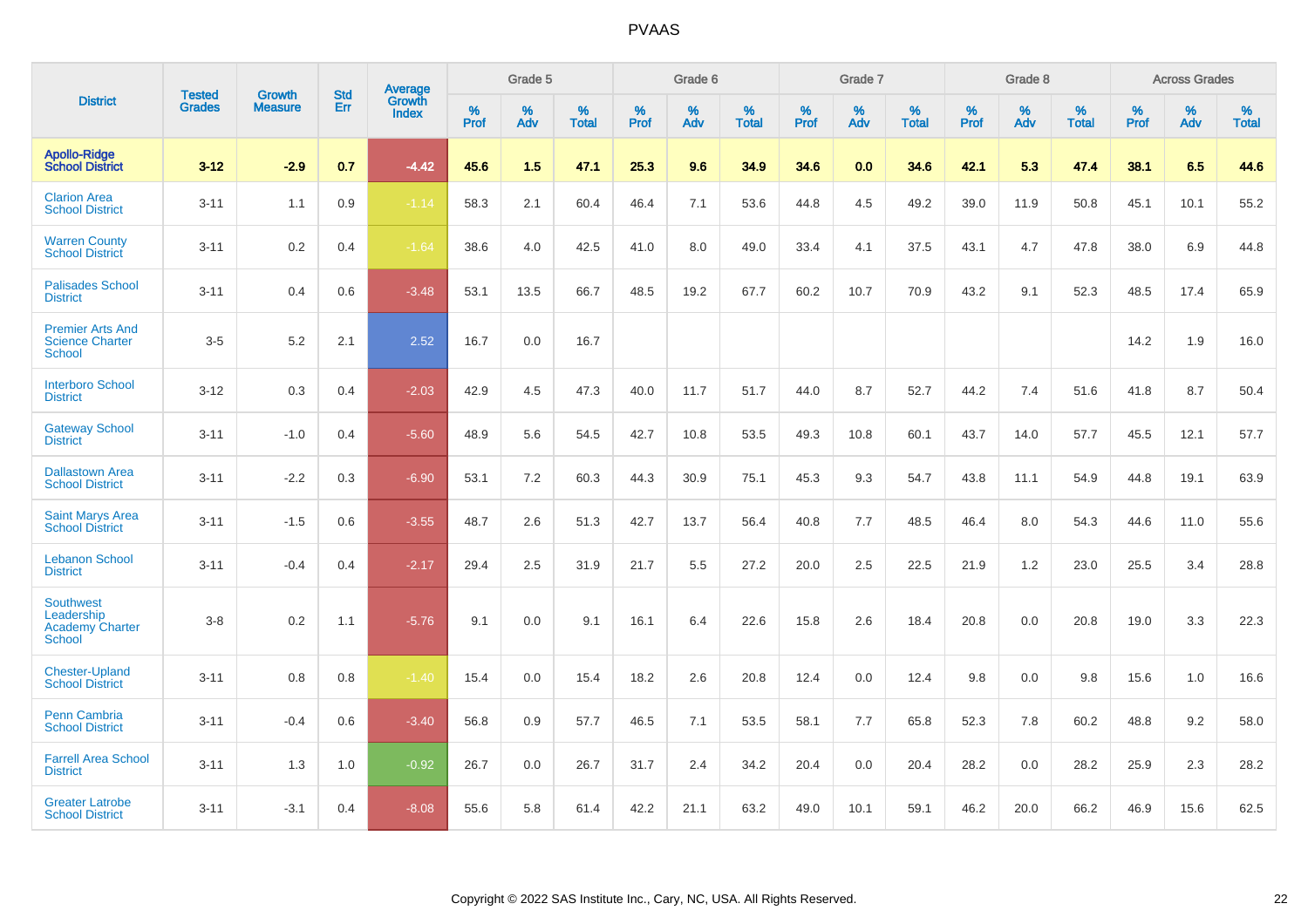# PVAAS

| District | Tested Grades | Growth Measure | Std Err | Average Growth Index | Grade 5 | | | Grade 6 | | | Grade 7 | | | Grade 8 | | | Across Grades | | |
|---|---|---|---|---|---|---|---|---|---|---|---|---|---|---|---|---|---|---|---|
| | | | | | % Prof | % Adv | % Total | % Prof | % Adv | % Total | % Prof | % Adv | % Total | % Prof | % Adv | % Total | % Prof | % Adv | % Total |
| **Apollo-Ridge School District** | **3-12** | **-2.9** | **0.7** | **-4.42** | **45.6** | **1.5** | **47.1** | **25.3** | **9.6** | **34.9** | **34.6** | **0.0** | **34.6** | **42.1** | **5.3** | **47.4** | **38.1** | **6.5** | **44.6** |
| Clarion Area School District | 3-11 | 1.1 | 0.9 | -1.14 | 58.3 | 2.1 | 60.4 | 46.4 | 7.1 | 53.6 | 44.8 | 4.5 | 49.2 | 39.0 | 11.9 | 50.8 | 45.1 | 10.1 | 55.2 |
| Warren County School District | 3-11 | 0.2 | 0.4 | -1.64 | 38.6 | 4.0 | 42.5 | 41.0 | 8.0 | 49.0 | 33.4 | 4.1 | 37.5 | 43.1 | 4.7 | 47.8 | 38.0 | 6.9 | 44.8 |
| Palisades School District | 3-11 | 0.4 | 0.6 | -3.48 | 53.1 | 13.5 | 66.7 | 48.5 | 19.2 | 67.7 | 60.2 | 10.7 | 70.9 | 43.2 | 9.1 | 52.3 | 48.5 | 17.4 | 65.9 |
| Premier Arts And Science Charter School | 3-5 | 5.2 | 2.1 | 2.52 | 16.7 | 0.0 | 16.7 | | | | | | | | | | 14.2 | 1.9 | 16.0 |
| Interboro School District | 3-12 | 0.3 | 0.4 | -2.03 | 42.9 | 4.5 | 47.3 | 40.0 | 11.7 | 51.7 | 44.0 | 8.7 | 52.7 | 44.2 | 7.4 | 51.6 | 41.8 | 8.7 | 50.4 |
| Gateway School District | 3-11 | -1.0 | 0.4 | -5.60 | 48.9 | 5.6 | 54.5 | 42.7 | 10.8 | 53.5 | 49.3 | 10.8 | 60.1 | 43.7 | 14.0 | 57.7 | 45.5 | 12.1 | 57.7 |
| Dallastown Area School District | 3-11 | -2.2 | 0.3 | -6.90 | 53.1 | 7.2 | 60.3 | 44.3 | 30.9 | 75.1 | 45.3 | 9.3 | 54.7 | 43.8 | 11.1 | 54.9 | 44.8 | 19.1 | 63.9 |
| Saint Marys Area School District | 3-11 | -1.5 | 0.6 | -3.55 | 48.7 | 2.6 | 51.3 | 42.7 | 13.7 | 56.4 | 40.8 | 7.7 | 48.5 | 46.4 | 8.0 | 54.3 | 44.6 | 11.0 | 55.6 |
| Lebanon School District | 3-11 | -0.4 | 0.4 | -2.17 | 29.4 | 2.5 | 31.9 | 21.7 | 5.5 | 27.2 | 20.0 | 2.5 | 22.5 | 21.9 | 1.2 | 23.0 | 25.5 | 3.4 | 28.8 |
| Southwest Leadership Academy Charter School | 3-8 | 0.2 | 1.1 | -5.76 | 9.1 | 0.0 | 9.1 | 16.1 | 6.4 | 22.6 | 15.8 | 2.6 | 18.4 | 20.8 | 0.0 | 20.8 | 19.0 | 3.3 | 22.3 |
| Chester-Upland School District | 3-11 | 0.8 | 0.8 | -1.40 | 15.4 | 0.0 | 15.4 | 18.2 | 2.6 | 20.8 | 12.4 | 0.0 | 12.4 | 9.8 | 0.0 | 9.8 | 15.6 | 1.0 | 16.6 |
| Penn Cambria School District | 3-11 | -0.4 | 0.6 | -3.40 | 56.8 | 0.9 | 57.7 | 46.5 | 7.1 | 53.5 | 58.1 | 7.7 | 65.8 | 52.3 | 7.8 | 60.2 | 48.8 | 9.2 | 58.0 |
| Farrell Area School District | 3-11 | 1.3 | 1.0 | -0.92 | 26.7 | 0.0 | 26.7 | 31.7 | 2.4 | 34.2 | 20.4 | 0.0 | 20.4 | 28.2 | 0.0 | 28.2 | 25.9 | 2.3 | 28.2 |
| Greater Latrobe School District | 3-11 | -3.1 | 0.4 | -8.08 | 55.6 | 5.8 | 61.4 | 42.2 | 21.1 | 63.2 | 49.0 | 10.1 | 59.1 | 46.2 | 20.0 | 66.2 | 46.9 | 15.6 | 62.5 |

Copyright © 2022 SAS Institute Inc., Cary, NC, USA. All Rights Reserved.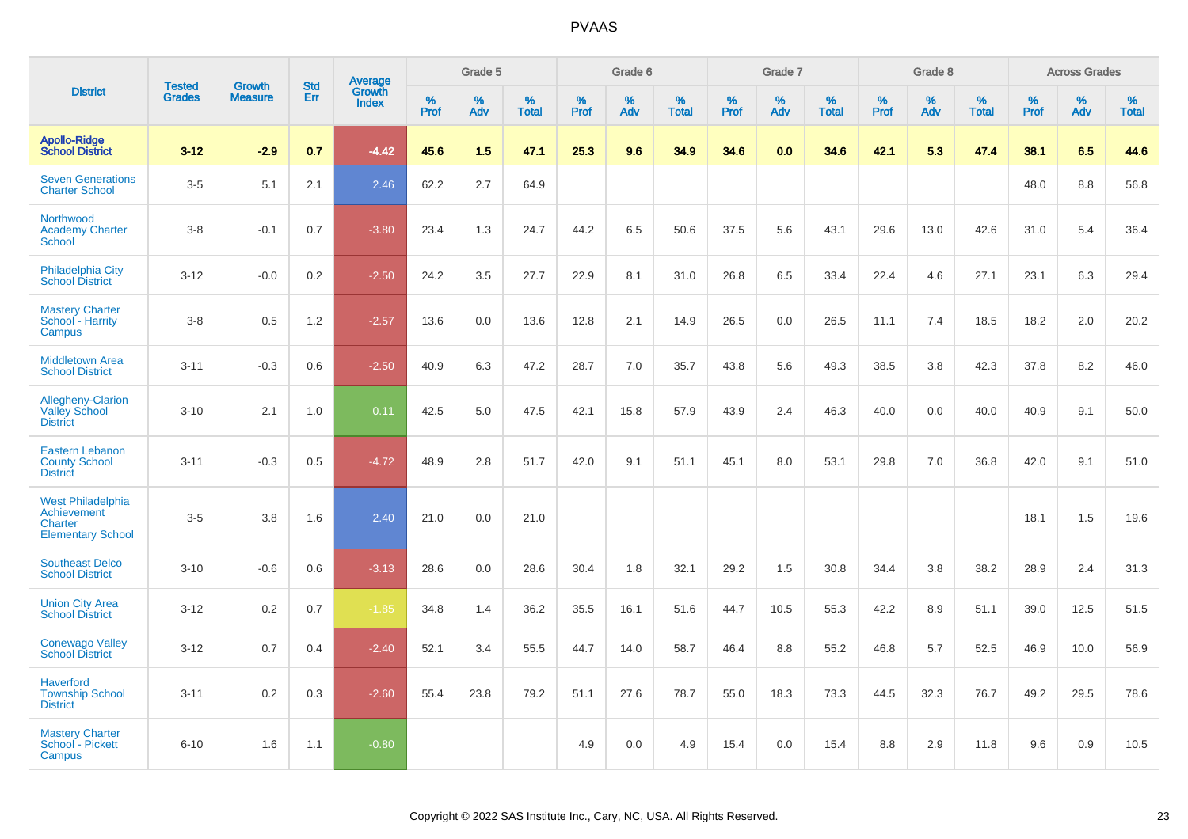# PVAAS

| District | Tested Grades | Growth Measure | Std Err | Average Growth Index | Grade 5 | | | Grade 6 | | | Grade 7 | | | Grade 8 | | | Across Grades | | |
|---|---|---|---|---|---|---|---|---|---|---|---|---|---|---|---|---|---|---|---|
| | | | | | % Prof | % Adv | % Total | % Prof | % Adv | % Total | % Prof | % Adv | % Total | % Prof | % Adv | % Total | % Prof | % Adv | % Total |
| **Apollo-Ridge School District** | **3-12** | **-2.9** | **0.7** | **-4.42** | **45.6** | **1.5** | **47.1** | **25.3** | **9.6** | **34.9** | **34.6** | **0.0** | **34.6** | **42.1** | **5.3** | **47.4** | **38.1** | **6.5** | **44.6** |
| Seven Generations Charter School | 3-5 | 5.1 | 2.1 | 2.46 | 62.2 | 2.7 | 64.9 | | | | | | | | | | 48.0 | 8.8 | 56.8 |
| Northwood Academy Charter School | 3-8 | -0.1 | 0.7 | -3.80 | 23.4 | 1.3 | 24.7 | 44.2 | 6.5 | 50.6 | 37.5 | 5.6 | 43.1 | 29.6 | 13.0 | 42.6 | 31.0 | 5.4 | 36.4 |
| Philadelphia City School District | 3-12 | -0.0 | 0.2 | -2.50 | 24.2 | 3.5 | 27.7 | 22.9 | 8.1 | 31.0 | 26.8 | 6.5 | 33.4 | 22.4 | 4.6 | 27.1 | 23.1 | 6.3 | 29.4 |
| Mastery Charter School - Harrity Campus | 3-8 | 0.5 | 1.2 | -2.57 | 13.6 | 0.0 | 13.6 | 12.8 | 2.1 | 14.9 | 26.5 | 0.0 | 26.5 | 11.1 | 7.4 | 18.5 | 18.2 | 2.0 | 20.2 |
| Middletown Area School District | 3-11 | -0.3 | 0.6 | -2.50 | 40.9 | 6.3 | 47.2 | 28.7 | 7.0 | 35.7 | 43.8 | 5.6 | 49.3 | 38.5 | 3.8 | 42.3 | 37.8 | 8.2 | 46.0 |
| Allegheny-Clarion Valley School District | 3-10 | 2.1 | 1.0 | 0.11 | 42.5 | 5.0 | 47.5 | 42.1 | 15.8 | 57.9 | 43.9 | 2.4 | 46.3 | 40.0 | 0.0 | 40.0 | 40.9 | 9.1 | 50.0 |
| Eastern Lebanon County School District | 3-11 | -0.3 | 0.5 | -4.72 | 48.9 | 2.8 | 51.7 | 42.0 | 9.1 | 51.1 | 45.1 | 8.0 | 53.1 | 29.8 | 7.0 | 36.8 | 42.0 | 9.1 | 51.0 |
| West Philadelphia Achievement Charter Elementary School | 3-5 | 3.8 | 1.6 | 2.40 | 21.0 | 0.0 | 21.0 | | | | | | | | | | 18.1 | 1.5 | 19.6 |
| Southeast Delco School District | 3-10 | -0.6 | 0.6 | -3.13 | 28.6 | 0.0 | 28.6 | 30.4 | 1.8 | 32.1 | 29.2 | 1.5 | 30.8 | 34.4 | 3.8 | 38.2 | 28.9 | 2.4 | 31.3 |
| Union City Area School District | 3-12 | 0.2 | 0.7 | -1.85 | 34.8 | 1.4 | 36.2 | 35.5 | 16.1 | 51.6 | 44.7 | 10.5 | 55.3 | 42.2 | 8.9 | 51.1 | 39.0 | 12.5 | 51.5 |
| Conewago Valley School District | 3-12 | 0.7 | 0.4 | -2.40 | 52.1 | 3.4 | 55.5 | 44.7 | 14.0 | 58.7 | 46.4 | 8.8 | 55.2 | 46.8 | 5.7 | 52.5 | 46.9 | 10.0 | 56.9 |
| Haverford Township School District | 3-11 | 0.2 | 0.3 | -2.60 | 55.4 | 23.8 | 79.2 | 51.1 | 27.6 | 78.7 | 55.0 | 18.3 | 73.3 | 44.5 | 32.3 | 76.7 | 49.2 | 29.5 | 78.6 |
| Mastery Charter School - Pickett Campus | 6-10 | 1.6 | 1.1 | -0.80 | | | | 4.9 | 0.0 | 4.9 | 15.4 | 0.0 | 15.4 | 8.8 | 2.9 | 11.8 | 9.6 | 0.9 | 10.5 |

Copyright © 2022 SAS Institute Inc., Cary, NC, USA. All Rights Reserved.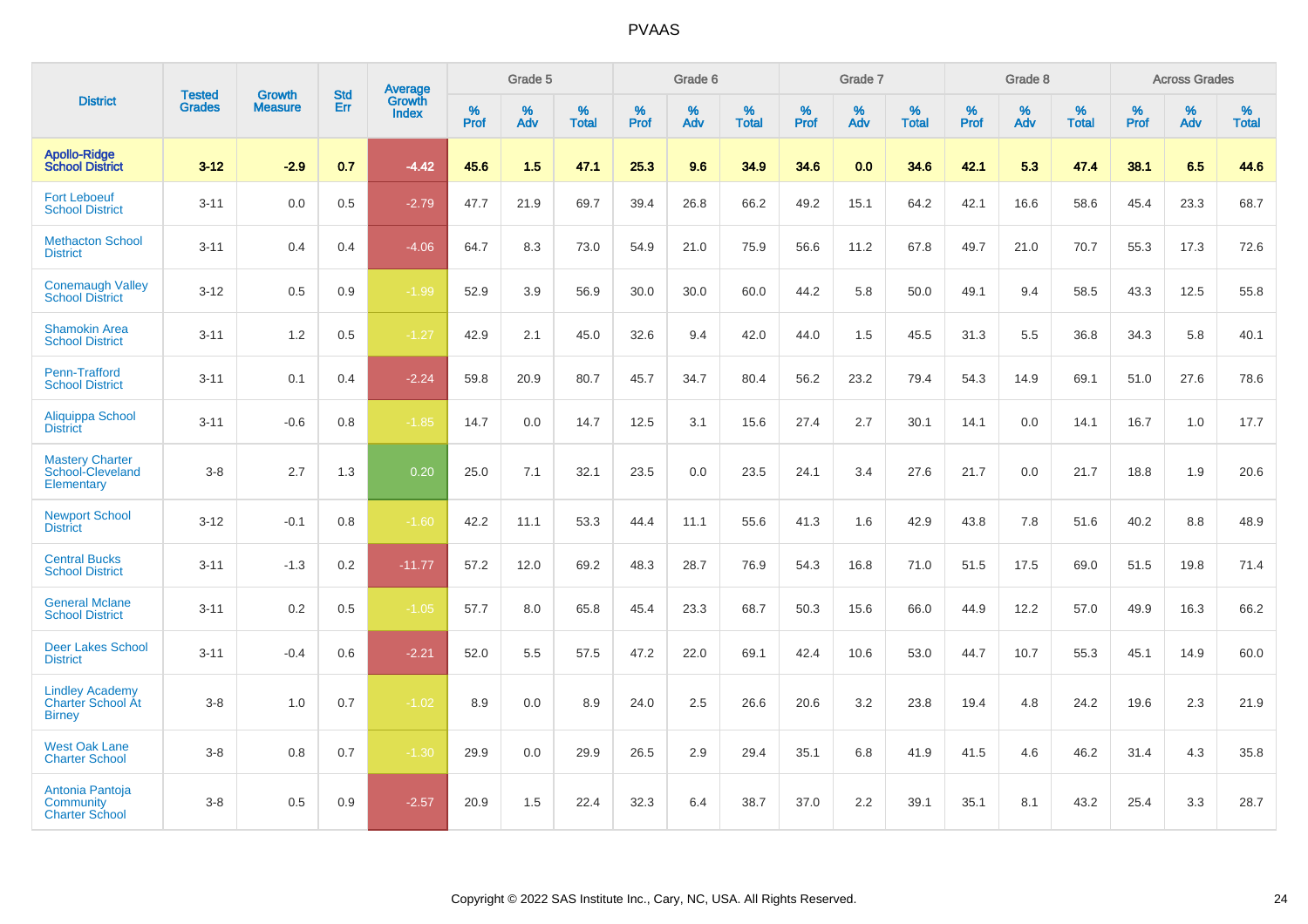# PVAAS

| District | Tested Grades | Growth Measure | Std Err | Average Growth Index | Grade 5 | | | Grade 6 | | | Grade 7 | | | Grade 8 | | | Across Grades | | |
|---|---|---|---|---|---|---|---|---|---|---|---|---|---|---|---|---|---|---|---|
| | | | | | % Prof | % Adv | % Total | % Prof | % Adv | % Total | % Prof | % Adv | % Total | % Prof | % Adv | % Total | % Prof | % Adv | % Total |
| **Apollo-Ridge School District** | **3-12** | **-2.9** | **0.7** | **-4.42** | **45.6** | **1.5** | **47.1** | **25.3** | **9.6** | **34.9** | **34.6** | **0.0** | **34.6** | **42.1** | **5.3** | **47.4** | **38.1** | **6.5** | **44.6** |
| Fort Leboeuf School District | 3-11 | 0.0 | 0.5 | -2.79 | 47.7 | 21.9 | 69.7 | 39.4 | 26.8 | 66.2 | 49.2 | 15.1 | 64.2 | 42.1 | 16.6 | 58.6 | 45.4 | 23.3 | 68.7 |
| Methacton School District | 3-11 | 0.4 | 0.4 | -4.06 | 64.7 | 8.3 | 73.0 | 54.9 | 21.0 | 75.9 | 56.6 | 11.2 | 67.8 | 49.7 | 21.0 | 70.7 | 55.3 | 17.3 | 72.6 |
| Conemaugh Valley School District | 3-12 | 0.5 | 0.9 | -1.99 | 52.9 | 3.9 | 56.9 | 30.0 | 30.0 | 60.0 | 44.2 | 5.8 | 50.0 | 49.1 | 9.4 | 58.5 | 43.3 | 12.5 | 55.8 |
| Shamokin Area School District | 3-11 | 1.2 | 0.5 | -1.27 | 42.9 | 2.1 | 45.0 | 32.6 | 9.4 | 42.0 | 44.0 | 1.5 | 45.5 | 31.3 | 5.5 | 36.8 | 34.3 | 5.8 | 40.1 |
| Penn-Trafford School District | 3-11 | 0.1 | 0.4 | -2.24 | 59.8 | 20.9 | 80.7 | 45.7 | 34.7 | 80.4 | 56.2 | 23.2 | 79.4 | 54.3 | 14.9 | 69.1 | 51.0 | 27.6 | 78.6 |
| Aliquippa School District | 3-11 | -0.6 | 0.8 | -1.85 | 14.7 | 0.0 | 14.7 | 12.5 | 3.1 | 15.6 | 27.4 | 2.7 | 30.1 | 14.1 | 0.0 | 14.1 | 16.7 | 1.0 | 17.7 |
| Mastery Charter School-Cleveland Elementary | 3-8 | 2.7 | 1.3 | 0.20 | 25.0 | 7.1 | 32.1 | 23.5 | 0.0 | 23.5 | 24.1 | 3.4 | 27.6 | 21.7 | 0.0 | 21.7 | 18.8 | 1.9 | 20.6 |
| Newport School District | 3-12 | -0.1 | 0.8 | -1.60 | 42.2 | 11.1 | 53.3 | 44.4 | 11.1 | 55.6 | 41.3 | 1.6 | 42.9 | 43.8 | 7.8 | 51.6 | 40.2 | 8.8 | 48.9 |
| Central Bucks School District | 3-11 | -1.3 | 0.2 | -11.77 | 57.2 | 12.0 | 69.2 | 48.3 | 28.7 | 76.9 | 54.3 | 16.8 | 71.0 | 51.5 | 17.5 | 69.0 | 51.5 | 19.8 | 71.4 |
| General Mclane School District | 3-11 | 0.2 | 0.5 | -1.05 | 57.7 | 8.0 | 65.8 | 45.4 | 23.3 | 68.7 | 50.3 | 15.6 | 66.0 | 44.9 | 12.2 | 57.0 | 49.9 | 16.3 | 66.2 |
| Deer Lakes School District | 3-11 | -0.4 | 0.6 | -2.21 | 52.0 | 5.5 | 57.5 | 47.2 | 22.0 | 69.1 | 42.4 | 10.6 | 53.0 | 44.7 | 10.7 | 55.3 | 45.1 | 14.9 | 60.0 |
| Lindley Academy Charter School At Birney | 3-8 | 1.0 | 0.7 | -1.02 | 8.9 | 0.0 | 8.9 | 24.0 | 2.5 | 26.6 | 20.6 | 3.2 | 23.8 | 19.4 | 4.8 | 24.2 | 19.6 | 2.3 | 21.9 |
| West Oak Lane Charter School | 3-8 | 0.8 | 0.7 | -1.30 | 29.9 | 0.0 | 29.9 | 26.5 | 2.9 | 29.4 | 35.1 | 6.8 | 41.9 | 41.5 | 4.6 | 46.2 | 31.4 | 4.3 | 35.8 |
| Antonia Pantoja Community Charter School | 3-8 | 0.5 | 0.9 | -2.57 | 20.9 | 1.5 | 22.4 | 32.3 | 6.4 | 38.7 | 37.0 | 2.2 | 39.1 | 35.1 | 8.1 | 43.2 | 25.4 | 3.3 | 28.7 |

Copyright © 2022 SAS Institute Inc., Cary, NC, USA. All Rights Reserved.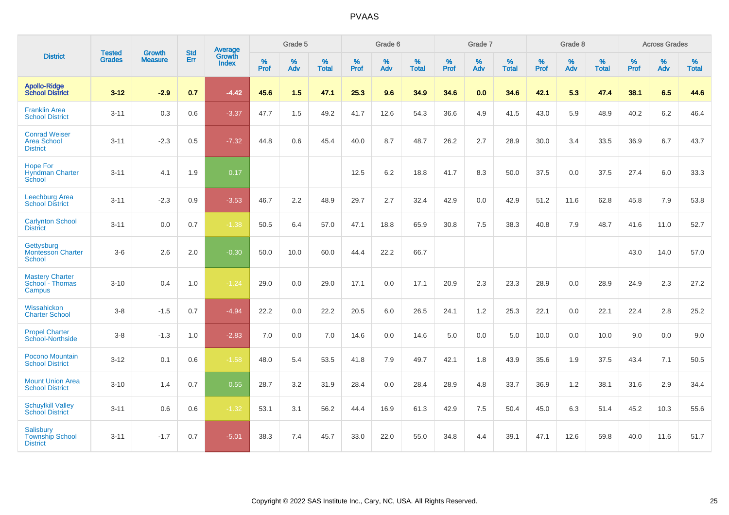# PVAAS

| District | Tested Grades | Growth Measure | Std Err | Average Growth Index | Grade 5 | | | Grade 6 | | | Grade 7 | | | Grade 8 | | | Across Grades | | |
|---|---|---|---|---|---|---|---|---|---|---|---|---|---|---|---|---|---|---|---|
| | | | | | % Prof | % Adv | % Total | % Prof | % Adv | % Total | % Prof | % Adv | % Total | % Prof | % Adv | % Total | % Prof | % Adv | % Total |
| **Apollo-Ridge School District** | **3-12** | **-2.9** | **0.7** | **-4.42** | **45.6** | **1.5** | **47.1** | **25.3** | **9.6** | **34.9** | **34.6** | **0.0** | **34.6** | **42.1** | **5.3** | **47.4** | **38.1** | **6.5** | **44.6** |
| Franklin Area School District | 3-11 | 0.3 | 0.6 | -3.37 | 47.7 | 1.5 | 49.2 | 41.7 | 12.6 | 54.3 | 36.6 | 4.9 | 41.5 | 43.0 | 5.9 | 48.9 | 40.2 | 6.2 | 46.4 |
| Conrad Weiser Area School District | 3-11 | -2.3 | 0.5 | -7.32 | 44.8 | 0.6 | 45.4 | 40.0 | 8.7 | 48.7 | 26.2 | 2.7 | 28.9 | 30.0 | 3.4 | 33.5 | 36.9 | 6.7 | 43.7 |
| Hope For Hyndman Charter School | 3-11 | 4.1 | 1.9 | 0.17 | | | | 12.5 | 6.2 | 18.8 | 41.7 | 8.3 | 50.0 | 37.5 | 0.0 | 37.5 | 27.4 | 6.0 | 33.3 |
| Leechburg Area School District | 3-11 | -2.3 | 0.9 | -3.53 | 46.7 | 2.2 | 48.9 | 29.7 | 2.7 | 32.4 | 42.9 | 0.0 | 42.9 | 51.2 | 11.6 | 62.8 | 45.8 | 7.9 | 53.8 |
| Carlynton School District | 3-11 | 0.0 | 0.7 | -1.38 | 50.5 | 6.4 | 57.0 | 47.1 | 18.8 | 65.9 | 30.8 | 7.5 | 38.3 | 40.8 | 7.9 | 48.7 | 41.6 | 11.0 | 52.7 |
| Gettysburg Montessori Charter School | 3-6 | 2.6 | 2.0 | -0.30 | 50.0 | 10.0 | 60.0 | 44.4 | 22.2 | 66.7 | | | | | | | 43.0 | 14.0 | 57.0 |
| Mastery Charter School - Thomas Campus | 3-10 | 0.4 | 1.0 | -1.24 | 29.0 | 0.0 | 29.0 | 17.1 | 0.0 | 17.1 | 20.9 | 2.3 | 23.3 | 28.9 | 0.0 | 28.9 | 24.9 | 2.3 | 27.2 |
| Wissahickon Charter School | 3-8 | -1.5 | 0.7 | -4.94 | 22.2 | 0.0 | 22.2 | 20.5 | 6.0 | 26.5 | 24.1 | 1.2 | 25.3 | 22.1 | 0.0 | 22.1 | 22.4 | 2.8 | 25.2 |
| Propel Charter School-Northside | 3-8 | -1.3 | 1.0 | -2.83 | 7.0 | 0.0 | 7.0 | 14.6 | 0.0 | 14.6 | 5.0 | 0.0 | 5.0 | 10.0 | 0.0 | 10.0 | 9.0 | 0.0 | 9.0 |
| Pocono Mountain School District | 3-12 | 0.1 | 0.6 | -1.58 | 48.0 | 5.4 | 53.5 | 41.8 | 7.9 | 49.7 | 42.1 | 1.8 | 43.9 | 35.6 | 1.9 | 37.5 | 43.4 | 7.1 | 50.5 |
| Mount Union Area School District | 3-10 | 1.4 | 0.7 | 0.55 | 28.7 | 3.2 | 31.9 | 28.4 | 0.0 | 28.4 | 28.9 | 4.8 | 33.7 | 36.9 | 1.2 | 38.1 | 31.6 | 2.9 | 34.4 |
| Schuylkill Valley School District | 3-11 | 0.6 | 0.6 | -1.32 | 53.1 | 3.1 | 56.2 | 44.4 | 16.9 | 61.3 | 42.9 | 7.5 | 50.4 | 45.0 | 6.3 | 51.4 | 45.2 | 10.3 | 55.6 |
| Salisbury Township School District | 3-11 | -1.7 | 0.7 | -5.01 | 38.3 | 7.4 | 45.7 | 33.0 | 22.0 | 55.0 | 34.8 | 4.4 | 39.1 | 47.1 | 12.6 | 59.8 | 40.0 | 11.6 | 51.7 |

Copyright © 2022 SAS Institute Inc., Cary, NC, USA. All Rights Reserved.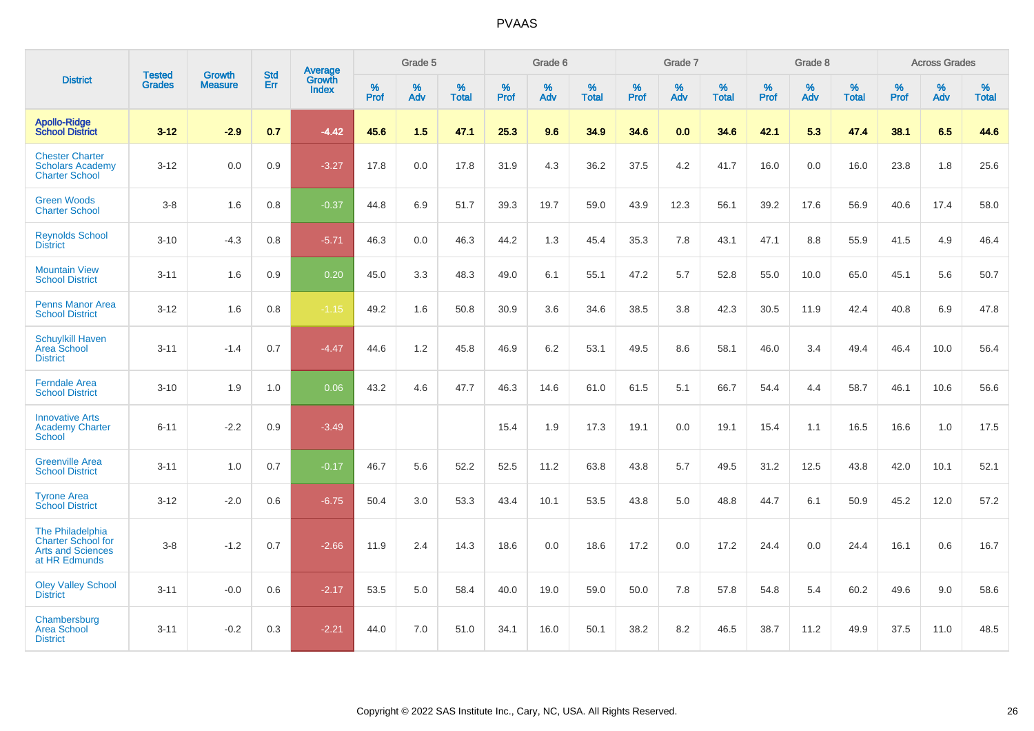# PVAAS

| District | Tested Grades | Growth Measure | Std Err | Average Growth Index | Grade 5 | | | Grade 6 | | | Grade 7 | | | Grade 8 | | | Across Grades | | |
|---|---|---|---|---|---|---|---|---|---|---|---|---|---|---|---|---|---|---|---|
| | | | | | % Prof | % Adv | % Total | % Prof | % Adv | % Total | % Prof | % Adv | % Total | % Prof | % Adv | % Total | % Prof | % Adv | % Total |
| **Apollo-Ridge School District** | **3-12** | **-2.9** | **0.7** | **-4.42** | **45.6** | **1.5** | **47.1** | **25.3** | **9.6** | **34.9** | **34.6** | **0.0** | **34.6** | **42.1** | **5.3** | **47.4** | **38.1** | **6.5** | **44.6** |
| Chester Charter Scholars Academy Charter School | 3-12 | 0.0 | 0.9 | -3.27 | 17.8 | 0.0 | 17.8 | 31.9 | 4.3 | 36.2 | 37.5 | 4.2 | 41.7 | 16.0 | 0.0 | 16.0 | 23.8 | 1.8 | 25.6 |
| Green Woods Charter School | 3-8 | 1.6 | 0.8 | -0.37 | 44.8 | 6.9 | 51.7 | 39.3 | 19.7 | 59.0 | 43.9 | 12.3 | 56.1 | 39.2 | 17.6 | 56.9 | 40.6 | 17.4 | 58.0 |
| Reynolds School District | 3-10 | -4.3 | 0.8 | -5.71 | 46.3 | 0.0 | 46.3 | 44.2 | 1.3 | 45.4 | 35.3 | 7.8 | 43.1 | 47.1 | 8.8 | 55.9 | 41.5 | 4.9 | 46.4 |
| Mountain View School District | 3-11 | 1.6 | 0.9 | 0.20 | 45.0 | 3.3 | 48.3 | 49.0 | 6.1 | 55.1 | 47.2 | 5.7 | 52.8 | 55.0 | 10.0 | 65.0 | 45.1 | 5.6 | 50.7 |
| Penns Manor Area School District | 3-12 | 1.6 | 0.8 | -1.15 | 49.2 | 1.6 | 50.8 | 30.9 | 3.6 | 34.6 | 38.5 | 3.8 | 42.3 | 30.5 | 11.9 | 42.4 | 40.8 | 6.9 | 47.8 |
| Schuylkill Haven Area School District | 3-11 | -1.4 | 0.7 | -4.47 | 44.6 | 1.2 | 45.8 | 46.9 | 6.2 | 53.1 | 49.5 | 8.6 | 58.1 | 46.0 | 3.4 | 49.4 | 46.4 | 10.0 | 56.4 |
| Ferndale Area School District | 3-10 | 1.9 | 1.0 | 0.06 | 43.2 | 4.6 | 47.7 | 46.3 | 14.6 | 61.0 | 61.5 | 5.1 | 66.7 | 54.4 | 4.4 | 58.7 | 46.1 | 10.6 | 56.6 |
| Innovative Arts Academy Charter School | 6-11 | -2.2 | 0.9 | -3.49 | | | | 15.4 | 1.9 | 17.3 | 19.1 | 0.0 | 19.1 | 15.4 | 1.1 | 16.5 | 16.6 | 1.0 | 17.5 |
| Greenville Area School District | 3-11 | 1.0 | 0.7 | -0.17 | 46.7 | 5.6 | 52.2 | 52.5 | 11.2 | 63.8 | 43.8 | 5.7 | 49.5 | 31.2 | 12.5 | 43.8 | 42.0 | 10.1 | 52.1 |
| Tyrone Area School District | 3-12 | -2.0 | 0.6 | -6.75 | 50.4 | 3.0 | 53.3 | 43.4 | 10.1 | 53.5 | 43.8 | 5.0 | 48.8 | 44.7 | 6.1 | 50.9 | 45.2 | 12.0 | 57.2 |
| The Philadelphia Charter School for Arts and Sciences at HR Edmunds | 3-8 | -1.2 | 0.7 | -2.66 | 11.9 | 2.4 | 14.3 | 18.6 | 0.0 | 18.6 | 17.2 | 0.0 | 17.2 | 24.4 | 0.0 | 24.4 | 16.1 | 0.6 | 16.7 |
| Oley Valley School District | 3-11 | -0.0 | 0.6 | -2.17 | 53.5 | 5.0 | 58.4 | 40.0 | 19.0 | 59.0 | 50.0 | 7.8 | 57.8 | 54.8 | 5.4 | 60.2 | 49.6 | 9.0 | 58.6 |
| Chambersburg Area School District | 3-11 | -0.2 | 0.3 | -2.21 | 44.0 | 7.0 | 51.0 | 34.1 | 16.0 | 50.1 | 38.2 | 8.2 | 46.5 | 38.7 | 11.2 | 49.9 | 37.5 | 11.0 | 48.5 |

Copyright © 2022 SAS Institute Inc., Cary, NC, USA. All Rights Reserved.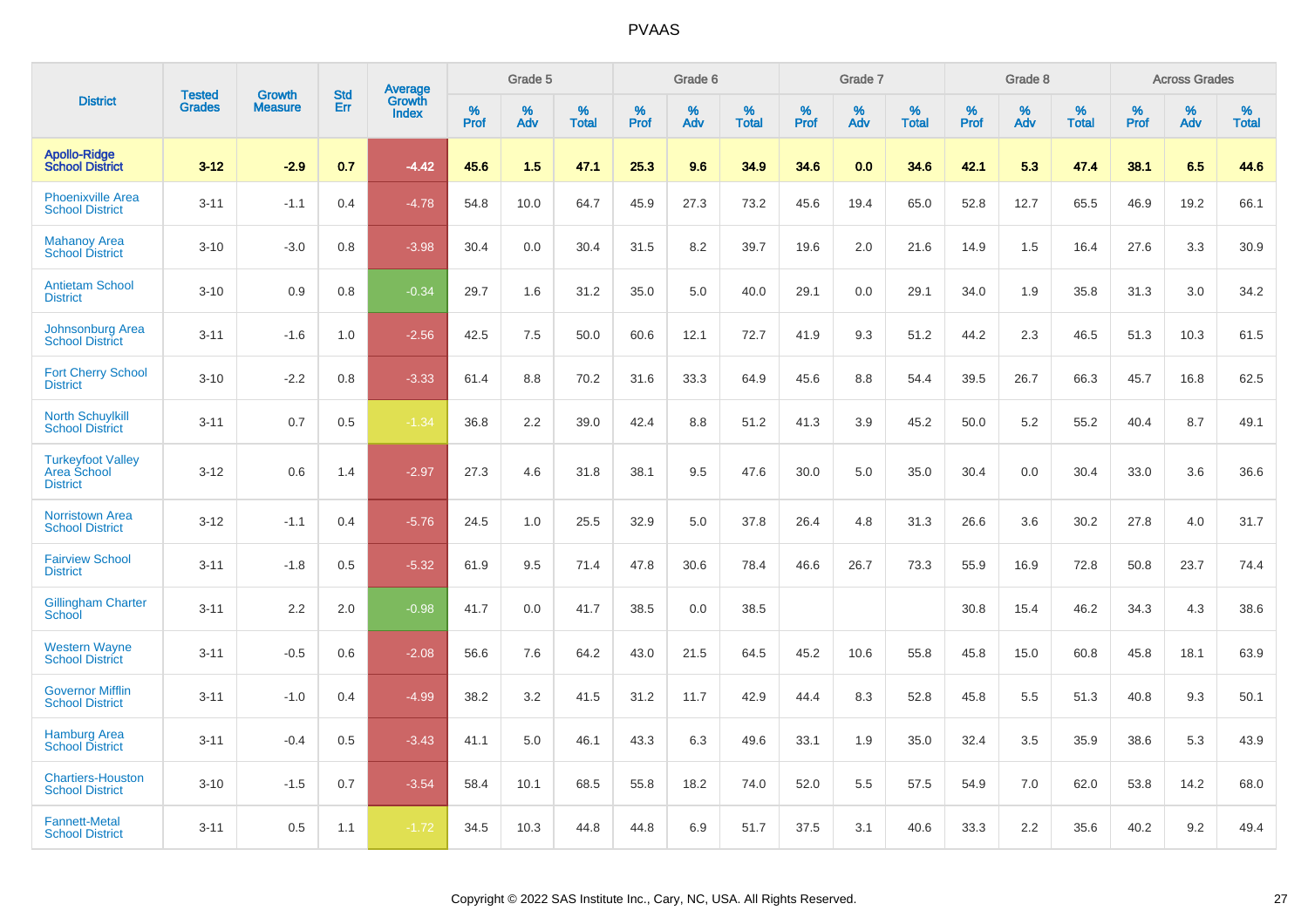# PVAAS

| District | Tested Grades | Growth Measure | Std Err | Average Growth Index | Grade 5 | | | Grade 6 | | | Grade 7 | | | Grade 8 | | | Across Grades | | |
|---|---|---|---|---|---|---|---|---|---|---|---|---|---|---|---|---|---|---|---|
| | | | | | % Prof | % Adv | % Total | % Prof | % Adv | % Total | % Prof | % Adv | % Total | % Prof | % Adv | % Total | % Prof | % Adv | % Total |
| **Apollo-Ridge School District** | **3-12** | **-2.9** | **0.7** | **-4.42** | **45.6** | **1.5** | **47.1** | **25.3** | **9.6** | **34.9** | **34.6** | **0.0** | **34.6** | **42.1** | **5.3** | **47.4** | **38.1** | **6.5** | **44.6** |
| Phoenixville Area School District | 3-11 | -1.1 | 0.4 | -4.78 | 54.8 | 10.0 | 64.7 | 45.9 | 27.3 | 73.2 | 45.6 | 19.4 | 65.0 | 52.8 | 12.7 | 65.5 | 46.9 | 19.2 | 66.1 |
| Mahanoy Area School District | 3-10 | -3.0 | 0.8 | -3.98 | 30.4 | 0.0 | 30.4 | 31.5 | 8.2 | 39.7 | 19.6 | 2.0 | 21.6 | 14.9 | 1.5 | 16.4 | 27.6 | 3.3 | 30.9 |
| Antietam School District | 3-10 | 0.9 | 0.8 | -0.34 | 29.7 | 1.6 | 31.2 | 35.0 | 5.0 | 40.0 | 29.1 | 0.0 | 29.1 | 34.0 | 1.9 | 35.8 | 31.3 | 3.0 | 34.2 |
| Johnsonburg Area School District | 3-11 | -1.6 | 1.0 | -2.56 | 42.5 | 7.5 | 50.0 | 60.6 | 12.1 | 72.7 | 41.9 | 9.3 | 51.2 | 44.2 | 2.3 | 46.5 | 51.3 | 10.3 | 61.5 |
| Fort Cherry School District | 3-10 | -2.2 | 0.8 | -3.33 | 61.4 | 8.8 | 70.2 | 31.6 | 33.3 | 64.9 | 45.6 | 8.8 | 54.4 | 39.5 | 26.7 | 66.3 | 45.7 | 16.8 | 62.5 |
| North Schuylkill School District | 3-11 | 0.7 | 0.5 | -1.34 | 36.8 | 2.2 | 39.0 | 42.4 | 8.8 | 51.2 | 41.3 | 3.9 | 45.2 | 50.0 | 5.2 | 55.2 | 40.4 | 8.7 | 49.1 |
| Turkeyfoot Valley Area School District | 3-12 | 0.6 | 1.4 | -2.97 | 27.3 | 4.6 | 31.8 | 38.1 | 9.5 | 47.6 | 30.0 | 5.0 | 35.0 | 30.4 | 0.0 | 30.4 | 33.0 | 3.6 | 36.6 |
| Norristown Area School District | 3-12 | -1.1 | 0.4 | -5.76 | 24.5 | 1.0 | 25.5 | 32.9 | 5.0 | 37.8 | 26.4 | 4.8 | 31.3 | 26.6 | 3.6 | 30.2 | 27.8 | 4.0 | 31.7 |
| Fairview School District | 3-11 | -1.8 | 0.5 | -5.32 | 61.9 | 9.5 | 71.4 | 47.8 | 30.6 | 78.4 | 46.6 | 26.7 | 73.3 | 55.9 | 16.9 | 72.8 | 50.8 | 23.7 | 74.4 |
| Gillingham Charter School | 3-11 | 2.2 | 2.0 | -0.98 | 41.7 | 0.0 | 41.7 | 38.5 | 0.0 | 38.5 | | | | 30.8 | 15.4 | 46.2 | 34.3 | 4.3 | 38.6 |
| Western Wayne School District | 3-11 | -0.5 | 0.6 | -2.08 | 56.6 | 7.6 | 64.2 | 43.0 | 21.5 | 64.5 | 45.2 | 10.6 | 55.8 | 45.8 | 15.0 | 60.8 | 45.8 | 18.1 | 63.9 |
| Governor Mifflin School District | 3-11 | -1.0 | 0.4 | -4.99 | 38.2 | 3.2 | 41.5 | 31.2 | 11.7 | 42.9 | 44.4 | 8.3 | 52.8 | 45.8 | 5.5 | 51.3 | 40.8 | 9.3 | 50.1 |
| Hamburg Area School District | 3-11 | -0.4 | 0.5 | -3.43 | 41.1 | 5.0 | 46.1 | 43.3 | 6.3 | 49.6 | 33.1 | 1.9 | 35.0 | 32.4 | 3.5 | 35.9 | 38.6 | 5.3 | 43.9 |
| Chartiers-Houston School District | 3-10 | -1.5 | 0.7 | -3.54 | 58.4 | 10.1 | 68.5 | 55.8 | 18.2 | 74.0 | 52.0 | 5.5 | 57.5 | 54.9 | 7.0 | 62.0 | 53.8 | 14.2 | 68.0 |
| Fannett-Metal School District | 3-11 | 0.5 | 1.1 | -1.72 | 34.5 | 10.3 | 44.8 | 44.8 | 6.9 | 51.7 | 37.5 | 3.1 | 40.6 | 33.3 | 2.2 | 35.6 | 40.2 | 9.2 | 49.4 |

Copyright © 2022 SAS Institute Inc., Cary, NC, USA. All Rights Reserved.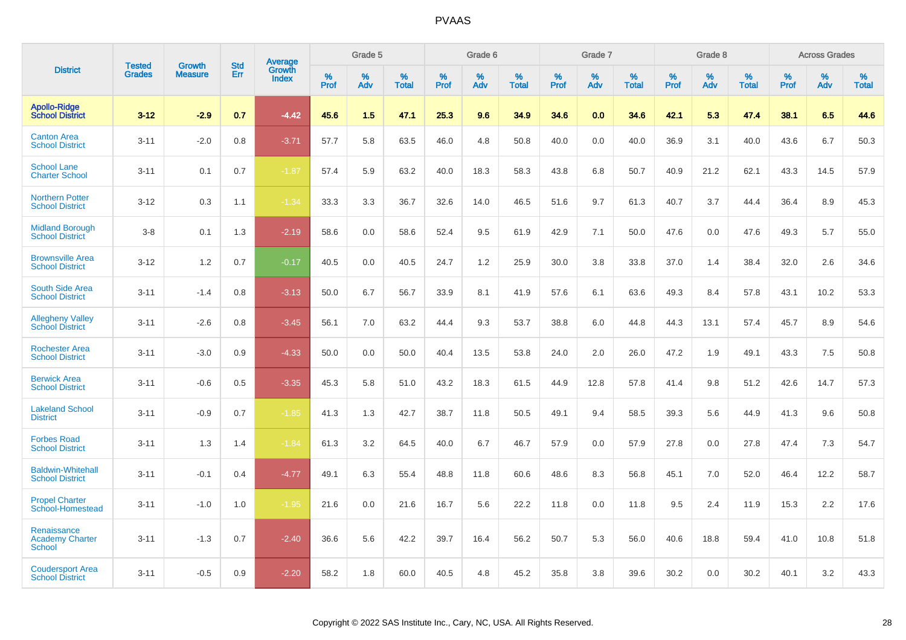PVAAS

| District | Tested Grades | Growth Measure | Std Err | Average Growth Index | Grade 5 | | | Grade 6 | | | Grade 7 | | | Grade 8 | | | Across Grades | | |
|---|---|---|---|---|---|---|---|---|---|---|---|---|---|---|---|---|---|---|---|
| | | | | | % Prof | % Adv | % Total | % Prof | % Adv | % Total | % Prof | % Adv | % Total | % Prof | % Adv | % Total | % Prof | % Adv | % Total |
| **Apollo-Ridge School District** | **3-12** | **-2.9** | **0.7** | **-4.42** | **45.6** | **1.5** | **47.1** | **25.3** | **9.6** | **34.9** | **34.6** | **0.0** | **34.6** | **42.1** | **5.3** | **47.4** | **38.1** | **6.5** | **44.6** |
| Canton Area School District | 3-11 | -2.0 | 0.8 | -3.71 | 57.7 | 5.8 | 63.5 | 46.0 | 4.8 | 50.8 | 40.0 | 0.0 | 40.0 | 36.9 | 3.1 | 40.0 | 43.6 | 6.7 | 50.3 |
| School Lane Charter School | 3-11 | 0.1 | 0.7 | -1.87 | 57.4 | 5.9 | 63.2 | 40.0 | 18.3 | 58.3 | 43.8 | 6.8 | 50.7 | 40.9 | 21.2 | 62.1 | 43.3 | 14.5 | 57.9 |
| Northern Potter School District | 3-12 | 0.3 | 1.1 | -1.34 | 33.3 | 3.3 | 36.7 | 32.6 | 14.0 | 46.5 | 51.6 | 9.7 | 61.3 | 40.7 | 3.7 | 44.4 | 36.4 | 8.9 | 45.3 |
| Midland Borough School District | 3-8 | 0.1 | 1.3 | -2.19 | 58.6 | 0.0 | 58.6 | 52.4 | 9.5 | 61.9 | 42.9 | 7.1 | 50.0 | 47.6 | 0.0 | 47.6 | 49.3 | 5.7 | 55.0 |
| Brownsville Area School District | 3-12 | 1.2 | 0.7 | -0.17 | 40.5 | 0.0 | 40.5 | 24.7 | 1.2 | 25.9 | 30.0 | 3.8 | 33.8 | 37.0 | 1.4 | 38.4 | 32.0 | 2.6 | 34.6 |
| South Side Area School District | 3-11 | -1.4 | 0.8 | -3.13 | 50.0 | 6.7 | 56.7 | 33.9 | 8.1 | 41.9 | 57.6 | 6.1 | 63.6 | 49.3 | 8.4 | 57.8 | 43.1 | 10.2 | 53.3 |
| Allegheny Valley School District | 3-11 | -2.6 | 0.8 | -3.45 | 56.1 | 7.0 | 63.2 | 44.4 | 9.3 | 53.7 | 38.8 | 6.0 | 44.8 | 44.3 | 13.1 | 57.4 | 45.7 | 8.9 | 54.6 |
| Rochester Area School District | 3-11 | -3.0 | 0.9 | -4.33 | 50.0 | 0.0 | 50.0 | 40.4 | 13.5 | 53.8 | 24.0 | 2.0 | 26.0 | 47.2 | 1.9 | 49.1 | 43.3 | 7.5 | 50.8 |
| Berwick Area School District | 3-11 | -0.6 | 0.5 | -3.35 | 45.3 | 5.8 | 51.0 | 43.2 | 18.3 | 61.5 | 44.9 | 12.8 | 57.8 | 41.4 | 9.8 | 51.2 | 42.6 | 14.7 | 57.3 |
| Lakeland School District | 3-11 | -0.9 | 0.7 | -1.85 | 41.3 | 1.3 | 42.7 | 38.7 | 11.8 | 50.5 | 49.1 | 9.4 | 58.5 | 39.3 | 5.6 | 44.9 | 41.3 | 9.6 | 50.8 |
| Forbes Road School District | 3-11 | 1.3 | 1.4 | -1.84 | 61.3 | 3.2 | 64.5 | 40.0 | 6.7 | 46.7 | 57.9 | 0.0 | 57.9 | 27.8 | 0.0 | 27.8 | 47.4 | 7.3 | 54.7 |
| Baldwin-Whitehall School District | 3-11 | -0.1 | 0.4 | -4.77 | 49.1 | 6.3 | 55.4 | 48.8 | 11.8 | 60.6 | 48.6 | 8.3 | 56.8 | 45.1 | 7.0 | 52.0 | 46.4 | 12.2 | 58.7 |
| Propel Charter School-Homestead | 3-11 | -1.0 | 1.0 | -1.95 | 21.6 | 0.0 | 21.6 | 16.7 | 5.6 | 22.2 | 11.8 | 0.0 | 11.8 | 9.5 | 2.4 | 11.9 | 15.3 | 2.2 | 17.6 |
| Renaissance Academy Charter School | 3-11 | -1.3 | 0.7 | -2.40 | 36.6 | 5.6 | 42.2 | 39.7 | 16.4 | 56.2 | 50.7 | 5.3 | 56.0 | 40.6 | 18.8 | 59.4 | 41.0 | 10.8 | 51.8 |
| Coudersport Area School District | 3-11 | -0.5 | 0.9 | -2.20 | 58.2 | 1.8 | 60.0 | 40.5 | 4.8 | 45.2 | 35.8 | 3.8 | 39.6 | 30.2 | 0.0 | 30.2 | 40.1 | 3.2 | 43.3 |

Copyright © 2022 SAS Institute Inc., Cary, NC, USA. All Rights Reserved.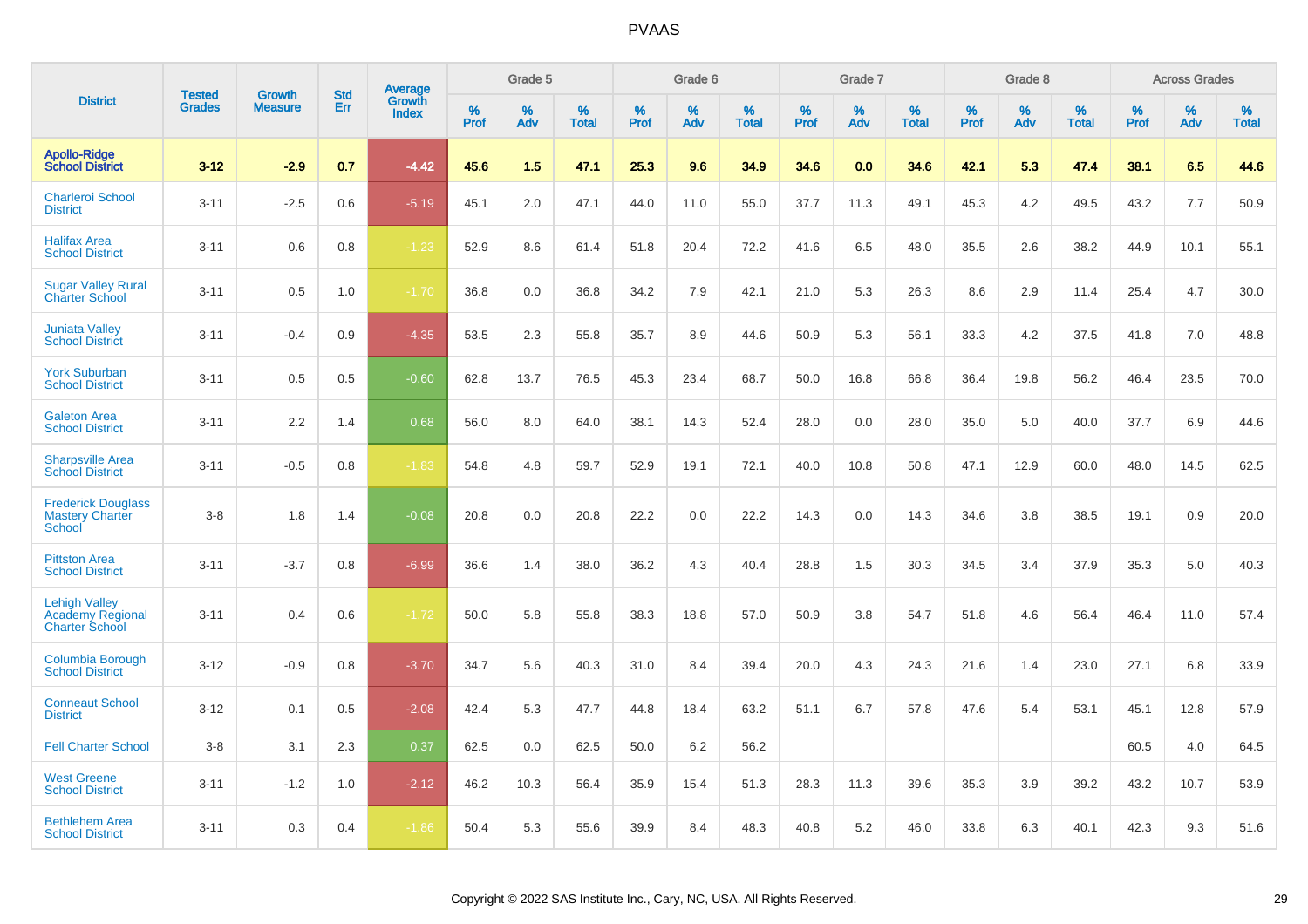PVAAS

| District | Tested Grades | Growth Measure | Std Err | Average Growth Index | Grade 5 | | | Grade 6 | | | Grade 7 | | | Grade 8 | | | Across Grades | | |
|---|---|---|---|---|---|---|---|---|---|---|---|---|---|---|---|---|---|---|---|
| | | | | | % Prof | % Adv | % Total | % Prof | % Adv | % Total | % Prof | % Adv | % Total | % Prof | % Adv | % Total | % Prof | % Adv | % Total |
| **Apollo-Ridge School District** | **3-12** | **-2.9** | **0.7** | **-4.42** | **45.6** | **1.5** | **47.1** | **25.3** | **9.6** | **34.9** | **34.6** | **0.0** | **34.6** | **42.1** | **5.3** | **47.4** | **38.1** | **6.5** | **44.6** |
| Charleroi School District | 3-11 | -2.5 | 0.6 | -5.19 | 45.1 | 2.0 | 47.1 | 44.0 | 11.0 | 55.0 | 37.7 | 11.3 | 49.1 | 45.3 | 4.2 | 49.5 | 43.2 | 7.7 | 50.9 |
| Halifax Area School District | 3-11 | 0.6 | 0.8 | -1.23 | 52.9 | 8.6 | 61.4 | 51.8 | 20.4 | 72.2 | 41.6 | 6.5 | 48.0 | 35.5 | 2.6 | 38.2 | 44.9 | 10.1 | 55.1 |
| Sugar Valley Rural Charter School | 3-11 | 0.5 | 1.0 | -1.70 | 36.8 | 0.0 | 36.8 | 34.2 | 7.9 | 42.1 | 21.0 | 5.3 | 26.3 | 8.6 | 2.9 | 11.4 | 25.4 | 4.7 | 30.0 |
| Juniata Valley School District | 3-11 | -0.4 | 0.9 | -4.35 | 53.5 | 2.3 | 55.8 | 35.7 | 8.9 | 44.6 | 50.9 | 5.3 | 56.1 | 33.3 | 4.2 | 37.5 | 41.8 | 7.0 | 48.8 |
| York Suburban School District | 3-11 | 0.5 | 0.5 | -0.60 | 62.8 | 13.7 | 76.5 | 45.3 | 23.4 | 68.7 | 50.0 | 16.8 | 66.8 | 36.4 | 19.8 | 56.2 | 46.4 | 23.5 | 70.0 |
| Galeton Area School District | 3-11 | 2.2 | 1.4 | 0.68 | 56.0 | 8.0 | 64.0 | 38.1 | 14.3 | 52.4 | 28.0 | 0.0 | 28.0 | 35.0 | 5.0 | 40.0 | 37.7 | 6.9 | 44.6 |
| Sharpsville Area School District | 3-11 | -0.5 | 0.8 | -1.83 | 54.8 | 4.8 | 59.7 | 52.9 | 19.1 | 72.1 | 40.0 | 10.8 | 50.8 | 47.1 | 12.9 | 60.0 | 48.0 | 14.5 | 62.5 |
| Frederick Douglass Mastery Charter School | 3-8 | 1.8 | 1.4 | -0.08 | 20.8 | 0.0 | 20.8 | 22.2 | 0.0 | 22.2 | 14.3 | 0.0 | 14.3 | 34.6 | 3.8 | 38.5 | 19.1 | 0.9 | 20.0 |
| Pittston Area School District | 3-11 | -3.7 | 0.8 | -6.99 | 36.6 | 1.4 | 38.0 | 36.2 | 4.3 | 40.4 | 28.8 | 1.5 | 30.3 | 34.5 | 3.4 | 37.9 | 35.3 | 5.0 | 40.3 |
| Lehigh Valley Academy Regional Charter School | 3-11 | 0.4 | 0.6 | -1.72 | 50.0 | 5.8 | 55.8 | 38.3 | 18.8 | 57.0 | 50.9 | 3.8 | 54.7 | 51.8 | 4.6 | 56.4 | 46.4 | 11.0 | 57.4 |
| Columbia Borough School District | 3-12 | -0.9 | 0.8 | -3.70 | 34.7 | 5.6 | 40.3 | 31.0 | 8.4 | 39.4 | 20.0 | 4.3 | 24.3 | 21.6 | 1.4 | 23.0 | 27.1 | 6.8 | 33.9 |
| Conneaut School District | 3-12 | 0.1 | 0.5 | -2.08 | 42.4 | 5.3 | 47.7 | 44.8 | 18.4 | 63.2 | 51.1 | 6.7 | 57.8 | 47.6 | 5.4 | 53.1 | 45.1 | 12.8 | 57.9 |
| Fell Charter School | 3-8 | 3.1 | 2.3 | 0.37 | 62.5 | 0.0 | 62.5 | 50.0 | 6.2 | 56.2 | | | | | | | 60.5 | 4.0 | 64.5 |
| West Greene School District | 3-11 | -1.2 | 1.0 | -2.12 | 46.2 | 10.3 | 56.4 | 35.9 | 15.4 | 51.3 | 28.3 | 11.3 | 39.6 | 35.3 | 3.9 | 39.2 | 43.2 | 10.7 | 53.9 |
| Bethlehem Area School District | 3-11 | 0.3 | 0.4 | -1.86 | 50.4 | 5.3 | 55.6 | 39.9 | 8.4 | 48.3 | 40.8 | 5.2 | 46.0 | 33.8 | 6.3 | 40.1 | 42.3 | 9.3 | 51.6 |

Copyright © 2022 SAS Institute Inc., Cary, NC, USA. All Rights Reserved.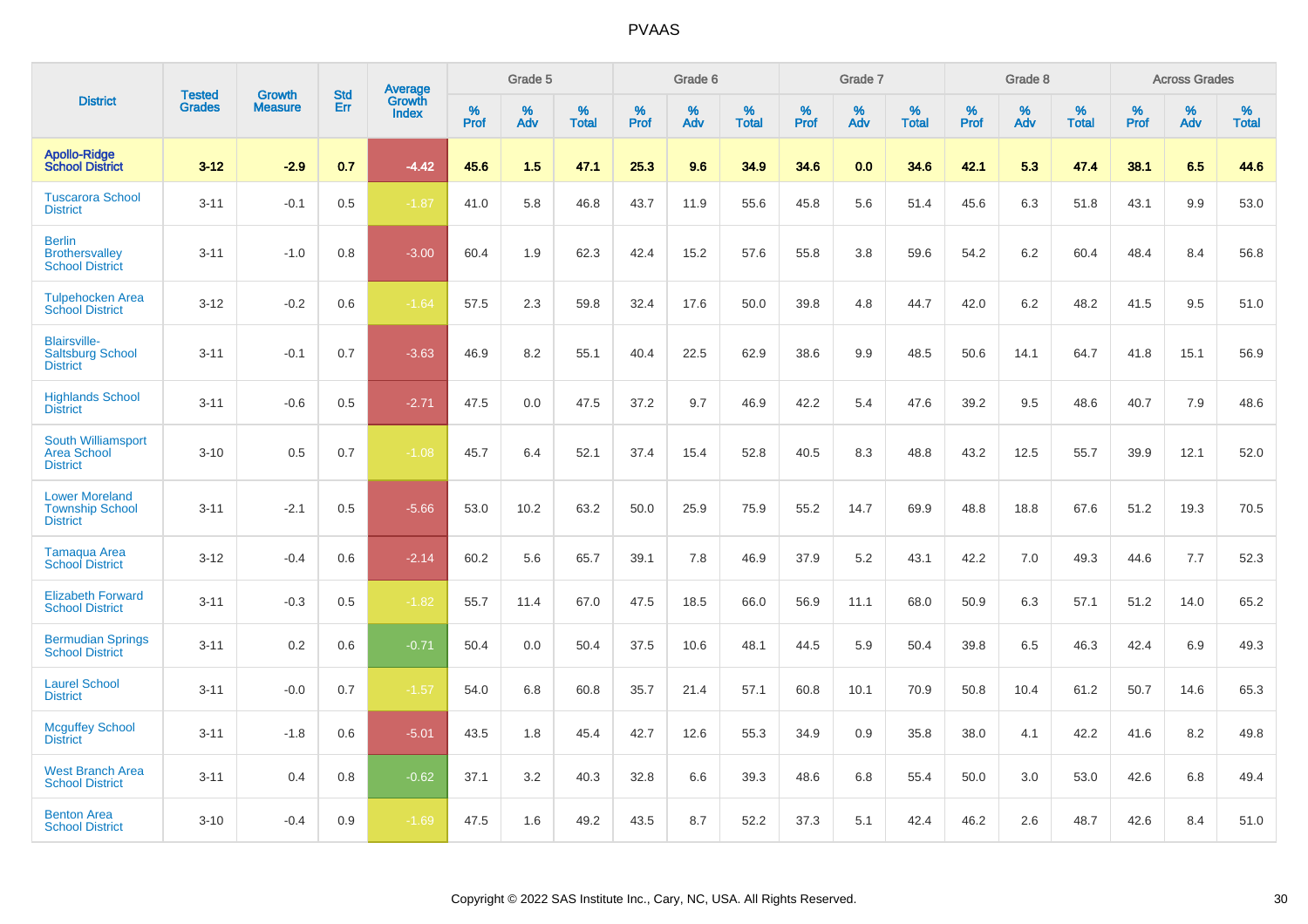PVAAS

| District | Tested Grades | Growth Measure | Std Err | Average Growth Index | Grade 5 | | | Grade 6 | | | Grade 7 | | | Grade 8 | | | Across Grades | | |
|---|---|---|---|---|---|---|---|---|---|---|---|---|---|---|---|---|---|---|---|
| | | | | | % Prof | % Adv | % Total | % Prof | % Adv | % Total | % Prof | % Adv | % Total | % Prof | % Adv | % Total | % Prof | % Adv | % Total |
| **Apollo-Ridge School District** | **3-12** | **-2.9** | **0.7** | **-4.42** | **45.6** | **1.5** | **47.1** | **25.3** | **9.6** | **34.9** | **34.6** | **0.0** | **34.6** | **42.1** | **5.3** | **47.4** | **38.1** | **6.5** | **44.6** |
| Tuscarora School District | 3-11 | -0.1 | 0.5 | -1.87 | 41.0 | 5.8 | 46.8 | 43.7 | 11.9 | 55.6 | 45.8 | 5.6 | 51.4 | 45.6 | 6.3 | 51.8 | 43.1 | 9.9 | 53.0 |
| Berlin Brothersvalley School District | 3-11 | -1.0 | 0.8 | -3.00 | 60.4 | 1.9 | 62.3 | 42.4 | 15.2 | 57.6 | 55.8 | 3.8 | 59.6 | 54.2 | 6.2 | 60.4 | 48.4 | 8.4 | 56.8 |
| Tulpehocken Area School District | 3-12 | -0.2 | 0.6 | -1.64 | 57.5 | 2.3 | 59.8 | 32.4 | 17.6 | 50.0 | 39.8 | 4.8 | 44.7 | 42.0 | 6.2 | 48.2 | 41.5 | 9.5 | 51.0 |
| Blairsville-Saltsburg School District | 3-11 | -0.1 | 0.7 | -3.63 | 46.9 | 8.2 | 55.1 | 40.4 | 22.5 | 62.9 | 38.6 | 9.9 | 48.5 | 50.6 | 14.1 | 64.7 | 41.8 | 15.1 | 56.9 |
| Highlands School District | 3-11 | -0.6 | 0.5 | -2.71 | 47.5 | 0.0 | 47.5 | 37.2 | 9.7 | 46.9 | 42.2 | 5.4 | 47.6 | 39.2 | 9.5 | 48.6 | 40.7 | 7.9 | 48.6 |
| South Williamsport Area School District | 3-10 | 0.5 | 0.7 | -1.08 | 45.7 | 6.4 | 52.1 | 37.4 | 15.4 | 52.8 | 40.5 | 8.3 | 48.8 | 43.2 | 12.5 | 55.7 | 39.9 | 12.1 | 52.0 |
| Lower Moreland Township School District | 3-11 | -2.1 | 0.5 | -5.66 | 53.0 | 10.2 | 63.2 | 50.0 | 25.9 | 75.9 | 55.2 | 14.7 | 69.9 | 48.8 | 18.8 | 67.6 | 51.2 | 19.3 | 70.5 |
| Tamaqua Area School District | 3-12 | -0.4 | 0.6 | -2.14 | 60.2 | 5.6 | 65.7 | 39.1 | 7.8 | 46.9 | 37.9 | 5.2 | 43.1 | 42.2 | 7.0 | 49.3 | 44.6 | 7.7 | 52.3 |
| Elizabeth Forward School District | 3-11 | -0.3 | 0.5 | -1.82 | 55.7 | 11.4 | 67.0 | 47.5 | 18.5 | 66.0 | 56.9 | 11.1 | 68.0 | 50.9 | 6.3 | 57.1 | 51.2 | 14.0 | 65.2 |
| Bermudian Springs School District | 3-11 | 0.2 | 0.6 | -0.71 | 50.4 | 0.0 | 50.4 | 37.5 | 10.6 | 48.1 | 44.5 | 5.9 | 50.4 | 39.8 | 6.5 | 46.3 | 42.4 | 6.9 | 49.3 |
| Laurel School District | 3-11 | -0.0 | 0.7 | -1.57 | 54.0 | 6.8 | 60.8 | 35.7 | 21.4 | 57.1 | 60.8 | 10.1 | 70.9 | 50.8 | 10.4 | 61.2 | 50.7 | 14.6 | 65.3 |
| Mcguffey School District | 3-11 | -1.8 | 0.6 | -5.01 | 43.5 | 1.8 | 45.4 | 42.7 | 12.6 | 55.3 | 34.9 | 0.9 | 35.8 | 38.0 | 4.1 | 42.2 | 41.6 | 8.2 | 49.8 |
| West Branch Area School District | 3-11 | 0.4 | 0.8 | -0.62 | 37.1 | 3.2 | 40.3 | 32.8 | 6.6 | 39.3 | 48.6 | 6.8 | 55.4 | 50.0 | 3.0 | 53.0 | 42.6 | 6.8 | 49.4 |
| Benton Area School District | 3-10 | -0.4 | 0.9 | -1.69 | 47.5 | 1.6 | 49.2 | 43.5 | 8.7 | 52.2 | 37.3 | 5.1 | 42.4 | 46.2 | 2.6 | 48.7 | 42.6 | 8.4 | 51.0 |

Copyright © 2022 SAS Institute Inc., Cary, NC, USA. All Rights Reserved.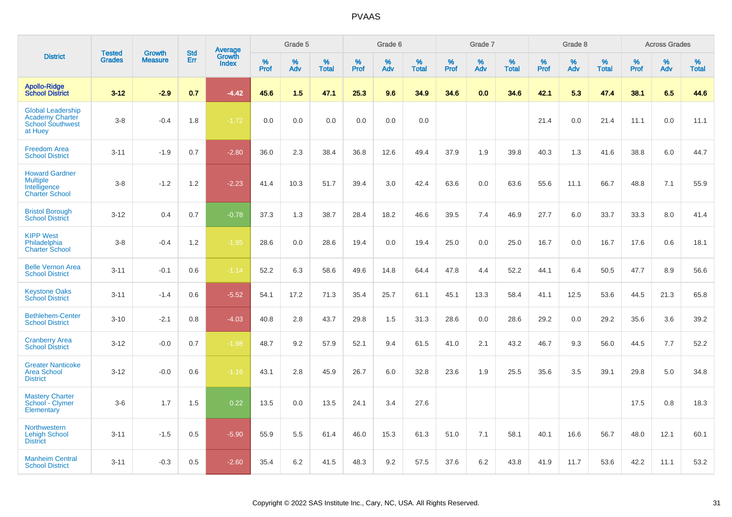# PVAAS

| District | Tested Grades | Growth Measure | Std Err | Average Growth Index | Grade 5 | | | Grade 6 | | | Grade 7 | | | Grade 8 | | | Across Grades | | |
|---|---|---|---|---|---|---|---|---|---|---|---|---|---|---|---|---|---|---|---|
| | | | | | % Prof | % Adv | % Total | % Prof | % Adv | % Total | % Prof | % Adv | % Total | % Prof | % Adv | % Total | % Prof | % Adv | % Total |
| **Apollo-Ridge School District** | **3-12** | **-2.9** | **0.7** | **-4.42** | **45.6** | **1.5** | **47.1** | **25.3** | **9.6** | **34.9** | **34.6** | **0.0** | **34.6** | **42.1** | **5.3** | **47.4** | **38.1** | **6.5** | **44.6** |
| Global Leadership Academy Charter School Southwest at Huey | 3-8 | -0.4 | 1.8 | -1.72 | 0.0 | 0.0 | 0.0 | 0.0 | 0.0 | 0.0 | | | | 21.4 | 0.0 | 21.4 | 11.1 | 0.0 | 11.1 |
| Freedom Area School District | 3-11 | -1.9 | 0.7 | -2.80 | 36.0 | 2.3 | 38.4 | 36.8 | 12.6 | 49.4 | 37.9 | 1.9 | 39.8 | 40.3 | 1.3 | 41.6 | 38.8 | 6.0 | 44.7 |
| Howard Gardner Multiple Intelligence Charter School | 3-8 | -1.2 | 1.2 | -2.23 | 41.4 | 10.3 | 51.7 | 39.4 | 3.0 | 42.4 | 63.6 | 0.0 | 63.6 | 55.6 | 11.1 | 66.7 | 48.8 | 7.1 | 55.9 |
| Bristol Borough School District | 3-12 | 0.4 | 0.7 | -0.78 | 37.3 | 1.3 | 38.7 | 28.4 | 18.2 | 46.6 | 39.5 | 7.4 | 46.9 | 27.7 | 6.0 | 33.7 | 33.3 | 8.0 | 41.4 |
| KIPP West Philadelphia Charter School | 3-8 | -0.4 | 1.2 | -1.95 | 28.6 | 0.0 | 28.6 | 19.4 | 0.0 | 19.4 | 25.0 | 0.0 | 25.0 | 16.7 | 0.0 | 16.7 | 17.6 | 0.6 | 18.1 |
| Belle Vernon Area School District | 3-11 | -0.1 | 0.6 | -1.14 | 52.2 | 6.3 | 58.6 | 49.6 | 14.8 | 64.4 | 47.8 | 4.4 | 52.2 | 44.1 | 6.4 | 50.5 | 47.7 | 8.9 | 56.6 |
| Keystone Oaks School District | 3-11 | -1.4 | 0.6 | -5.52 | 54.1 | 17.2 | 71.3 | 35.4 | 25.7 | 61.1 | 45.1 | 13.3 | 58.4 | 41.1 | 12.5 | 53.6 | 44.5 | 21.3 | 65.8 |
| Bethlehem-Center School District | 3-10 | -2.1 | 0.8 | -4.03 | 40.8 | 2.8 | 43.7 | 29.8 | 1.5 | 31.3 | 28.6 | 0.0 | 28.6 | 29.2 | 0.0 | 29.2 | 35.6 | 3.6 | 39.2 |
| Cranberry Area School District | 3-12 | -0.0 | 0.7 | -1.98 | 48.7 | 9.2 | 57.9 | 52.1 | 9.4 | 61.5 | 41.0 | 2.1 | 43.2 | 46.7 | 9.3 | 56.0 | 44.5 | 7.7 | 52.2 |
| Greater Nanticoke Area School District | 3-12 | -0.0 | 0.6 | -1.16 | 43.1 | 2.8 | 45.9 | 26.7 | 6.0 | 32.8 | 23.6 | 1.9 | 25.5 | 35.6 | 3.5 | 39.1 | 29.8 | 5.0 | 34.8 |
| Mastery Charter School - Clymer Elementary | 3-6 | 1.7 | 1.5 | 0.22 | 13.5 | 0.0 | 13.5 | 24.1 | 3.4 | 27.6 | | | | | | | 17.5 | 0.8 | 18.3 |
| Northwestern Lehigh School District | 3-11 | -1.5 | 0.5 | -5.90 | 55.9 | 5.5 | 61.4 | 46.0 | 15.3 | 61.3 | 51.0 | 7.1 | 58.1 | 40.1 | 16.6 | 56.7 | 48.0 | 12.1 | 60.1 |
| Manheim Central School District | 3-11 | -0.3 | 0.5 | -2.60 | 35.4 | 6.2 | 41.5 | 48.3 | 9.2 | 57.5 | 37.6 | 6.2 | 43.8 | 41.9 | 11.7 | 53.6 | 42.2 | 11.1 | 53.2 |

Copyright © 2022 SAS Institute Inc., Cary, NC, USA. All Rights Reserved.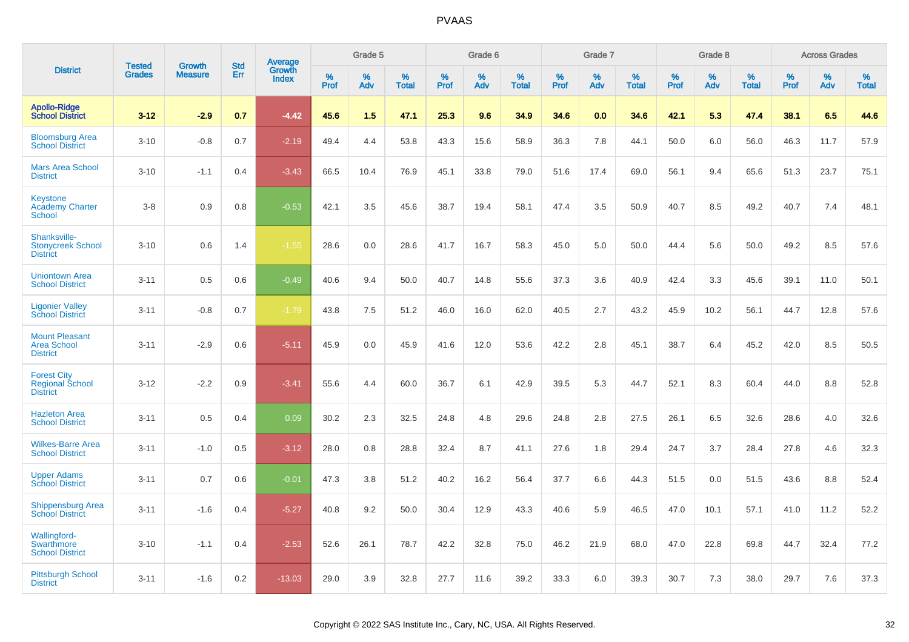# PVAAS

| District | Tested Grades | Growth Measure | Std Err | Average Growth Index | Grade 5 | | | Grade 6 | | | Grade 7 | | | Grade 8 | | | Across Grades | | |
|---|---|---|---|---|---|---|---|---|---|---|---|---|---|---|---|---|---|---|---|
| | | | | | % Prof | % Adv | % Total | % Prof | % Adv | % Total | % Prof | % Adv | % Total | % Prof | % Adv | % Total | % Prof | % Adv | % Total |
| **Apollo-Ridge School District** | **3-12** | **-2.9** | **0.7** | **-4.42** | **45.6** | **1.5** | **47.1** | **25.3** | **9.6** | **34.9** | **34.6** | **0.0** | **34.6** | **42.1** | **5.3** | **47.4** | **38.1** | **6.5** | **44.6** |
| Bloomsburg Area School District | 3-10 | -0.8 | 0.7 | -2.19 | 49.4 | 4.4 | 53.8 | 43.3 | 15.6 | 58.9 | 36.3 | 7.8 | 44.1 | 50.0 | 6.0 | 56.0 | 46.3 | 11.7 | 57.9 |
| Mars Area School District | 3-10 | -1.1 | 0.4 | -3.43 | 66.5 | 10.4 | 76.9 | 45.1 | 33.8 | 79.0 | 51.6 | 17.4 | 69.0 | 56.1 | 9.4 | 65.6 | 51.3 | 23.7 | 75.1 |
| Keystone Academy Charter School | 3-8 | 0.9 | 0.8 | -0.53 | 42.1 | 3.5 | 45.6 | 38.7 | 19.4 | 58.1 | 47.4 | 3.5 | 50.9 | 40.7 | 8.5 | 49.2 | 40.7 | 7.4 | 48.1 |
| Shanksville-Stonycreek School District | 3-10 | 0.6 | 1.4 | -1.55 | 28.6 | 0.0 | 28.6 | 41.7 | 16.7 | 58.3 | 45.0 | 5.0 | 50.0 | 44.4 | 5.6 | 50.0 | 49.2 | 8.5 | 57.6 |
| Uniontown Area School District | 3-11 | 0.5 | 0.6 | -0.49 | 40.6 | 9.4 | 50.0 | 40.7 | 14.8 | 55.6 | 37.3 | 3.6 | 40.9 | 42.4 | 3.3 | 45.6 | 39.1 | 11.0 | 50.1 |
| Ligonier Valley School District | 3-11 | -0.8 | 0.7 | -1.79 | 43.8 | 7.5 | 51.2 | 46.0 | 16.0 | 62.0 | 40.5 | 2.7 | 43.2 | 45.9 | 10.2 | 56.1 | 44.7 | 12.8 | 57.6 |
| Mount Pleasant Area School District | 3-11 | -2.9 | 0.6 | -5.11 | 45.9 | 0.0 | 45.9 | 41.6 | 12.0 | 53.6 | 42.2 | 2.8 | 45.1 | 38.7 | 6.4 | 45.2 | 42.0 | 8.5 | 50.5 |
| Forest City Regional School District | 3-12 | -2.2 | 0.9 | -3.41 | 55.6 | 4.4 | 60.0 | 36.7 | 6.1 | 42.9 | 39.5 | 5.3 | 44.7 | 52.1 | 8.3 | 60.4 | 44.0 | 8.8 | 52.8 |
| Hazleton Area School District | 3-11 | 0.5 | 0.4 | 0.09 | 30.2 | 2.3 | 32.5 | 24.8 | 4.8 | 29.6 | 24.8 | 2.8 | 27.5 | 26.1 | 6.5 | 32.6 | 28.6 | 4.0 | 32.6 |
| Wilkes-Barre Area School District | 3-11 | -1.0 | 0.5 | -3.12 | 28.0 | 0.8 | 28.8 | 32.4 | 8.7 | 41.1 | 27.6 | 1.8 | 29.4 | 24.7 | 3.7 | 28.4 | 27.8 | 4.6 | 32.3 |
| Upper Adams School District | 3-11 | 0.7 | 0.6 | -0.01 | 47.3 | 3.8 | 51.2 | 40.2 | 16.2 | 56.4 | 37.7 | 6.6 | 44.3 | 51.5 | 0.0 | 51.5 | 43.6 | 8.8 | 52.4 |
| Shippensburg Area School District | 3-11 | -1.6 | 0.4 | -5.27 | 40.8 | 9.2 | 50.0 | 30.4 | 12.9 | 43.3 | 40.6 | 5.9 | 46.5 | 47.0 | 10.1 | 57.1 | 41.0 | 11.2 | 52.2 |
| Wallingford-Swarthmore School District | 3-10 | -1.1 | 0.4 | -2.53 | 52.6 | 26.1 | 78.7 | 42.2 | 32.8 | 75.0 | 46.2 | 21.9 | 68.0 | 47.0 | 22.8 | 69.8 | 44.7 | 32.4 | 77.2 |
| Pittsburgh School District | 3-11 | -1.6 | 0.2 | -13.03 | 29.0 | 3.9 | 32.8 | 27.7 | 11.6 | 39.2 | 33.3 | 6.0 | 39.3 | 30.7 | 7.3 | 38.0 | 29.7 | 7.6 | 37.3 |

Copyright © 2022 SAS Institute Inc., Cary, NC, USA. All Rights Reserved.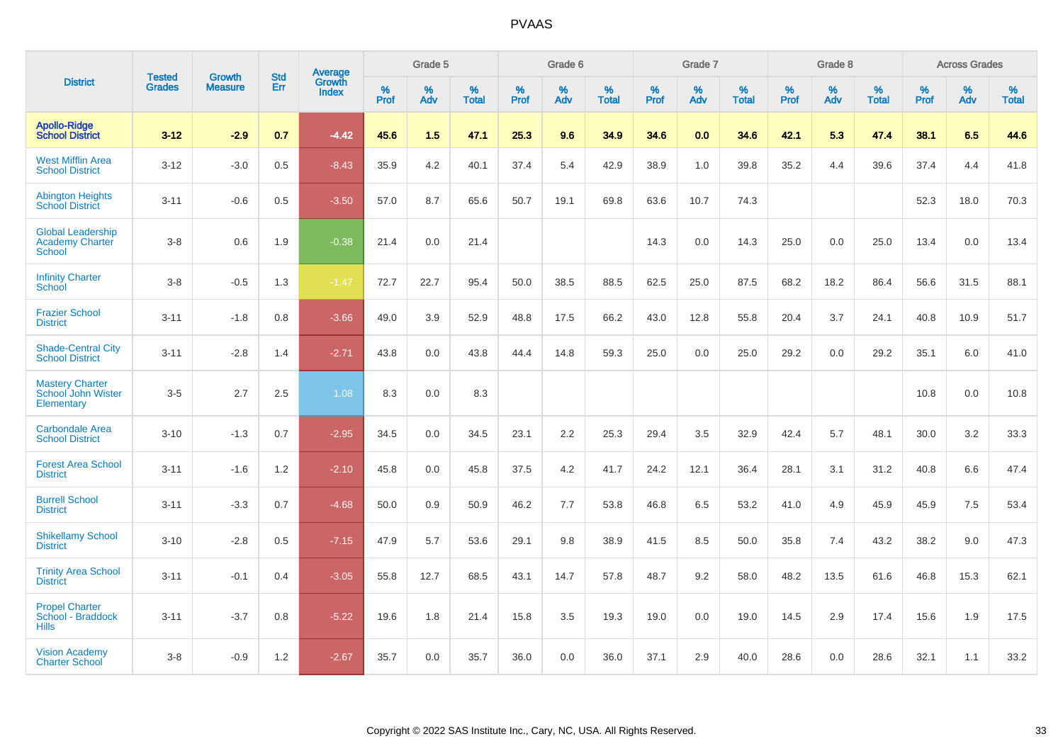# PVAAS

| District | Tested Grades | Growth Measure | Std Err | Average Growth Index | Grade 5 | | | Grade 6 | | | Grade 7 | | | Grade 8 | | | Across Grades | | |
|---|---|---|---|---|---|---|---|---|---|---|---|---|---|---|---|---|---|---|---|
| | | | | | % Prof | % Adv | % Total | % Prof | % Adv | % Total | % Prof | % Adv | % Total | % Prof | % Adv | % Total | % Prof | % Adv | % Total |
| **Apollo-Ridge School District** | **3-12** | **-2.9** | **0.7** | **-4.42** | **45.6** | **1.5** | **47.1** | **25.3** | **9.6** | **34.9** | **34.6** | **0.0** | **34.6** | **42.1** | **5.3** | **47.4** | **38.1** | **6.5** | **44.6** |
| West Mifflin Area School District | 3-12 | -3.0 | 0.5 | -8.43 | 35.9 | 4.2 | 40.1 | 37.4 | 5.4 | 42.9 | 38.9 | 1.0 | 39.8 | 35.2 | 4.4 | 39.6 | 37.4 | 4.4 | 41.8 |
| Abington Heights School District | 3-11 | -0.6 | 0.5 | -3.50 | 57.0 | 8.7 | 65.6 | 50.7 | 19.1 | 69.8 | 63.6 | 10.7 | 74.3 | | | | 52.3 | 18.0 | 70.3 |
| Global Leadership Academy Charter School | 3-8 | 0.6 | 1.9 | -0.38 | 21.4 | 0.0 | 21.4 | | | | 14.3 | 0.0 | 14.3 | 25.0 | 0.0 | 25.0 | 13.4 | 0.0 | 13.4 |
| Infinity Charter School | 3-8 | -0.5 | 1.3 | -1.47 | 72.7 | 22.7 | 95.4 | 50.0 | 38.5 | 88.5 | 62.5 | 25.0 | 87.5 | 68.2 | 18.2 | 86.4 | 56.6 | 31.5 | 88.1 |
| Frazier School District | 3-11 | -1.8 | 0.8 | -3.66 | 49.0 | 3.9 | 52.9 | 48.8 | 17.5 | 66.2 | 43.0 | 12.8 | 55.8 | 20.4 | 3.7 | 24.1 | 40.8 | 10.9 | 51.7 |
| Shade-Central City School District | 3-11 | -2.8 | 1.4 | -2.71 | 43.8 | 0.0 | 43.8 | 44.4 | 14.8 | 59.3 | 25.0 | 0.0 | 25.0 | 29.2 | 0.0 | 29.2 | 35.1 | 6.0 | 41.0 |
| Mastery Charter School John Wister Elementary | 3-5 | 2.7 | 2.5 | 1.08 | 8.3 | 0.0 | 8.3 | | | | | | | | | | 10.8 | 0.0 | 10.8 |
| Carbondale Area School District | 3-10 | -1.3 | 0.7 | -2.95 | 34.5 | 0.0 | 34.5 | 23.1 | 2.2 | 25.3 | 29.4 | 3.5 | 32.9 | 42.4 | 5.7 | 48.1 | 30.0 | 3.2 | 33.3 |
| Forest Area School District | 3-11 | -1.6 | 1.2 | -2.10 | 45.8 | 0.0 | 45.8 | 37.5 | 4.2 | 41.7 | 24.2 | 12.1 | 36.4 | 28.1 | 3.1 | 31.2 | 40.8 | 6.6 | 47.4 |
| Burrell School District | 3-11 | -3.3 | 0.7 | -4.68 | 50.0 | 0.9 | 50.9 | 46.2 | 7.7 | 53.8 | 46.8 | 6.5 | 53.2 | 41.0 | 4.9 | 45.9 | 45.9 | 7.5 | 53.4 |
| Shikellamy School District | 3-10 | -2.8 | 0.5 | -7.15 | 47.9 | 5.7 | 53.6 | 29.1 | 9.8 | 38.9 | 41.5 | 8.5 | 50.0 | 35.8 | 7.4 | 43.2 | 38.2 | 9.0 | 47.3 |
| Trinity Area School District | 3-11 | -0.1 | 0.4 | -3.05 | 55.8 | 12.7 | 68.5 | 43.1 | 14.7 | 57.8 | 48.7 | 9.2 | 58.0 | 48.2 | 13.5 | 61.6 | 46.8 | 15.3 | 62.1 |
| Propel Charter School - Braddock Hills | 3-11 | -3.7 | 0.8 | -5.22 | 19.6 | 1.8 | 21.4 | 15.8 | 3.5 | 19.3 | 19.0 | 0.0 | 19.0 | 14.5 | 2.9 | 17.4 | 15.6 | 1.9 | 17.5 |
| Vision Academy Charter School | 3-8 | -0.9 | 1.2 | -2.67 | 35.7 | 0.0 | 35.7 | 36.0 | 0.0 | 36.0 | 37.1 | 2.9 | 40.0 | 28.6 | 0.0 | 28.6 | 32.1 | 1.1 | 33.2 |

Copyright © 2022 SAS Institute Inc., Cary, NC, USA. All Rights Reserved.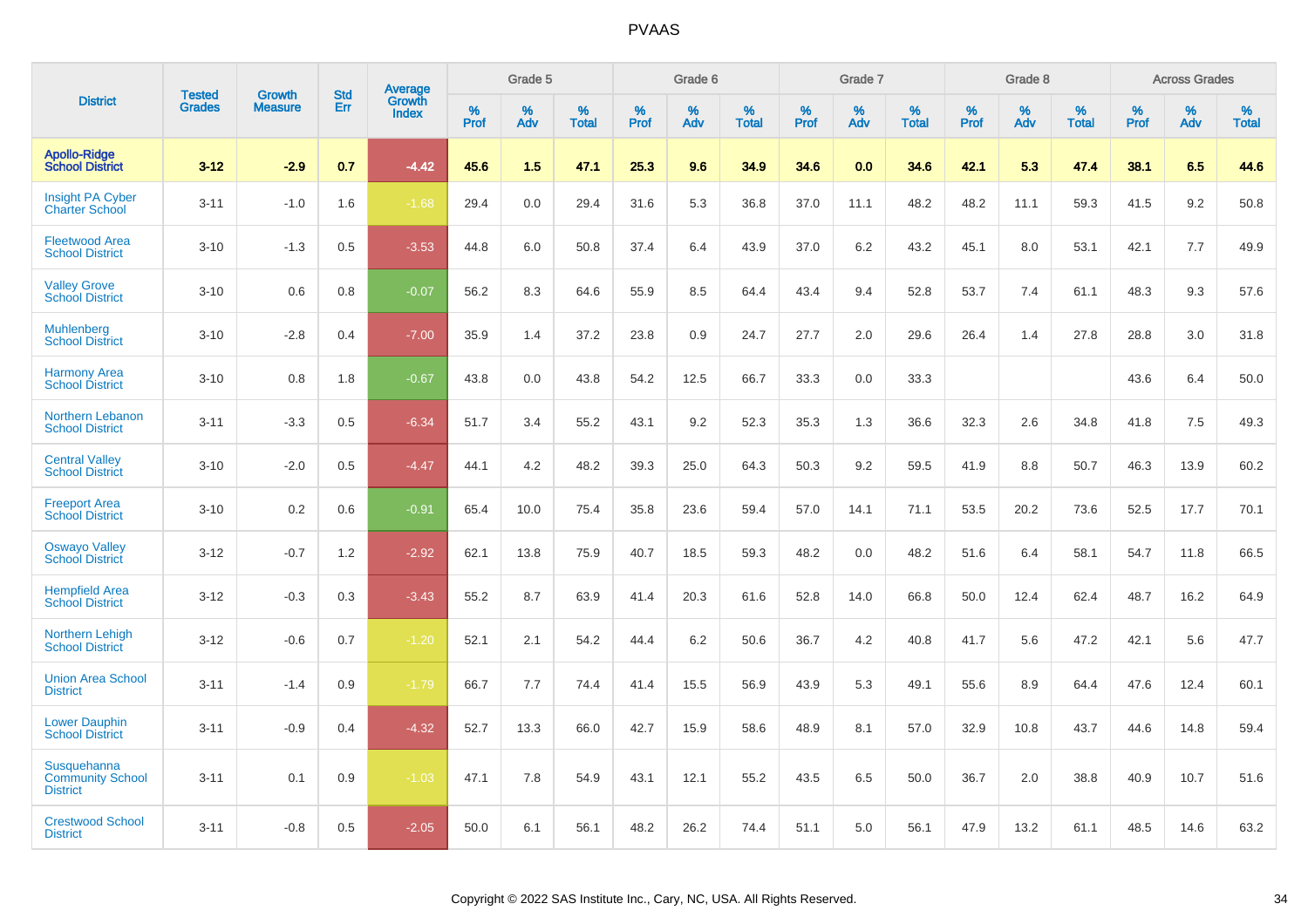# PVAAS

| District | Tested Grades | Growth Measure | Std Err | Average Growth Index | Grade 5 | | | Grade 6 | | | Grade 7 | | | Grade 8 | | | Across Grades | | |
|---|---|---|---|---|---|---|---|---|---|---|---|---|---|---|---|---|---|---|---|
| | | | | | % Prof | % Adv | % Total | % Prof | % Adv | % Total | % Prof | % Adv | % Total | % Prof | % Adv | % Total | % Prof | % Adv | % Total |
| **Apollo-Ridge School District** | **3-12** | **-2.9** | **0.7** | **-4.42** | **45.6** | **1.5** | **47.1** | **25.3** | **9.6** | **34.9** | **34.6** | **0.0** | **34.6** | **42.1** | **5.3** | **47.4** | **38.1** | **6.5** | **44.6** |
| Insight PA Cyber Charter School | 3-11 | -1.0 | 1.6 | -1.68 | 29.4 | 0.0 | 29.4 | 31.6 | 5.3 | 36.8 | 37.0 | 11.1 | 48.2 | 48.2 | 11.1 | 59.3 | 41.5 | 9.2 | 50.8 |
| Fleetwood Area School District | 3-10 | -1.3 | 0.5 | -3.53 | 44.8 | 6.0 | 50.8 | 37.4 | 6.4 | 43.9 | 37.0 | 6.2 | 43.2 | 45.1 | 8.0 | 53.1 | 42.1 | 7.7 | 49.9 |
| Valley Grove School District | 3-10 | 0.6 | 0.8 | -0.07 | 56.2 | 8.3 | 64.6 | 55.9 | 8.5 | 64.4 | 43.4 | 9.4 | 52.8 | 53.7 | 7.4 | 61.1 | 48.3 | 9.3 | 57.6 |
| Muhlenberg School District | 3-10 | -2.8 | 0.4 | -7.00 | 35.9 | 1.4 | 37.2 | 23.8 | 0.9 | 24.7 | 27.7 | 2.0 | 29.6 | 26.4 | 1.4 | 27.8 | 28.8 | 3.0 | 31.8 |
| Harmony Area School District | 3-10 | 0.8 | 1.8 | -0.67 | 43.8 | 0.0 | 43.8 | 54.2 | 12.5 | 66.7 | 33.3 | 0.0 | 33.3 | | | | 43.6 | 6.4 | 50.0 |
| Northern Lebanon School District | 3-11 | -3.3 | 0.5 | -6.34 | 51.7 | 3.4 | 55.2 | 43.1 | 9.2 | 52.3 | 35.3 | 1.3 | 36.6 | 32.3 | 2.6 | 34.8 | 41.8 | 7.5 | 49.3 |
| Central Valley School District | 3-10 | -2.0 | 0.5 | -4.47 | 44.1 | 4.2 | 48.2 | 39.3 | 25.0 | 64.3 | 50.3 | 9.2 | 59.5 | 41.9 | 8.8 | 50.7 | 46.3 | 13.9 | 60.2 |
| Freeport Area School District | 3-10 | 0.2 | 0.6 | -0.91 | 65.4 | 10.0 | 75.4 | 35.8 | 23.6 | 59.4 | 57.0 | 14.1 | 71.1 | 53.5 | 20.2 | 73.6 | 52.5 | 17.7 | 70.1 |
| Oswayo Valley School District | 3-12 | -0.7 | 1.2 | -2.92 | 62.1 | 13.8 | 75.9 | 40.7 | 18.5 | 59.3 | 48.2 | 0.0 | 48.2 | 51.6 | 6.4 | 58.1 | 54.7 | 11.8 | 66.5 |
| Hempfield Area School District | 3-12 | -0.3 | 0.3 | -3.43 | 55.2 | 8.7 | 63.9 | 41.4 | 20.3 | 61.6 | 52.8 | 14.0 | 66.8 | 50.0 | 12.4 | 62.4 | 48.7 | 16.2 | 64.9 |
| Northern Lehigh School District | 3-12 | -0.6 | 0.7 | -1.20 | 52.1 | 2.1 | 54.2 | 44.4 | 6.2 | 50.6 | 36.7 | 4.2 | 40.8 | 41.7 | 5.6 | 47.2 | 42.1 | 5.6 | 47.7 |
| Union Area School District | 3-11 | -1.4 | 0.9 | -1.79 | 66.7 | 7.7 | 74.4 | 41.4 | 15.5 | 56.9 | 43.9 | 5.3 | 49.1 | 55.6 | 8.9 | 64.4 | 47.6 | 12.4 | 60.1 |
| Lower Dauphin School District | 3-11 | -0.9 | 0.4 | -4.32 | 52.7 | 13.3 | 66.0 | 42.7 | 15.9 | 58.6 | 48.9 | 8.1 | 57.0 | 32.9 | 10.8 | 43.7 | 44.6 | 14.8 | 59.4 |
| Susquehanna Community School District | 3-11 | 0.1 | 0.9 | -1.03 | 47.1 | 7.8 | 54.9 | 43.1 | 12.1 | 55.2 | 43.5 | 6.5 | 50.0 | 36.7 | 2.0 | 38.8 | 40.9 | 10.7 | 51.6 |
| Crestwood School District | 3-11 | -0.8 | 0.5 | -2.05 | 50.0 | 6.1 | 56.1 | 48.2 | 26.2 | 74.4 | 51.1 | 5.0 | 56.1 | 47.9 | 13.2 | 61.1 | 48.5 | 14.6 | 63.2 |

Copyright © 2022 SAS Institute Inc., Cary, NC, USA. All Rights Reserved.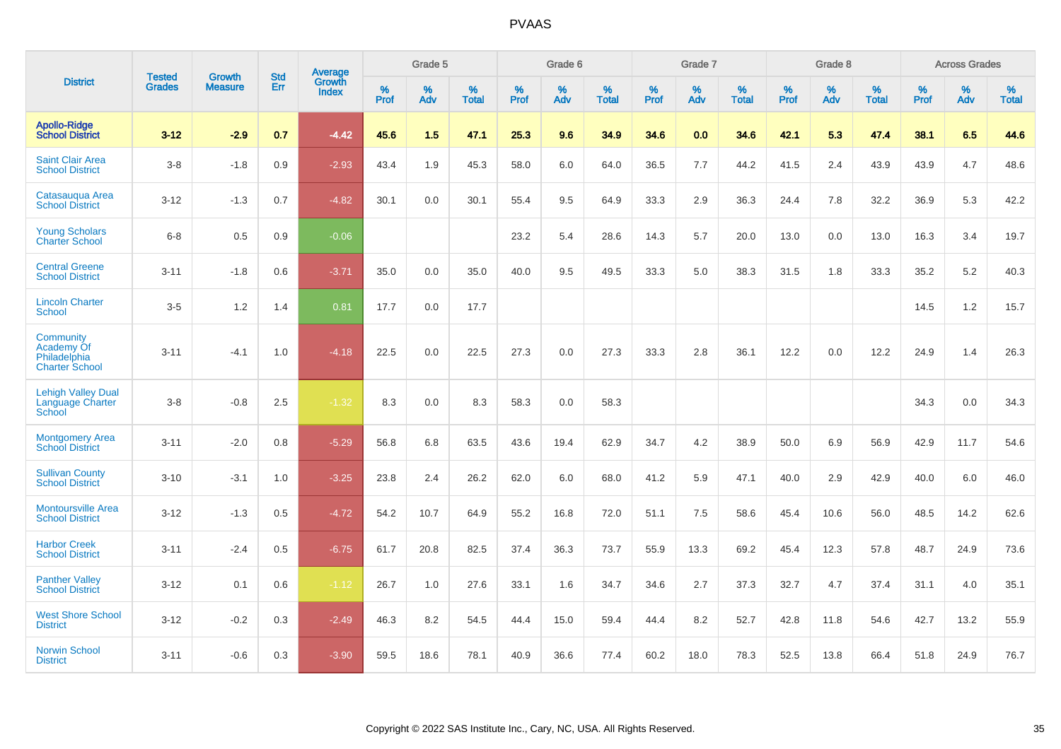# PVAAS

| District | Tested Grades | Growth Measure | Std Err | Average Growth Index | Grade 5 | | | Grade 6 | | | Grade 7 | | | Grade 8 | | | Across Grades | | |
|---|---|---|---|---|---|---|---|---|---|---|---|---|---|---|---|---|---|---|---|
| | | | | | % Prof | % Adv | % Total | % Prof | % Adv | % Total | % Prof | % Adv | % Total | % Prof | % Adv | % Total | % Prof | % Adv | % Total |
| **Apollo-Ridge School District** | **3-12** | **-2.9** | **0.7** | **-4.42** | **45.6** | **1.5** | **47.1** | **25.3** | **9.6** | **34.9** | **34.6** | **0.0** | **34.6** | **42.1** | **5.3** | **47.4** | **38.1** | **6.5** | **44.6** |
| Saint Clair Area School District | 3-8 | -1.8 | 0.9 | -2.93 | 43.4 | 1.9 | 45.3 | 58.0 | 6.0 | 64.0 | 36.5 | 7.7 | 44.2 | 41.5 | 2.4 | 43.9 | 43.9 | 4.7 | 48.6 |
| Catasauqua Area School District | 3-12 | -1.3 | 0.7 | -4.82 | 30.1 | 0.0 | 30.1 | 55.4 | 9.5 | 64.9 | 33.3 | 2.9 | 36.3 | 24.4 | 7.8 | 32.2 | 36.9 | 5.3 | 42.2 |
| Young Scholars Charter School | 6-8 | 0.5 | 0.9 | -0.06 | | | | 23.2 | 5.4 | 28.6 | 14.3 | 5.7 | 20.0 | 13.0 | 0.0 | 13.0 | 16.3 | 3.4 | 19.7 |
| Central Greene School District | 3-11 | -1.8 | 0.6 | -3.71 | 35.0 | 0.0 | 35.0 | 40.0 | 9.5 | 49.5 | 33.3 | 5.0 | 38.3 | 31.5 | 1.8 | 33.3 | 35.2 | 5.2 | 40.3 |
| Lincoln Charter School | 3-5 | 1.2 | 1.4 | 0.81 | 17.7 | 0.0 | 17.7 | | | | | | | | | | 14.5 | 1.2 | 15.7 |
| Community Academy Of Philadelphia Charter School | 3-11 | -4.1 | 1.0 | -4.18 | 22.5 | 0.0 | 22.5 | 27.3 | 0.0 | 27.3 | 33.3 | 2.8 | 36.1 | 12.2 | 0.0 | 12.2 | 24.9 | 1.4 | 26.3 |
| Lehigh Valley Dual Language Charter School | 3-8 | -0.8 | 2.5 | -1.32 | 8.3 | 0.0 | 8.3 | 58.3 | 0.0 | 58.3 | | | | | | | 34.3 | 0.0 | 34.3 |
| Montgomery Area School District | 3-11 | -2.0 | 0.8 | -5.29 | 56.8 | 6.8 | 63.5 | 43.6 | 19.4 | 62.9 | 34.7 | 4.2 | 38.9 | 50.0 | 6.9 | 56.9 | 42.9 | 11.7 | 54.6 |
| Sullivan County School District | 3-10 | -3.1 | 1.0 | -3.25 | 23.8 | 2.4 | 26.2 | 62.0 | 6.0 | 68.0 | 41.2 | 5.9 | 47.1 | 40.0 | 2.9 | 42.9 | 40.0 | 6.0 | 46.0 |
| Montoursville Area School District | 3-12 | -1.3 | 0.5 | -4.72 | 54.2 | 10.7 | 64.9 | 55.2 | 16.8 | 72.0 | 51.1 | 7.5 | 58.6 | 45.4 | 10.6 | 56.0 | 48.5 | 14.2 | 62.6 |
| Harbor Creek School District | 3-11 | -2.4 | 0.5 | -6.75 | 61.7 | 20.8 | 82.5 | 37.4 | 36.3 | 73.7 | 55.9 | 13.3 | 69.2 | 45.4 | 12.3 | 57.8 | 48.7 | 24.9 | 73.6 |
| Panther Valley School District | 3-12 | 0.1 | 0.6 | -1.12 | 26.7 | 1.0 | 27.6 | 33.1 | 1.6 | 34.7 | 34.6 | 2.7 | 37.3 | 32.7 | 4.7 | 37.4 | 31.1 | 4.0 | 35.1 |
| West Shore School District | 3-12 | -0.2 | 0.3 | -2.49 | 46.3 | 8.2 | 54.5 | 44.4 | 15.0 | 59.4 | 44.4 | 8.2 | 52.7 | 42.8 | 11.8 | 54.6 | 42.7 | 13.2 | 55.9 |
| Norwin School District | 3-11 | -0.6 | 0.3 | -3.90 | 59.5 | 18.6 | 78.1 | 40.9 | 36.6 | 77.4 | 60.2 | 18.0 | 78.3 | 52.5 | 13.8 | 66.4 | 51.8 | 24.9 | 76.7 |

Copyright © 2022 SAS Institute Inc., Cary, NC, USA. All Rights Reserved.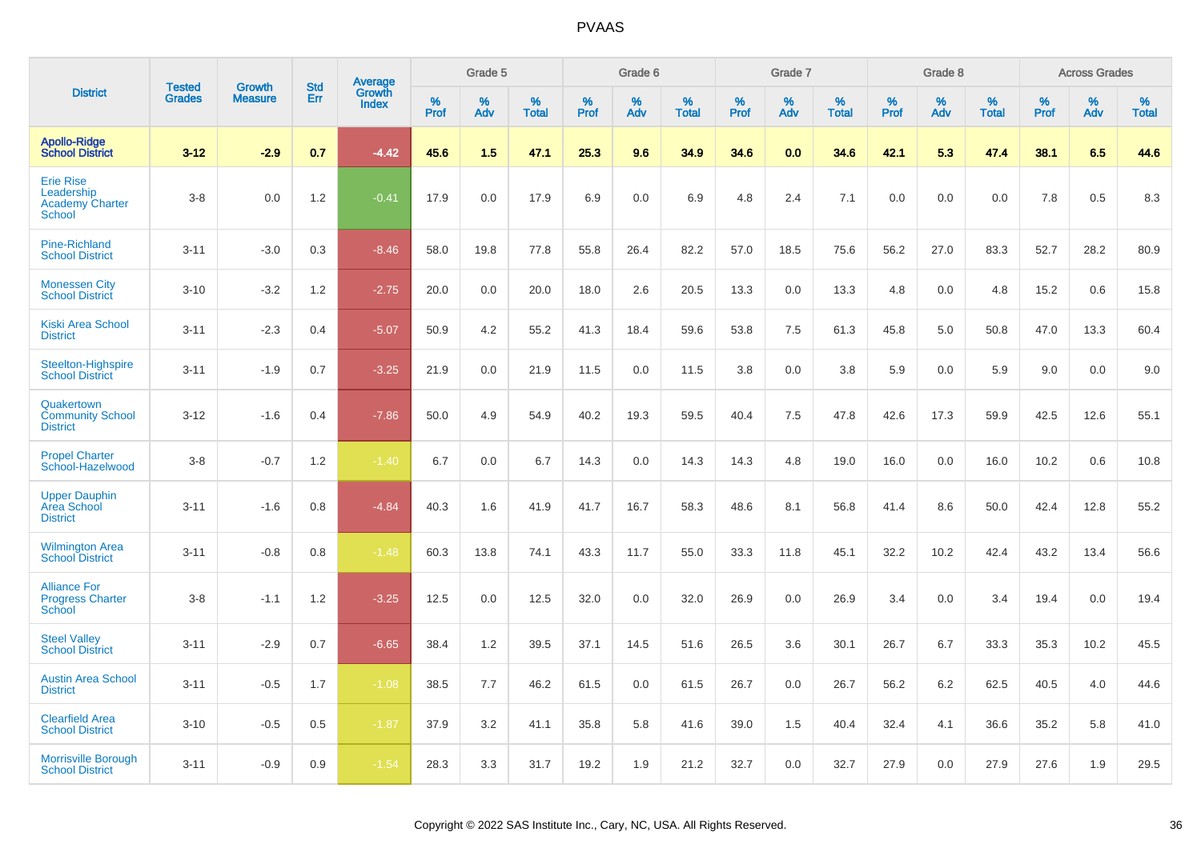# PVAAS

| District | Tested Grades | Growth Measure | Std Err | Average Growth Index | Grade 5 | | | Grade 6 | | | Grade 7 | | | Grade 8 | | | Across Grades | | |
|---|---|---|---|---|---|---|---|---|---|---|---|---|---|---|---|---|---|---|---|
| | | | | | % Prof | % Adv | % Total | % Prof | % Adv | % Total | % Prof | % Adv | % Total | % Prof | % Adv | % Total | % Prof | % Adv | % Total |
| **Apollo-Ridge School District** | **3-12** | **-2.9** | **0.7** | **-4.42** | **45.6** | **1.5** | **47.1** | **25.3** | **9.6** | **34.9** | **34.6** | **0.0** | **34.6** | **42.1** | **5.3** | **47.4** | **38.1** | **6.5** | **44.6** |
| Erie Rise Leadership Academy Charter School | 3-8 | 0.0 | 1.2 | -0.41 | 17.9 | 0.0 | 17.9 | 6.9 | 0.0 | 6.9 | 4.8 | 2.4 | 7.1 | 0.0 | 0.0 | 0.0 | 7.8 | 0.5 | 8.3 |
| Pine-Richland School District | 3-11 | -3.0 | 0.3 | -8.46 | 58.0 | 19.8 | 77.8 | 55.8 | 26.4 | 82.2 | 57.0 | 18.5 | 75.6 | 56.2 | 27.0 | 83.3 | 52.7 | 28.2 | 80.9 |
| Monessen City School District | 3-10 | -3.2 | 1.2 | -2.75 | 20.0 | 0.0 | 20.0 | 18.0 | 2.6 | 20.5 | 13.3 | 0.0 | 13.3 | 4.8 | 0.0 | 4.8 | 15.2 | 0.6 | 15.8 |
| Kiski Area School District | 3-11 | -2.3 | 0.4 | -5.07 | 50.9 | 4.2 | 55.2 | 41.3 | 18.4 | 59.6 | 53.8 | 7.5 | 61.3 | 45.8 | 5.0 | 50.8 | 47.0 | 13.3 | 60.4 |
| Steelton-Highspire School District | 3-11 | -1.9 | 0.7 | -3.25 | 21.9 | 0.0 | 21.9 | 11.5 | 0.0 | 11.5 | 3.8 | 0.0 | 3.8 | 5.9 | 0.0 | 5.9 | 9.0 | 0.0 | 9.0 |
| Quakertown Community School District | 3-12 | -1.6 | 0.4 | -7.86 | 50.0 | 4.9 | 54.9 | 40.2 | 19.3 | 59.5 | 40.4 | 7.5 | 47.8 | 42.6 | 17.3 | 59.9 | 42.5 | 12.6 | 55.1 |
| Propel Charter School-Hazelwood | 3-8 | -0.7 | 1.2 | -1.40 | 6.7 | 0.0 | 6.7 | 14.3 | 0.0 | 14.3 | 14.3 | 4.8 | 19.0 | 16.0 | 0.0 | 16.0 | 10.2 | 0.6 | 10.8 |
| Upper Dauphin Area School District | 3-11 | -1.6 | 0.8 | -4.84 | 40.3 | 1.6 | 41.9 | 41.7 | 16.7 | 58.3 | 48.6 | 8.1 | 56.8 | 41.4 | 8.6 | 50.0 | 42.4 | 12.8 | 55.2 |
| Wilmington Area School District | 3-11 | -0.8 | 0.8 | -1.48 | 60.3 | 13.8 | 74.1 | 43.3 | 11.7 | 55.0 | 33.3 | 11.8 | 45.1 | 32.2 | 10.2 | 42.4 | 43.2 | 13.4 | 56.6 |
| Alliance For Progress Charter School | 3-8 | -1.1 | 1.2 | -3.25 | 12.5 | 0.0 | 12.5 | 32.0 | 0.0 | 32.0 | 26.9 | 0.0 | 26.9 | 3.4 | 0.0 | 3.4 | 19.4 | 0.0 | 19.4 |
| Steel Valley School District | 3-11 | -2.9 | 0.7 | -6.65 | 38.4 | 1.2 | 39.5 | 37.1 | 14.5 | 51.6 | 26.5 | 3.6 | 30.1 | 26.7 | 6.7 | 33.3 | 35.3 | 10.2 | 45.5 |
| Austin Area School District | 3-11 | -0.5 | 1.7 | -1.08 | 38.5 | 7.7 | 46.2 | 61.5 | 0.0 | 61.5 | 26.7 | 0.0 | 26.7 | 56.2 | 6.2 | 62.5 | 40.5 | 4.0 | 44.6 |
| Clearfield Area School District | 3-10 | -0.5 | 0.5 | -1.87 | 37.9 | 3.2 | 41.1 | 35.8 | 5.8 | 41.6 | 39.0 | 1.5 | 40.4 | 32.4 | 4.1 | 36.6 | 35.2 | 5.8 | 41.0 |
| Morrisville Borough School District | 3-11 | -0.9 | 0.9 | -1.54 | 28.3 | 3.3 | 31.7 | 19.2 | 1.9 | 21.2 | 32.7 | 0.0 | 32.7 | 27.9 | 0.0 | 27.9 | 27.6 | 1.9 | 29.5 |

Copyright © 2022 SAS Institute Inc., Cary, NC, USA. All Rights Reserved.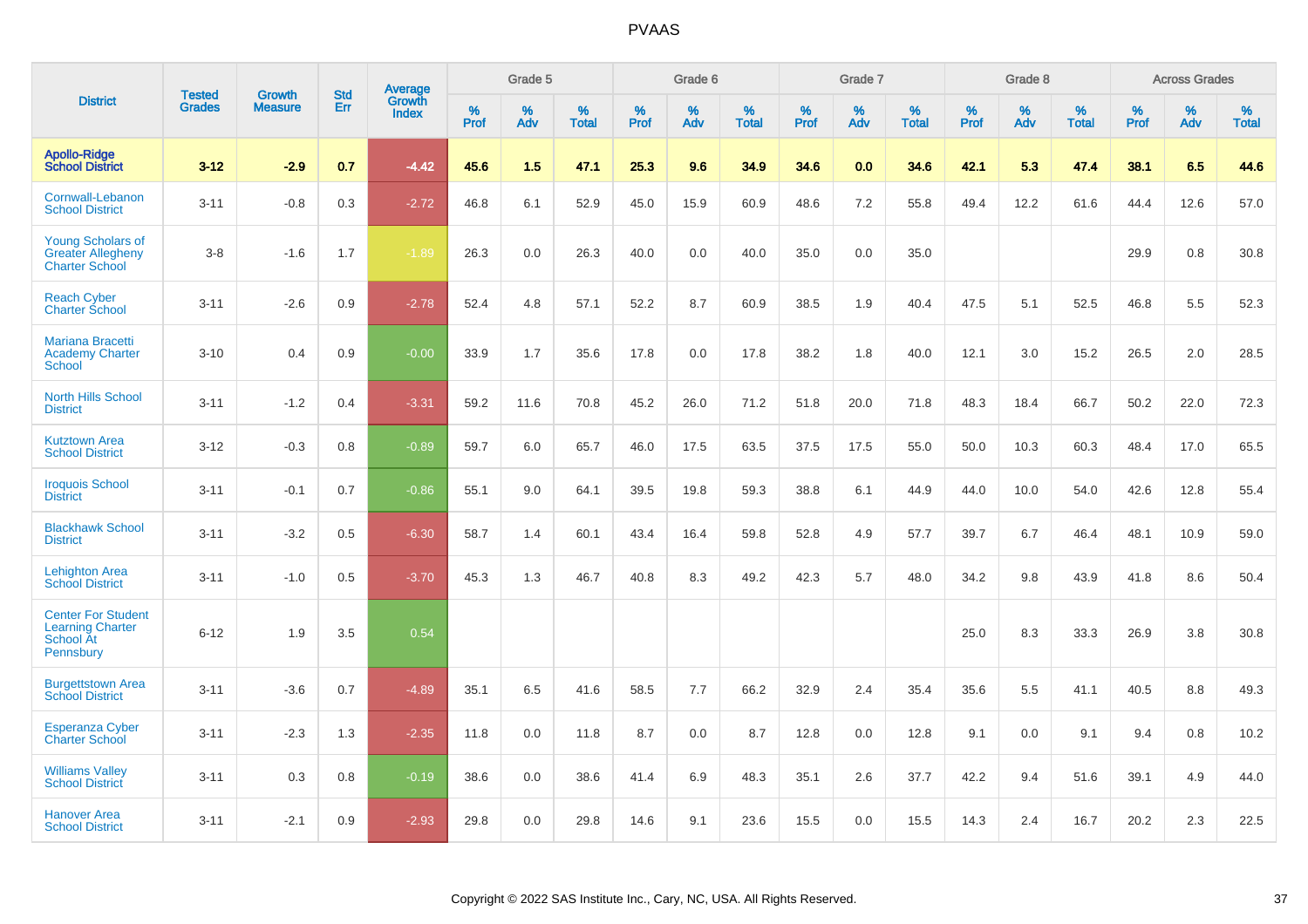# PVAAS

| District | Tested Grades | Growth Measure | Std Err | Average Growth Index | Grade 5 | | | Grade 6 | | | Grade 7 | | | Grade 8 | | | Across Grades | | |
|---|---|---|---|---|---|---|---|---|---|---|---|---|---|---|---|---|---|---|---|
| | | | | | % Prof | % Adv | % Total | % Prof | % Adv | % Total | % Prof | % Adv | % Total | % Prof | % Adv | % Total | % Prof | % Adv | % Total |
| **Apollo-Ridge School District** | **3-12** | **-2.9** | **0.7** | **-4.42** | **45.6** | **1.5** | **47.1** | **25.3** | **9.6** | **34.9** | **34.6** | **0.0** | **34.6** | **42.1** | **5.3** | **47.4** | **38.1** | **6.5** | **44.6** |
| Cornwall-Lebanon School District | 3-11 | -0.8 | 0.3 | -2.72 | 46.8 | 6.1 | 52.9 | 45.0 | 15.9 | 60.9 | 48.6 | 7.2 | 55.8 | 49.4 | 12.2 | 61.6 | 44.4 | 12.6 | 57.0 |
| Young Scholars of Greater Allegheny Charter School | 3-8 | -1.6 | 1.7 | -1.89 | 26.3 | 0.0 | 26.3 | 40.0 | 0.0 | 40.0 | 35.0 | 0.0 | 35.0 | | | | 29.9 | 0.8 | 30.8 |
| Reach Cyber Charter School | 3-11 | -2.6 | 0.9 | -2.78 | 52.4 | 4.8 | 57.1 | 52.2 | 8.7 | 60.9 | 38.5 | 1.9 | 40.4 | 47.5 | 5.1 | 52.5 | 46.8 | 5.5 | 52.3 |
| Mariana Bracetti Academy Charter School | 3-10 | 0.4 | 0.9 | -0.00 | 33.9 | 1.7 | 35.6 | 17.8 | 0.0 | 17.8 | 38.2 | 1.8 | 40.0 | 12.1 | 3.0 | 15.2 | 26.5 | 2.0 | 28.5 |
| North Hills School District | 3-11 | -1.2 | 0.4 | -3.31 | 59.2 | 11.6 | 70.8 | 45.2 | 26.0 | 71.2 | 51.8 | 20.0 | 71.8 | 48.3 | 18.4 | 66.7 | 50.2 | 22.0 | 72.3 |
| Kutztown Area School District | 3-12 | -0.3 | 0.8 | -0.89 | 59.7 | 6.0 | 65.7 | 46.0 | 17.5 | 63.5 | 37.5 | 17.5 | 55.0 | 50.0 | 10.3 | 60.3 | 48.4 | 17.0 | 65.5 |
| Iroquois School District | 3-11 | -0.1 | 0.7 | -0.86 | 55.1 | 9.0 | 64.1 | 39.5 | 19.8 | 59.3 | 38.8 | 6.1 | 44.9 | 44.0 | 10.0 | 54.0 | 42.6 | 12.8 | 55.4 |
| Blackhawk School District | 3-11 | -3.2 | 0.5 | -6.30 | 58.7 | 1.4 | 60.1 | 43.4 | 16.4 | 59.8 | 52.8 | 4.9 | 57.7 | 39.7 | 6.7 | 46.4 | 48.1 | 10.9 | 59.0 |
| Lehighton Area School District | 3-11 | -1.0 | 0.5 | -3.70 | 45.3 | 1.3 | 46.7 | 40.8 | 8.3 | 49.2 | 42.3 | 5.7 | 48.0 | 34.2 | 9.8 | 43.9 | 41.8 | 8.6 | 50.4 |
| Center For Student Learning Charter School At Pennsbury | 6-12 | 1.9 | 3.5 | 0.54 | | | | | | | | | | 25.0 | 8.3 | 33.3 | 26.9 | 3.8 | 30.8 |
| Burgettstown Area School District | 3-11 | -3.6 | 0.7 | -4.89 | 35.1 | 6.5 | 41.6 | 58.5 | 7.7 | 66.2 | 32.9 | 2.4 | 35.4 | 35.6 | 5.5 | 41.1 | 40.5 | 8.8 | 49.3 |
| Esperanza Cyber Charter School | 3-11 | -2.3 | 1.3 | -2.35 | 11.8 | 0.0 | 11.8 | 8.7 | 0.0 | 8.7 | 12.8 | 0.0 | 12.8 | 9.1 | 0.0 | 9.1 | 9.4 | 0.8 | 10.2 |
| Williams Valley School District | 3-11 | 0.3 | 0.8 | -0.19 | 38.6 | 0.0 | 38.6 | 41.4 | 6.9 | 48.3 | 35.1 | 2.6 | 37.7 | 42.2 | 9.4 | 51.6 | 39.1 | 4.9 | 44.0 |
| Hanover Area School District | 3-11 | -2.1 | 0.9 | -2.93 | 29.8 | 0.0 | 29.8 | 14.6 | 9.1 | 23.6 | 15.5 | 0.0 | 15.5 | 14.3 | 2.4 | 16.7 | 20.2 | 2.3 | 22.5 |

Copyright © 2022 SAS Institute Inc., Cary, NC, USA. All Rights Reserved.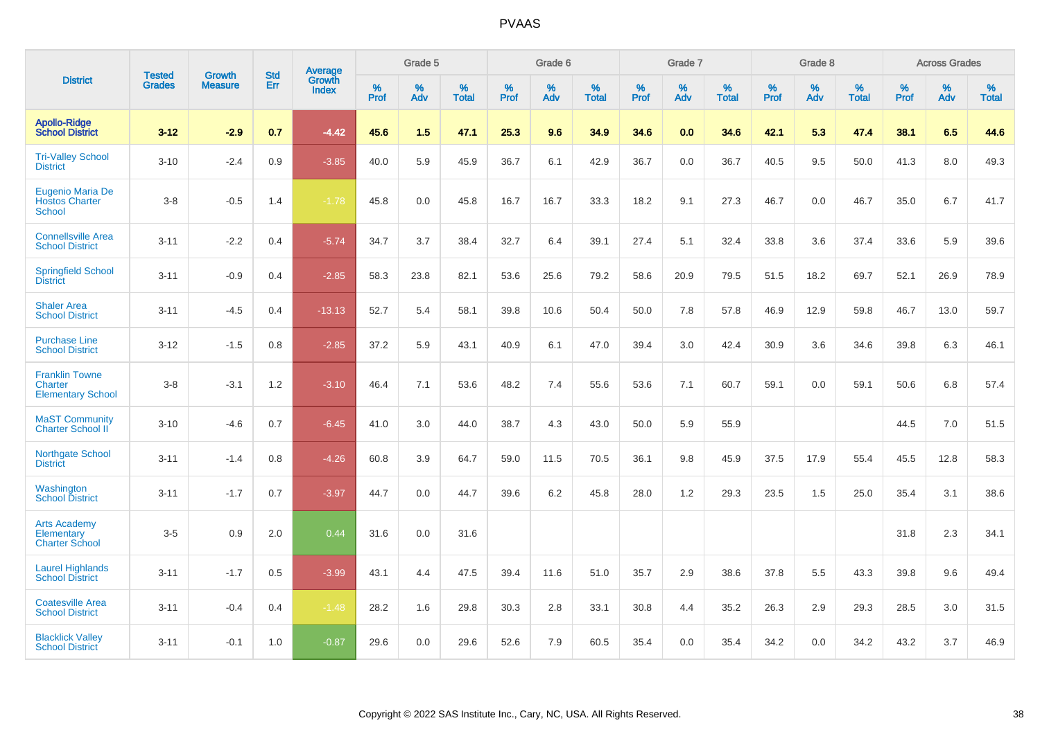# PVAAS

| District | Tested Grades | Growth Measure | Std Err | Average Growth Index | Grade 5 | | | Grade 6 | | | Grade 7 | | | Grade 8 | | | Across Grades | | |
|---|---|---|---|---|---|---|---|---|---|---|---|---|---|---|---|---|---|---|---|
| | | | | | % Prof | % Adv | % Total | % Prof | % Adv | % Total | % Prof | % Adv | % Total | % Prof | % Adv | % Total | % Prof | % Adv | % Total |
| **Apollo-Ridge School District** | **3-12** | **-2.9** | **0.7** | **-4.42** | **45.6** | **1.5** | **47.1** | **25.3** | **9.6** | **34.9** | **34.6** | **0.0** | **34.6** | **42.1** | **5.3** | **47.4** | **38.1** | **6.5** | **44.6** |
| Tri-Valley School District | 3-10 | -2.4 | 0.9 | -3.85 | 40.0 | 5.9 | 45.9 | 36.7 | 6.1 | 42.9 | 36.7 | 0.0 | 36.7 | 40.5 | 9.5 | 50.0 | 41.3 | 8.0 | 49.3 |
| Eugenio Maria De Hostos Charter School | 3-8 | -0.5 | 1.4 | -1.78 | 45.8 | 0.0 | 45.8 | 16.7 | 16.7 | 33.3 | 18.2 | 9.1 | 27.3 | 46.7 | 0.0 | 46.7 | 35.0 | 6.7 | 41.7 |
| Connellsville Area School District | 3-11 | -2.2 | 0.4 | -5.74 | 34.7 | 3.7 | 38.4 | 32.7 | 6.4 | 39.1 | 27.4 | 5.1 | 32.4 | 33.8 | 3.6 | 37.4 | 33.6 | 5.9 | 39.6 |
| Springfield School District | 3-11 | -0.9 | 0.4 | -2.85 | 58.3 | 23.8 | 82.1 | 53.6 | 25.6 | 79.2 | 58.6 | 20.9 | 79.5 | 51.5 | 18.2 | 69.7 | 52.1 | 26.9 | 78.9 |
| Shaler Area School District | 3-11 | -4.5 | 0.4 | -13.13 | 52.7 | 5.4 | 58.1 | 39.8 | 10.6 | 50.4 | 50.0 | 7.8 | 57.8 | 46.9 | 12.9 | 59.8 | 46.7 | 13.0 | 59.7 |
| Purchase Line School District | 3-12 | -1.5 | 0.8 | -2.85 | 37.2 | 5.9 | 43.1 | 40.9 | 6.1 | 47.0 | 39.4 | 3.0 | 42.4 | 30.9 | 3.6 | 34.6 | 39.8 | 6.3 | 46.1 |
| Franklin Towne Charter Elementary School | 3-8 | -3.1 | 1.2 | -3.10 | 46.4 | 7.1 | 53.6 | 48.2 | 7.4 | 55.6 | 53.6 | 7.1 | 60.7 | 59.1 | 0.0 | 59.1 | 50.6 | 6.8 | 57.4 |
| MaST Community Charter School II | 3-10 | -4.6 | 0.7 | -6.45 | 41.0 | 3.0 | 44.0 | 38.7 | 4.3 | 43.0 | 50.0 | 5.9 | 55.9 | | | | 44.5 | 7.0 | 51.5 |
| Northgate School District | 3-11 | -1.4 | 0.8 | -4.26 | 60.8 | 3.9 | 64.7 | 59.0 | 11.5 | 70.5 | 36.1 | 9.8 | 45.9 | 37.5 | 17.9 | 55.4 | 45.5 | 12.8 | 58.3 |
| Washington School District | 3-11 | -1.7 | 0.7 | -3.97 | 44.7 | 0.0 | 44.7 | 39.6 | 6.2 | 45.8 | 28.0 | 1.2 | 29.3 | 23.5 | 1.5 | 25.0 | 35.4 | 3.1 | 38.6 |
| Arts Academy Elementary Charter School | 3-5 | 0.9 | 2.0 | 0.44 | 31.6 | 0.0 | 31.6 | | | | | | | | | | 31.8 | 2.3 | 34.1 |
| Laurel Highlands School District | 3-11 | -1.7 | 0.5 | -3.99 | 43.1 | 4.4 | 47.5 | 39.4 | 11.6 | 51.0 | 35.7 | 2.9 | 38.6 | 37.8 | 5.5 | 43.3 | 39.8 | 9.6 | 49.4 |
| Coatesville Area School District | 3-11 | -0.4 | 0.4 | -1.48 | 28.2 | 1.6 | 29.8 | 30.3 | 2.8 | 33.1 | 30.8 | 4.4 | 35.2 | 26.3 | 2.9 | 29.3 | 28.5 | 3.0 | 31.5 |
| Blacklick Valley School District | 3-11 | -0.1 | 1.0 | -0.87 | 29.6 | 0.0 | 29.6 | 52.6 | 7.9 | 60.5 | 35.4 | 0.0 | 35.4 | 34.2 | 0.0 | 34.2 | 43.2 | 3.7 | 46.9 |

Copyright © 2022 SAS Institute Inc., Cary, NC, USA. All Rights Reserved.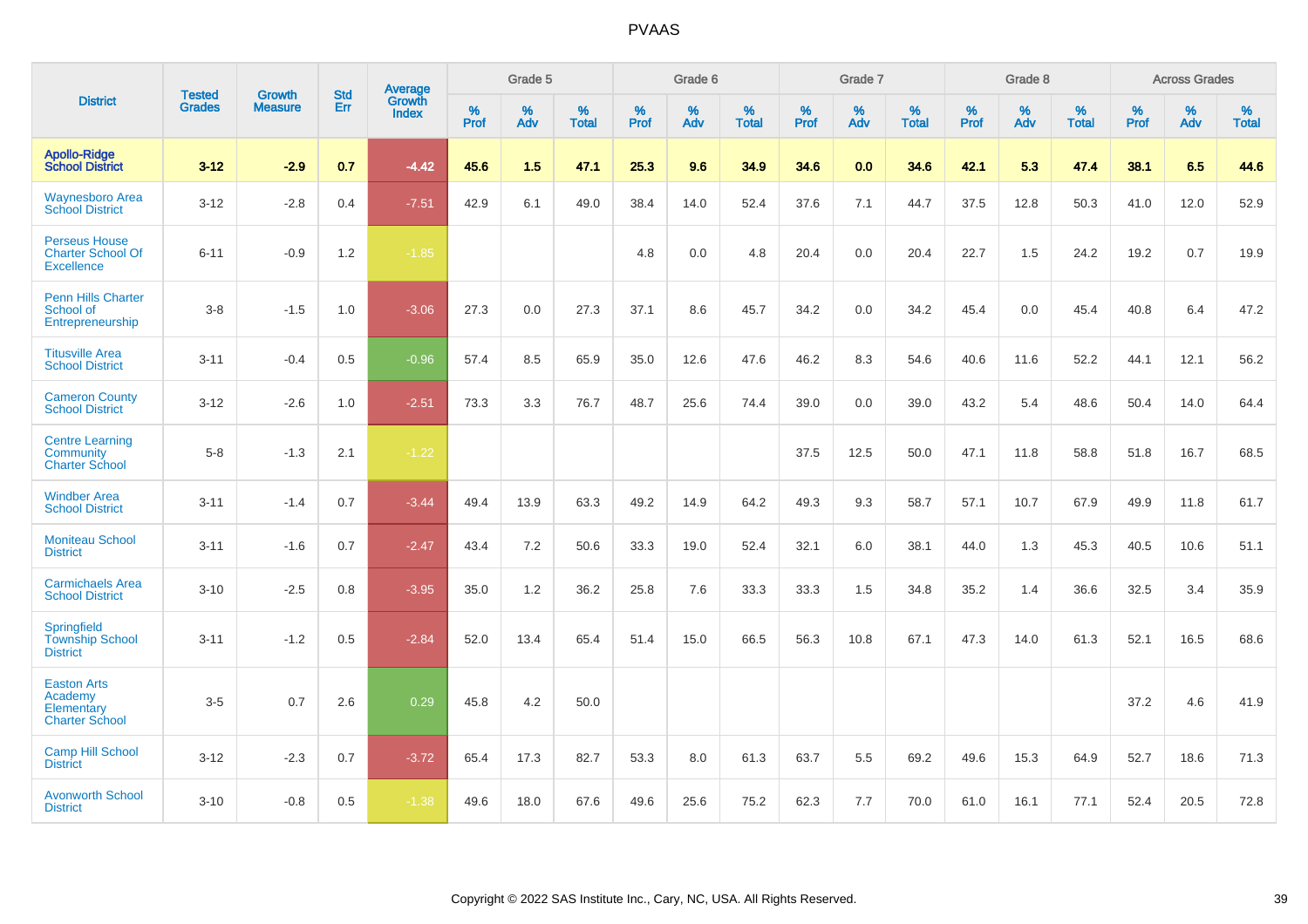# PVAAS

| District | Tested Grades | Growth Measure | Std Err | Average Growth Index | Grade 5 | | | Grade 6 | | | Grade 7 | | | Grade 8 | | | Across Grades | | |
|---|---|---|---|---|---|---|---|---|---|---|---|---|---|---|---|---|---|---|---|
| | | | | | % Prof | % Adv | % Total | % Prof | % Adv | % Total | % Prof | % Adv | % Total | % Prof | % Adv | % Total | % Prof | % Adv | % Total |
| **Apollo-Ridge School District** | **3-12** | **-2.9** | **0.7** | **-4.42** | **45.6** | **1.5** | **47.1** | **25.3** | **9.6** | **34.9** | **34.6** | **0.0** | **34.6** | **42.1** | **5.3** | **47.4** | **38.1** | **6.5** | **44.6** |
| Waynesboro Area School District | 3-12 | -2.8 | 0.4 | -7.51 | 42.9 | 6.1 | 49.0 | 38.4 | 14.0 | 52.4 | 37.6 | 7.1 | 44.7 | 37.5 | 12.8 | 50.3 | 41.0 | 12.0 | 52.9 |
| Perseus House Charter School Of Excellence | 6-11 | -0.9 | 1.2 | -1.85 | | | | 4.8 | 0.0 | 4.8 | 20.4 | 0.0 | 20.4 | 22.7 | 1.5 | 24.2 | 19.2 | 0.7 | 19.9 |
| Penn Hills Charter School of Entrepreneurship | 3-8 | -1.5 | 1.0 | -3.06 | 27.3 | 0.0 | 27.3 | 37.1 | 8.6 | 45.7 | 34.2 | 0.0 | 34.2 | 45.4 | 0.0 | 45.4 | 40.8 | 6.4 | 47.2 |
| Titusville Area School District | 3-11 | -0.4 | 0.5 | -0.96 | 57.4 | 8.5 | 65.9 | 35.0 | 12.6 | 47.6 | 46.2 | 8.3 | 54.6 | 40.6 | 11.6 | 52.2 | 44.1 | 12.1 | 56.2 |
| Cameron County School District | 3-12 | -2.6 | 1.0 | -2.51 | 73.3 | 3.3 | 76.7 | 48.7 | 25.6 | 74.4 | 39.0 | 0.0 | 39.0 | 43.2 | 5.4 | 48.6 | 50.4 | 14.0 | 64.4 |
| Centre Learning Community Charter School | 5-8 | -1.3 | 2.1 | -1.22 | | | | | | | 37.5 | 12.5 | 50.0 | 47.1 | 11.8 | 58.8 | 51.8 | 16.7 | 68.5 |
| Windber Area School District | 3-11 | -1.4 | 0.7 | -3.44 | 49.4 | 13.9 | 63.3 | 49.2 | 14.9 | 64.2 | 49.3 | 9.3 | 58.7 | 57.1 | 10.7 | 67.9 | 49.9 | 11.8 | 61.7 |
| Moniteau School District | 3-11 | -1.6 | 0.7 | -2.47 | 43.4 | 7.2 | 50.6 | 33.3 | 19.0 | 52.4 | 32.1 | 6.0 | 38.1 | 44.0 | 1.3 | 45.3 | 40.5 | 10.6 | 51.1 |
| Carmichaels Area School District | 3-10 | -2.5 | 0.8 | -3.95 | 35.0 | 1.2 | 36.2 | 25.8 | 7.6 | 33.3 | 33.3 | 1.5 | 34.8 | 35.2 | 1.4 | 36.6 | 32.5 | 3.4 | 35.9 |
| Springfield Township School District | 3-11 | -1.2 | 0.5 | -2.84 | 52.0 | 13.4 | 65.4 | 51.4 | 15.0 | 66.5 | 56.3 | 10.8 | 67.1 | 47.3 | 14.0 | 61.3 | 52.1 | 16.5 | 68.6 |
| Easton Arts Academy Elementary Charter School | 3-5 | 0.7 | 2.6 | 0.29 | 45.8 | 4.2 | 50.0 | | | | | | | | | | 37.2 | 4.6 | 41.9 |
| Camp Hill School District | 3-12 | -2.3 | 0.7 | -3.72 | 65.4 | 17.3 | 82.7 | 53.3 | 8.0 | 61.3 | 63.7 | 5.5 | 69.2 | 49.6 | 15.3 | 64.9 | 52.7 | 18.6 | 71.3 |
| Avonworth School District | 3-10 | -0.8 | 0.5 | -1.38 | 49.6 | 18.0 | 67.6 | 49.6 | 25.6 | 75.2 | 62.3 | 7.7 | 70.0 | 61.0 | 16.1 | 77.1 | 52.4 | 20.5 | 72.8 |

Copyright © 2022 SAS Institute Inc., Cary, NC, USA. All Rights Reserved.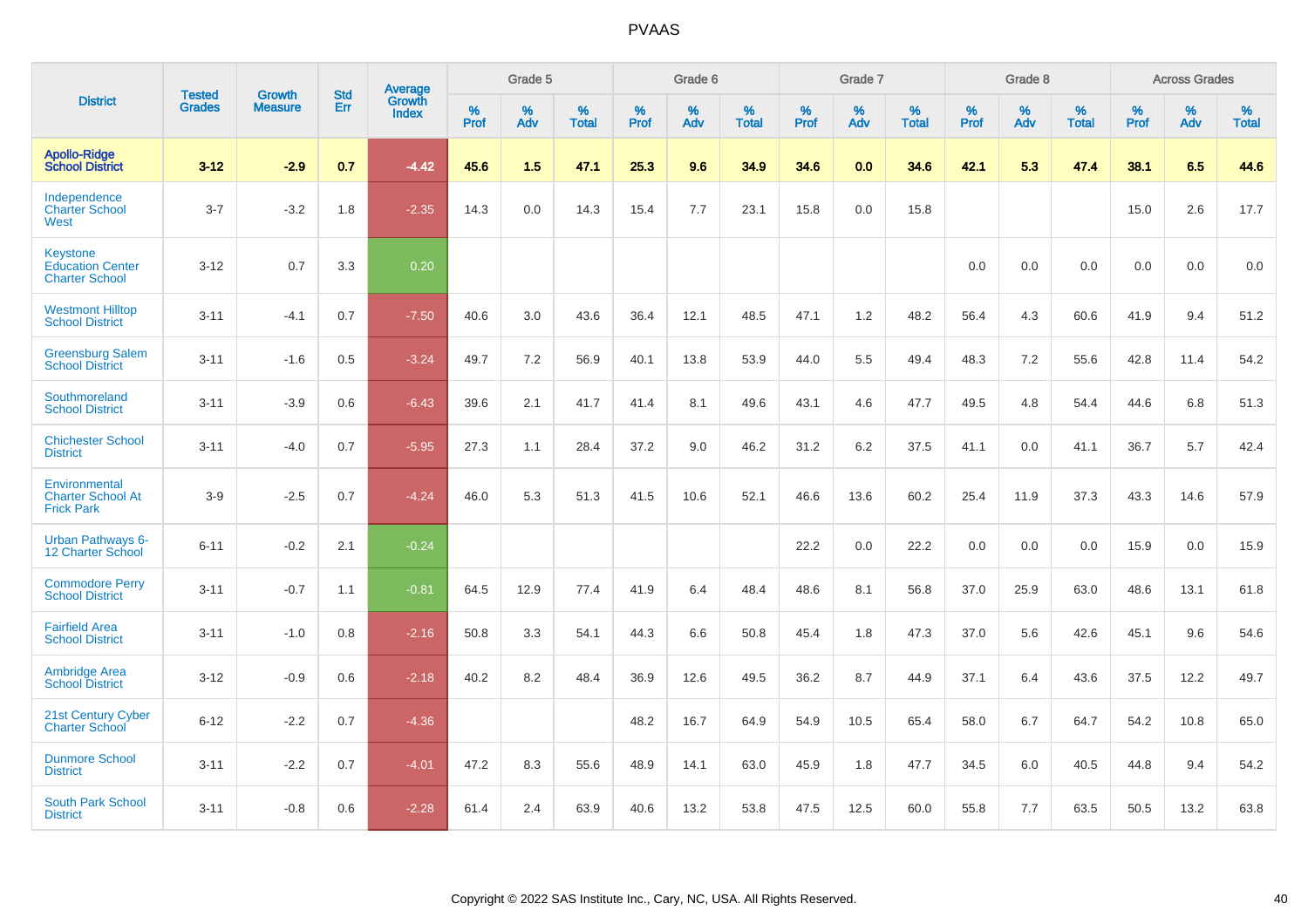# PVAAS

| District | Tested Grades | Growth Measure | Std Err | Average Growth Index | Grade 5 | | | Grade 6 | | | Grade 7 | | | Grade 8 | | | Across Grades | | |
|---|---|---|---|---|---|---|---|---|---|---|---|---|---|---|---|---|---|---|---|
| | | | | | % Prof | % Adv | % Total | % Prof | % Adv | % Total | % Prof | % Adv | % Total | % Prof | % Adv | % Total | % Prof | % Adv | % Total |
| **Apollo-Ridge School District** | **3-12** | **-2.9** | **0.7** | **-4.42** | **45.6** | **1.5** | **47.1** | **25.3** | **9.6** | **34.9** | **34.6** | **0.0** | **34.6** | **42.1** | **5.3** | **47.4** | **38.1** | **6.5** | **44.6** |
| Independence Charter School West | 3-7 | -3.2 | 1.8 | -2.35 | 14.3 | 0.0 | 14.3 | 15.4 | 7.7 | 23.1 | 15.8 | 0.0 | 15.8 | | | | 15.0 | 2.6 | 17.7 |
| Keystone Education Center Charter School | 3-12 | 0.7 | 3.3 | 0.20 | | | | | | | | | | 0.0 | 0.0 | 0.0 | 0.0 | 0.0 | 0.0 |
| Westmont Hilltop School District | 3-11 | -4.1 | 0.7 | -7.50 | 40.6 | 3.0 | 43.6 | 36.4 | 12.1 | 48.5 | 47.1 | 1.2 | 48.2 | 56.4 | 4.3 | 60.6 | 41.9 | 9.4 | 51.2 |
| Greensburg Salem School District | 3-11 | -1.6 | 0.5 | -3.24 | 49.7 | 7.2 | 56.9 | 40.1 | 13.8 | 53.9 | 44.0 | 5.5 | 49.4 | 48.3 | 7.2 | 55.6 | 42.8 | 11.4 | 54.2 |
| Southmoreland School District | 3-11 | -3.9 | 0.6 | -6.43 | 39.6 | 2.1 | 41.7 | 41.4 | 8.1 | 49.6 | 43.1 | 4.6 | 47.7 | 49.5 | 4.8 | 54.4 | 44.6 | 6.8 | 51.3 |
| Chichester School District | 3-11 | -4.0 | 0.7 | -5.95 | 27.3 | 1.1 | 28.4 | 37.2 | 9.0 | 46.2 | 31.2 | 6.2 | 37.5 | 41.1 | 0.0 | 41.1 | 36.7 | 5.7 | 42.4 |
| Environmental Charter School At Frick Park | 3-9 | -2.5 | 0.7 | -4.24 | 46.0 | 5.3 | 51.3 | 41.5 | 10.6 | 52.1 | 46.6 | 13.6 | 60.2 | 25.4 | 11.9 | 37.3 | 43.3 | 14.6 | 57.9 |
| Urban Pathways 6-12 Charter School | 6-11 | -0.2 | 2.1 | -0.24 | | | | | | | 22.2 | 0.0 | 22.2 | 0.0 | 0.0 | 0.0 | 15.9 | 0.0 | 15.9 |
| Commodore Perry School District | 3-11 | -0.7 | 1.1 | -0.81 | 64.5 | 12.9 | 77.4 | 41.9 | 6.4 | 48.4 | 48.6 | 8.1 | 56.8 | 37.0 | 25.9 | 63.0 | 48.6 | 13.1 | 61.8 |
| Fairfield Area School District | 3-11 | -1.0 | 0.8 | -2.16 | 50.8 | 3.3 | 54.1 | 44.3 | 6.6 | 50.8 | 45.4 | 1.8 | 47.3 | 37.0 | 5.6 | 42.6 | 45.1 | 9.6 | 54.6 |
| Ambridge Area School District | 3-12 | -0.9 | 0.6 | -2.18 | 40.2 | 8.2 | 48.4 | 36.9 | 12.6 | 49.5 | 36.2 | 8.7 | 44.9 | 37.1 | 6.4 | 43.6 | 37.5 | 12.2 | 49.7 |
| 21st Century Cyber Charter School | 6-12 | -2.2 | 0.7 | -4.36 | | | | 48.2 | 16.7 | 64.9 | 54.9 | 10.5 | 65.4 | 58.0 | 6.7 | 64.7 | 54.2 | 10.8 | 65.0 |
| Dunmore School District | 3-11 | -2.2 | 0.7 | -4.01 | 47.2 | 8.3 | 55.6 | 48.9 | 14.1 | 63.0 | 45.9 | 1.8 | 47.7 | 34.5 | 6.0 | 40.5 | 44.8 | 9.4 | 54.2 |
| South Park School District | 3-11 | -0.8 | 0.6 | -2.28 | 61.4 | 2.4 | 63.9 | 40.6 | 13.2 | 53.8 | 47.5 | 12.5 | 60.0 | 55.8 | 7.7 | 63.5 | 50.5 | 13.2 | 63.8 |

Copyright © 2022 SAS Institute Inc., Cary, NC, USA. All Rights Reserved.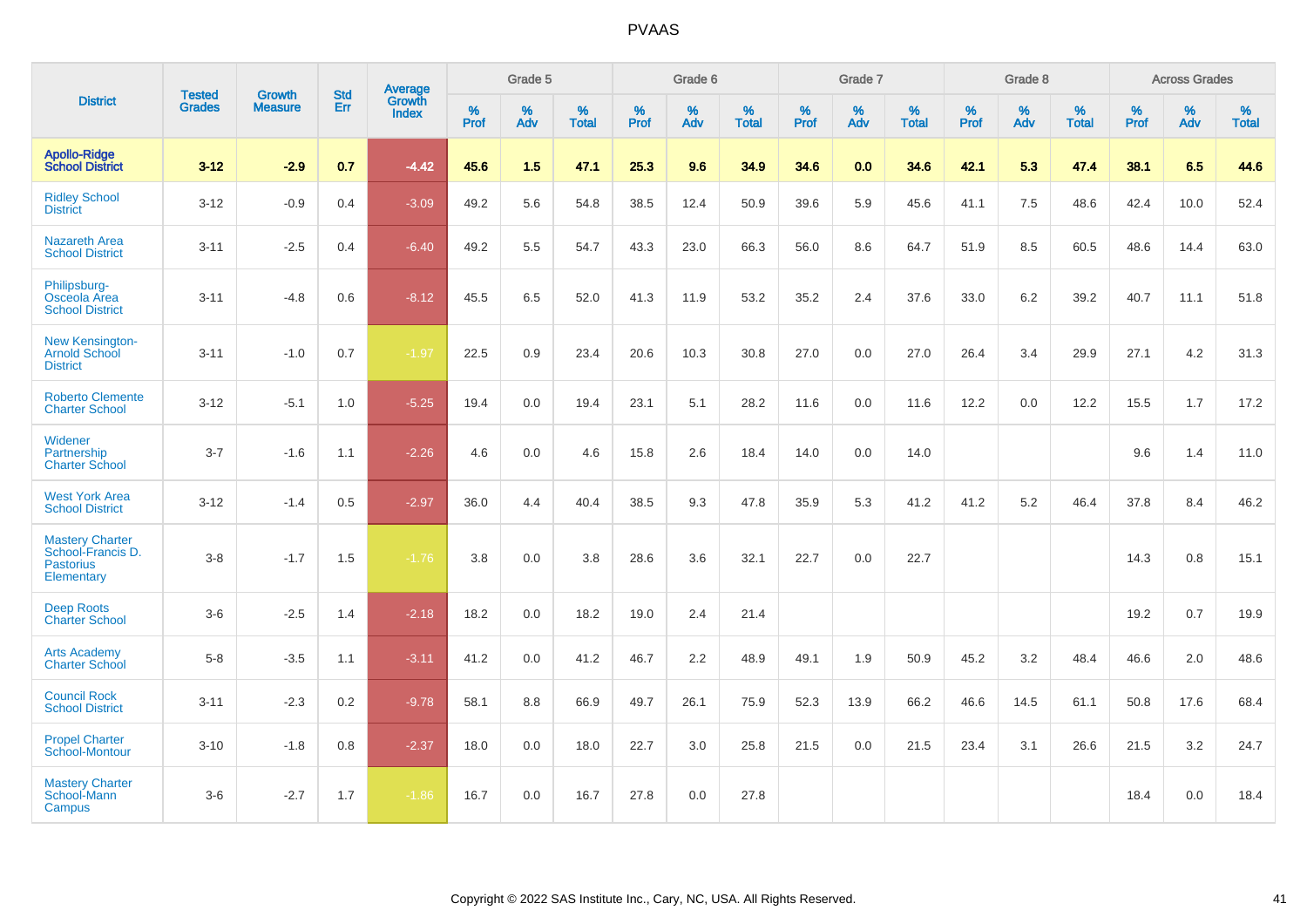PVAAS

| District | Tested Grades | Growth Measure | Std Err | Average Growth Index | Grade 5 | | | Grade 6 | | | Grade 7 | | | Grade 8 | | | Across Grades | | |
|---|---|---|---|---|---|---|---|---|---|---|---|---|---|---|---|---|---|---|---|
| | | | | | % Prof | % Adv | % Total | % Prof | % Adv | % Total | % Prof | % Adv | % Total | % Prof | % Adv | % Total | % Prof | % Adv | % Total |
| **Apollo-Ridge School District** | **3-12** | **-2.9** | **0.7** | **-4.42** | **45.6** | **1.5** | **47.1** | **25.3** | **9.6** | **34.9** | **34.6** | **0.0** | **34.6** | **42.1** | **5.3** | **47.4** | **38.1** | **6.5** | **44.6** |
| Ridley School District | 3-12 | -0.9 | 0.4 | -3.09 | 49.2 | 5.6 | 54.8 | 38.5 | 12.4 | 50.9 | 39.6 | 5.9 | 45.6 | 41.1 | 7.5 | 48.6 | 42.4 | 10.0 | 52.4 |
| Nazareth Area School District | 3-11 | -2.5 | 0.4 | -6.40 | 49.2 | 5.5 | 54.7 | 43.3 | 23.0 | 66.3 | 56.0 | 8.6 | 64.7 | 51.9 | 8.5 | 60.5 | 48.6 | 14.4 | 63.0 |
| Philipsburg-Osceola Area School District | 3-11 | -4.8 | 0.6 | -8.12 | 45.5 | 6.5 | 52.0 | 41.3 | 11.9 | 53.2 | 35.2 | 2.4 | 37.6 | 33.0 | 6.2 | 39.2 | 40.7 | 11.1 | 51.8 |
| New Kensington-Arnold School District | 3-11 | -1.0 | 0.7 | -1.97 | 22.5 | 0.9 | 23.4 | 20.6 | 10.3 | 30.8 | 27.0 | 0.0 | 27.0 | 26.4 | 3.4 | 29.9 | 27.1 | 4.2 | 31.3 |
| Roberto Clemente Charter School | 3-12 | -5.1 | 1.0 | -5.25 | 19.4 | 0.0 | 19.4 | 23.1 | 5.1 | 28.2 | 11.6 | 0.0 | 11.6 | 12.2 | 0.0 | 12.2 | 15.5 | 1.7 | 17.2 |
| Widener Partnership Charter School | 3-7 | -1.6 | 1.1 | -2.26 | 4.6 | 0.0 | 4.6 | 15.8 | 2.6 | 18.4 | 14.0 | 0.0 | 14.0 | | | | 9.6 | 1.4 | 11.0 |
| West York Area School District | 3-12 | -1.4 | 0.5 | -2.97 | 36.0 | 4.4 | 40.4 | 38.5 | 9.3 | 47.8 | 35.9 | 5.3 | 41.2 | 41.2 | 5.2 | 46.4 | 37.8 | 8.4 | 46.2 |
| Mastery Charter School-Francis D. Pastorius Elementary | 3-8 | -1.7 | 1.5 | -1.76 | 3.8 | 0.0 | 3.8 | 28.6 | 3.6 | 32.1 | 22.7 | 0.0 | 22.7 | | | | 14.3 | 0.8 | 15.1 |
| Deep Roots Charter School | 3-6 | -2.5 | 1.4 | -2.18 | 18.2 | 0.0 | 18.2 | 19.0 | 2.4 | 21.4 | | | | | | | 19.2 | 0.7 | 19.9 |
| Arts Academy Charter School | 5-8 | -3.5 | 1.1 | -3.11 | 41.2 | 0.0 | 41.2 | 46.7 | 2.2 | 48.9 | 49.1 | 1.9 | 50.9 | 45.2 | 3.2 | 48.4 | 46.6 | 2.0 | 48.6 |
| Council Rock School District | 3-11 | -2.3 | 0.2 | -9.78 | 58.1 | 8.8 | 66.9 | 49.7 | 26.1 | 75.9 | 52.3 | 13.9 | 66.2 | 46.6 | 14.5 | 61.1 | 50.8 | 17.6 | 68.4 |
| Propel Charter School-Montour | 3-10 | -1.8 | 0.8 | -2.37 | 18.0 | 0.0 | 18.0 | 22.7 | 3.0 | 25.8 | 21.5 | 0.0 | 21.5 | 23.4 | 3.1 | 26.6 | 21.5 | 3.2 | 24.7 |
| Mastery Charter School-Mann Campus | 3-6 | -2.7 | 1.7 | -1.86 | 16.7 | 0.0 | 16.7 | 27.8 | 0.0 | 27.8 | | | | | | | 18.4 | 0.0 | 18.4 |

Copyright © 2022 SAS Institute Inc., Cary, NC, USA. All Rights Reserved.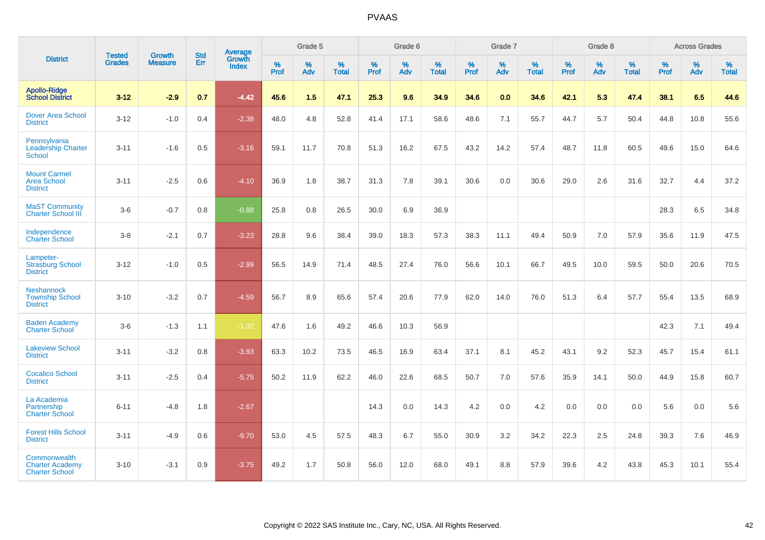# PVAAS

| District | Tested Grades | Growth Measure | Std Err | Average Growth Index | Grade 5 | | | Grade 6 | | | Grade 7 | | | Grade 8 | | | Across Grades | | |
|---|---|---|---|---|---|---|---|---|---|---|---|---|---|---|---|---|---|---|---|
| | | | | | % Prof | % Adv | % Total | % Prof | % Adv | % Total | % Prof | % Adv | % Total | % Prof | % Adv | % Total | % Prof | % Adv | % Total |
| **Apollo-Ridge School District** | **3-12** | **-2.9** | **0.7** | **-4.42** | **45.6** | **1.5** | **47.1** | **25.3** | **9.6** | **34.9** | **34.6** | **0.0** | **34.6** | **42.1** | **5.3** | **47.4** | **38.1** | **6.5** | **44.6** |
| Dover Area School District | 3-12 | -1.0 | 0.4 | -2.38 | 48.0 | 4.8 | 52.8 | 41.4 | 17.1 | 58.6 | 48.6 | 7.1 | 55.7 | 44.7 | 5.7 | 50.4 | 44.8 | 10.8 | 55.6 |
| Pennsylvania Leadership Charter School | 3-11 | -1.6 | 0.5 | -3.16 | 59.1 | 11.7 | 70.8 | 51.3 | 16.2 | 67.5 | 43.2 | 14.2 | 57.4 | 48.7 | 11.8 | 60.5 | 49.6 | 15.0 | 64.6 |
| Mount Carmel Area School District | 3-11 | -2.5 | 0.6 | -4.10 | 36.9 | 1.8 | 38.7 | 31.3 | 7.8 | 39.1 | 30.6 | 0.0 | 30.6 | 29.0 | 2.6 | 31.6 | 32.7 | 4.4 | 37.2 |
| MaST Community Charter School III | 3-6 | -0.7 | 0.8 | -0.88 | 25.8 | 0.8 | 26.5 | 30.0 | 6.9 | 36.9 | | | | | | | 28.3 | 6.5 | 34.8 |
| Independence Charter School | 3-8 | -2.1 | 0.7 | -3.23 | 28.8 | 9.6 | 38.4 | 39.0 | 18.3 | 57.3 | 38.3 | 11.1 | 49.4 | 50.9 | 7.0 | 57.9 | 35.6 | 11.9 | 47.5 |
| Lampeter-Strasburg School District | 3-12 | -1.0 | 0.5 | -2.99 | 56.5 | 14.9 | 71.4 | 48.5 | 27.4 | 76.0 | 56.6 | 10.1 | 66.7 | 49.5 | 10.0 | 59.5 | 50.0 | 20.6 | 70.5 |
| Neshannock Township School District | 3-10 | -3.2 | 0.7 | -4.59 | 56.7 | 8.9 | 65.6 | 57.4 | 20.6 | 77.9 | 62.0 | 14.0 | 76.0 | 51.3 | 6.4 | 57.7 | 55.4 | 13.5 | 68.9 |
| Baden Academy Charter School | 3-6 | -1.3 | 1.1 | -1.32 | 47.6 | 1.6 | 49.2 | 46.6 | 10.3 | 56.9 | | | | | | | 42.3 | 7.1 | 49.4 |
| Lakeview School District | 3-11 | -3.2 | 0.8 | -3.93 | 63.3 | 10.2 | 73.5 | 46.5 | 16.9 | 63.4 | 37.1 | 8.1 | 45.2 | 43.1 | 9.2 | 52.3 | 45.7 | 15.4 | 61.1 |
| Cocalico School District | 3-11 | -2.5 | 0.4 | -5.75 | 50.2 | 11.9 | 62.2 | 46.0 | 22.6 | 68.5 | 50.7 | 7.0 | 57.6 | 35.9 | 14.1 | 50.0 | 44.9 | 15.8 | 60.7 |
| La Academia Partnership Charter School | 6-11 | -4.8 | 1.8 | -2.67 | | | | 14.3 | 0.0 | 14.3 | 4.2 | 0.0 | 4.2 | 0.0 | 0.0 | 0.0 | 5.6 | 0.0 | 5.6 |
| Forest Hills School District | 3-11 | -4.9 | 0.6 | -9.70 | 53.0 | 4.5 | 57.5 | 48.3 | 6.7 | 55.0 | 30.9 | 3.2 | 34.2 | 22.3 | 2.5 | 24.8 | 39.3 | 7.6 | 46.9 |
| Commonwealth Charter Academy Charter School | 3-10 | -3.1 | 0.9 | -3.75 | 49.2 | 1.7 | 50.8 | 56.0 | 12.0 | 68.0 | 49.1 | 8.8 | 57.9 | 39.6 | 4.2 | 43.8 | 45.3 | 10.1 | 55.4 |

Copyright © 2022 SAS Institute Inc., Cary, NC, USA. All Rights Reserved.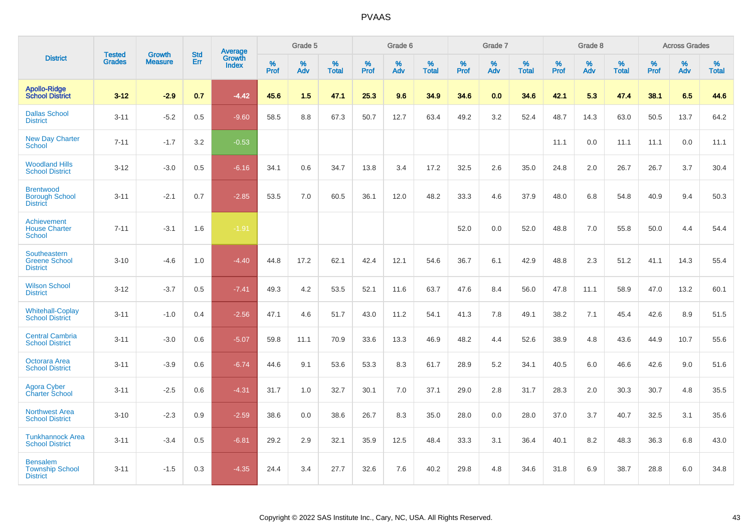# PVAAS

| District | Tested Grades | Growth Measure | Std Err | Average Growth Index | Grade 5 | | | Grade 6 | | | Grade 7 | | | Grade 8 | | | Across Grades | | |
|---|---|---|---|---|---|---|---|---|---|---|---|---|---|---|---|---|---|---|---|
| | | | | | % Prof | % Adv | % Total | % Prof | % Adv | % Total | % Prof | % Adv | % Total | % Prof | % Adv | % Total | % Prof | % Adv | % Total |
| **Apollo-Ridge School District** | **3-12** | **-2.9** | **0.7** | **-4.42** | **45.6** | **1.5** | **47.1** | **25.3** | **9.6** | **34.9** | **34.6** | **0.0** | **34.6** | **42.1** | **5.3** | **47.4** | **38.1** | **6.5** | **44.6** |
| Dallas School District | 3-11 | -5.2 | 0.5 | -9.60 | 58.5 | 8.8 | 67.3 | 50.7 | 12.7 | 63.4 | 49.2 | 3.2 | 52.4 | 48.7 | 14.3 | 63.0 | 50.5 | 13.7 | 64.2 |
| New Day Charter School | 7-11 | -1.7 | 3.2 | -0.53 | | | | | | | | | | 11.1 | 0.0 | 11.1 | 11.1 | 0.0 | 11.1 |
| Woodland Hills School District | 3-12 | -3.0 | 0.5 | -6.16 | 34.1 | 0.6 | 34.7 | 13.8 | 3.4 | 17.2 | 32.5 | 2.6 | 35.0 | 24.8 | 2.0 | 26.7 | 26.7 | 3.7 | 30.4 |
| Brentwood Borough School District | 3-11 | -2.1 | 0.7 | -2.85 | 53.5 | 7.0 | 60.5 | 36.1 | 12.0 | 48.2 | 33.3 | 4.6 | 37.9 | 48.0 | 6.8 | 54.8 | 40.9 | 9.4 | 50.3 |
| Achievement House Charter School | 7-11 | -3.1 | 1.6 | -1.91 | | | | | | | 52.0 | 0.0 | 52.0 | 48.8 | 7.0 | 55.8 | 50.0 | 4.4 | 54.4 |
| Southeastern Greene School District | 3-10 | -4.6 | 1.0 | -4.40 | 44.8 | 17.2 | 62.1 | 42.4 | 12.1 | 54.6 | 36.7 | 6.1 | 42.9 | 48.8 | 2.3 | 51.2 | 41.1 | 14.3 | 55.4 |
| Wilson School District | 3-12 | -3.7 | 0.5 | -7.41 | 49.3 | 4.2 | 53.5 | 52.1 | 11.6 | 63.7 | 47.6 | 8.4 | 56.0 | 47.8 | 11.1 | 58.9 | 47.0 | 13.2 | 60.1 |
| Whitehall-Coplay School District | 3-11 | -1.0 | 0.4 | -2.56 | 47.1 | 4.6 | 51.7 | 43.0 | 11.2 | 54.1 | 41.3 | 7.8 | 49.1 | 38.2 | 7.1 | 45.4 | 42.6 | 8.9 | 51.5 |
| Central Cambria School District | 3-11 | -3.0 | 0.6 | -5.07 | 59.8 | 11.1 | 70.9 | 33.6 | 13.3 | 46.9 | 48.2 | 4.4 | 52.6 | 38.9 | 4.8 | 43.6 | 44.9 | 10.7 | 55.6 |
| Octorara Area School District | 3-11 | -3.9 | 0.6 | -6.74 | 44.6 | 9.1 | 53.6 | 53.3 | 8.3 | 61.7 | 28.9 | 5.2 | 34.1 | 40.5 | 6.0 | 46.6 | 42.6 | 9.0 | 51.6 |
| Agora Cyber Charter School | 3-11 | -2.5 | 0.6 | -4.31 | 31.7 | 1.0 | 32.7 | 30.1 | 7.0 | 37.1 | 29.0 | 2.8 | 31.7 | 28.3 | 2.0 | 30.3 | 30.7 | 4.8 | 35.5 |
| Northwest Area School District | 3-10 | -2.3 | 0.9 | -2.59 | 38.6 | 0.0 | 38.6 | 26.7 | 8.3 | 35.0 | 28.0 | 0.0 | 28.0 | 37.0 | 3.7 | 40.7 | 32.5 | 3.1 | 35.6 |
| Tunkhannock Area School District | 3-11 | -3.4 | 0.5 | -6.81 | 29.2 | 2.9 | 32.1 | 35.9 | 12.5 | 48.4 | 33.3 | 3.1 | 36.4 | 40.1 | 8.2 | 48.3 | 36.3 | 6.8 | 43.0 |
| Bensalem Township School District | 3-11 | -1.5 | 0.3 | -4.35 | 24.4 | 3.4 | 27.7 | 32.6 | 7.6 | 40.2 | 29.8 | 4.8 | 34.6 | 31.8 | 6.9 | 38.7 | 28.8 | 6.0 | 34.8 |

Copyright © 2022 SAS Institute Inc., Cary, NC, USA. All Rights Reserved.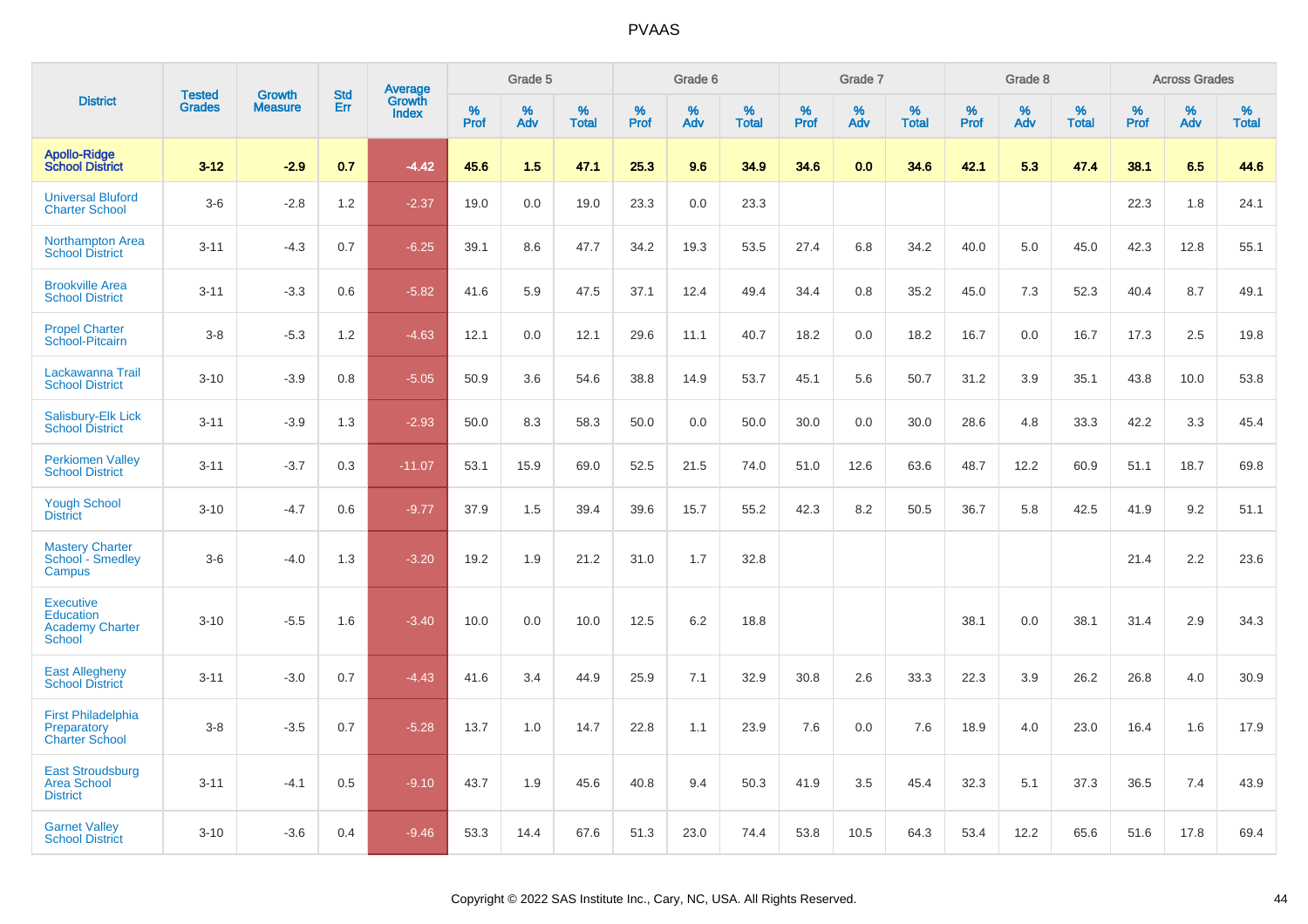| District | Tested Grades | Growth Measure | Std Err | Average Growth Index | Grade 5 | | | Grade 6 | | | Grade 7 | | | Grade 8 | | | Across Grades | | |
|---|---|---|---|---|---|---|---|---|---|---|---|---|---|---|---|---|---|---|---|
| | | | | | % Prof | % Adv | % Total | % Prof | % Adv | % Total | % Prof | % Adv | % Total | % Prof | % Adv | % Total | % Prof | % Adv | % Total |
| **Apollo-Ridge School District** | **3-12** | **-2.9** | **0.7** | **-4.42** | **45.6** | **1.5** | **47.1** | **25.3** | **9.6** | **34.9** | **34.6** | **0.0** | **34.6** | **42.1** | **5.3** | **47.4** | **38.1** | **6.5** | **44.6** |
| Universal Bluford Charter School | 3-6 | -2.8 | 1.2 | -2.37 | 19.0 | 0.0 | 19.0 | 23.3 | 0.0 | 23.3 | | | | | | | 22.3 | 1.8 | 24.1 |
| Northampton Area School District | 3-11 | -4.3 | 0.7 | -6.25 | 39.1 | 8.6 | 47.7 | 34.2 | 19.3 | 53.5 | 27.4 | 6.8 | 34.2 | 40.0 | 5.0 | 45.0 | 42.3 | 12.8 | 55.1 |
| Brookville Area School District | 3-11 | -3.3 | 0.6 | -5.82 | 41.6 | 5.9 | 47.5 | 37.1 | 12.4 | 49.4 | 34.4 | 0.8 | 35.2 | 45.0 | 7.3 | 52.3 | 40.4 | 8.7 | 49.1 |
| Propel Charter School-Pitcairn | 3-8 | -5.3 | 1.2 | -4.63 | 12.1 | 0.0 | 12.1 | 29.6 | 11.1 | 40.7 | 18.2 | 0.0 | 18.2 | 16.7 | 0.0 | 16.7 | 17.3 | 2.5 | 19.8 |
| Lackawanna Trail School District | 3-10 | -3.9 | 0.8 | -5.05 | 50.9 | 3.6 | 54.6 | 38.8 | 14.9 | 53.7 | 45.1 | 5.6 | 50.7 | 31.2 | 3.9 | 35.1 | 43.8 | 10.0 | 53.8 |
| Salisbury-Elk Lick School District | 3-11 | -3.9 | 1.3 | -2.93 | 50.0 | 8.3 | 58.3 | 50.0 | 0.0 | 50.0 | 30.0 | 0.0 | 30.0 | 28.6 | 4.8 | 33.3 | 42.2 | 3.3 | 45.4 |
| Perkiomen Valley School District | 3-11 | -3.7 | 0.3 | -11.07 | 53.1 | 15.9 | 69.0 | 52.5 | 21.5 | 74.0 | 51.0 | 12.6 | 63.6 | 48.7 | 12.2 | 60.9 | 51.1 | 18.7 | 69.8 |
| Yough School District | 3-10 | -4.7 | 0.6 | -9.77 | 37.9 | 1.5 | 39.4 | 39.6 | 15.7 | 55.2 | 42.3 | 8.2 | 50.5 | 36.7 | 5.8 | 42.5 | 41.9 | 9.2 | 51.1 |
| Mastery Charter School - Smedley Campus | 3-6 | -4.0 | 1.3 | -3.20 | 19.2 | 1.9 | 21.2 | 31.0 | 1.7 | 32.8 | | | | | | | 21.4 | 2.2 | 23.6 |
| Executive Education Academy Charter School | 3-10 | -5.5 | 1.6 | -3.40 | 10.0 | 0.0 | 10.0 | 12.5 | 6.2 | 18.8 | | | | 38.1 | 0.0 | 38.1 | 31.4 | 2.9 | 34.3 |
| East Allegheny School District | 3-11 | -3.0 | 0.7 | -4.43 | 41.6 | 3.4 | 44.9 | 25.9 | 7.1 | 32.9 | 30.8 | 2.6 | 33.3 | 22.3 | 3.9 | 26.2 | 26.8 | 4.0 | 30.9 |
| First Philadelphia Preparatory Charter School | 3-8 | -3.5 | 0.7 | -5.28 | 13.7 | 1.0 | 14.7 | 22.8 | 1.1 | 23.9 | 7.6 | 0.0 | 7.6 | 18.9 | 4.0 | 23.0 | 16.4 | 1.6 | 17.9 |
| East Stroudsburg Area School District | 3-11 | -4.1 | 0.5 | -9.10 | 43.7 | 1.9 | 45.6 | 40.8 | 9.4 | 50.3 | 41.9 | 3.5 | 45.4 | 32.3 | 5.1 | 37.3 | 36.5 | 7.4 | 43.9 |
| Garnet Valley School District | 3-10 | -3.6 | 0.4 | -9.46 | 53.3 | 14.4 | 67.6 | 51.3 | 23.0 | 74.4 | 53.8 | 10.5 | 64.3 | 53.4 | 12.2 | 65.6 | 51.6 | 17.8 | 69.4 |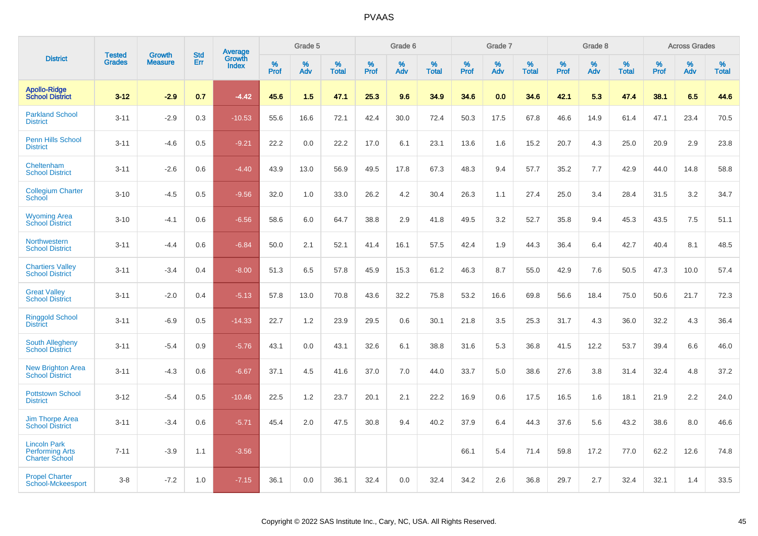# PVAAS

| District | Tested Grades | Growth Measure | Std Err | Average Growth Index | Grade 5 | | | Grade 6 | | | Grade 7 | | | Grade 8 | | | Across Grades | | |
|---|---|---|---|---|---|---|---|---|---|---|---|---|---|---|---|---|---|---|---|
| | | | | | % Prof | % Adv | % Total | % Prof | % Adv | % Total | % Prof | % Adv | % Total | % Prof | % Adv | % Total | % Prof | % Adv | % Total |
| **Apollo-Ridge School District** | **3-12** | **-2.9** | **0.7** | **-4.42** | **45.6** | **1.5** | **47.1** | **25.3** | **9.6** | **34.9** | **34.6** | **0.0** | **34.6** | **42.1** | **5.3** | **47.4** | **38.1** | **6.5** | **44.6** |
| Parkland School District | 3-11 | -2.9 | 0.3 | -10.53 | 55.6 | 16.6 | 72.1 | 42.4 | 30.0 | 72.4 | 50.3 | 17.5 | 67.8 | 46.6 | 14.9 | 61.4 | 47.1 | 23.4 | 70.5 |
| Penn Hills School District | 3-11 | -4.6 | 0.5 | -9.21 | 22.2 | 0.0 | 22.2 | 17.0 | 6.1 | 23.1 | 13.6 | 1.6 | 15.2 | 20.7 | 4.3 | 25.0 | 20.9 | 2.9 | 23.8 |
| Cheltenham School District | 3-11 | -2.6 | 0.6 | -4.40 | 43.9 | 13.0 | 56.9 | 49.5 | 17.8 | 67.3 | 48.3 | 9.4 | 57.7 | 35.2 | 7.7 | 42.9 | 44.0 | 14.8 | 58.8 |
| Collegium Charter School | 3-10 | -4.5 | 0.5 | -9.56 | 32.0 | 1.0 | 33.0 | 26.2 | 4.2 | 30.4 | 26.3 | 1.1 | 27.4 | 25.0 | 3.4 | 28.4 | 31.5 | 3.2 | 34.7 |
| Wyoming Area School District | 3-10 | -4.1 | 0.6 | -6.56 | 58.6 | 6.0 | 64.7 | 38.8 | 2.9 | 41.8 | 49.5 | 3.2 | 52.7 | 35.8 | 9.4 | 45.3 | 43.5 | 7.5 | 51.1 |
| Northwestern School District | 3-11 | -4.4 | 0.6 | -6.84 | 50.0 | 2.1 | 52.1 | 41.4 | 16.1 | 57.5 | 42.4 | 1.9 | 44.3 | 36.4 | 6.4 | 42.7 | 40.4 | 8.1 | 48.5 |
| Chartiers Valley School District | 3-11 | -3.4 | 0.4 | -8.00 | 51.3 | 6.5 | 57.8 | 45.9 | 15.3 | 61.2 | 46.3 | 8.7 | 55.0 | 42.9 | 7.6 | 50.5 | 47.3 | 10.0 | 57.4 |
| Great Valley School District | 3-11 | -2.0 | 0.4 | -5.13 | 57.8 | 13.0 | 70.8 | 43.6 | 32.2 | 75.8 | 53.2 | 16.6 | 69.8 | 56.6 | 18.4 | 75.0 | 50.6 | 21.7 | 72.3 |
| Ringgold School District | 3-11 | -6.9 | 0.5 | -14.33 | 22.7 | 1.2 | 23.9 | 29.5 | 0.6 | 30.1 | 21.8 | 3.5 | 25.3 | 31.7 | 4.3 | 36.0 | 32.2 | 4.3 | 36.4 |
| South Allegheny School District | 3-11 | -5.4 | 0.9 | -5.76 | 43.1 | 0.0 | 43.1 | 32.6 | 6.1 | 38.8 | 31.6 | 5.3 | 36.8 | 41.5 | 12.2 | 53.7 | 39.4 | 6.6 | 46.0 |
| New Brighton Area School District | 3-11 | -4.3 | 0.6 | -6.67 | 37.1 | 4.5 | 41.6 | 37.0 | 7.0 | 44.0 | 33.7 | 5.0 | 38.6 | 27.6 | 3.8 | 31.4 | 32.4 | 4.8 | 37.2 |
| Pottstown School District | 3-12 | -5.4 | 0.5 | -10.46 | 22.5 | 1.2 | 23.7 | 20.1 | 2.1 | 22.2 | 16.9 | 0.6 | 17.5 | 16.5 | 1.6 | 18.1 | 21.9 | 2.2 | 24.0 |
| Jim Thorpe Area School District | 3-11 | -3.4 | 0.6 | -5.71 | 45.4 | 2.0 | 47.5 | 30.8 | 9.4 | 40.2 | 37.9 | 6.4 | 44.3 | 37.6 | 5.6 | 43.2 | 38.6 | 8.0 | 46.6 |
| Lincoln Park Performing Arts Charter School | 7-11 | -3.9 | 1.1 | -3.56 | | | | | | | 66.1 | 5.4 | 71.4 | 59.8 | 17.2 | 77.0 | 62.2 | 12.6 | 74.8 |
| Propel Charter School-Mckeesport | 3-8 | -7.2 | 1.0 | -7.15 | 36.1 | 0.0 | 36.1 | 32.4 | 0.0 | 32.4 | 34.2 | 2.6 | 36.8 | 29.7 | 2.7 | 32.4 | 32.1 | 1.4 | 33.5 |

Copyright © 2022 SAS Institute Inc., Cary, NC, USA. All Rights Reserved.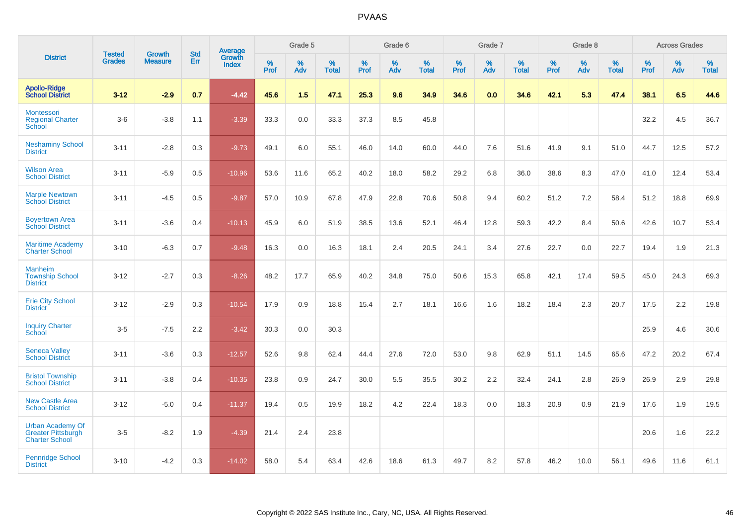# PVAAS

| District | Tested Grades | Growth Measure | Std Err | Average Growth Index | Grade 5 | | | Grade 6 | | | Grade 7 | | | Grade 8 | | | Across Grades | | |
|---|---|---|---|---|---|---|---|---|---|---|---|---|---|---|---|---|---|---|---|
| | | | | | % Prof | % Adv | % Total | % Prof | % Adv | % Total | % Prof | % Adv | % Total | % Prof | % Adv | % Total | % Prof | % Adv | % Total |
| **Apollo-Ridge School District** | **3-12** | **-2.9** | **0.7** | **-4.42** | **45.6** | **1.5** | **47.1** | **25.3** | **9.6** | **34.9** | **34.6** | **0.0** | **34.6** | **42.1** | **5.3** | **47.4** | **38.1** | **6.5** | **44.6** |
| Montessori Regional Charter School | 3-6 | -3.8 | 1.1 | -3.39 | 33.3 | 0.0 | 33.3 | 37.3 | 8.5 | 45.8 | | | | | | | 32.2 | 4.5 | 36.7 |
| Neshaminy School District | 3-11 | -2.8 | 0.3 | -9.73 | 49.1 | 6.0 | 55.1 | 46.0 | 14.0 | 60.0 | 44.0 | 7.6 | 51.6 | 41.9 | 9.1 | 51.0 | 44.7 | 12.5 | 57.2 |
| Wilson Area School District | 3-11 | -5.9 | 0.5 | -10.96 | 53.6 | 11.6 | 65.2 | 40.2 | 18.0 | 58.2 | 29.2 | 6.8 | 36.0 | 38.6 | 8.3 | 47.0 | 41.0 | 12.4 | 53.4 |
| Marple Newtown School District | 3-11 | -4.5 | 0.5 | -9.87 | 57.0 | 10.9 | 67.8 | 47.9 | 22.8 | 70.6 | 50.8 | 9.4 | 60.2 | 51.2 | 7.2 | 58.4 | 51.2 | 18.8 | 69.9 |
| Boyertown Area School District | 3-11 | -3.6 | 0.4 | -10.13 | 45.9 | 6.0 | 51.9 | 38.5 | 13.6 | 52.1 | 46.4 | 12.8 | 59.3 | 42.2 | 8.4 | 50.6 | 42.6 | 10.7 | 53.4 |
| Maritime Academy Charter School | 3-10 | -6.3 | 0.7 | -9.48 | 16.3 | 0.0 | 16.3 | 18.1 | 2.4 | 20.5 | 24.1 | 3.4 | 27.6 | 22.7 | 0.0 | 22.7 | 19.4 | 1.9 | 21.3 |
| Manheim Township School District | 3-12 | -2.7 | 0.3 | -8.26 | 48.2 | 17.7 | 65.9 | 40.2 | 34.8 | 75.0 | 50.6 | 15.3 | 65.8 | 42.1 | 17.4 | 59.5 | 45.0 | 24.3 | 69.3 |
| Erie City School District | 3-12 | -2.9 | 0.3 | -10.54 | 17.9 | 0.9 | 18.8 | 15.4 | 2.7 | 18.1 | 16.6 | 1.6 | 18.2 | 18.4 | 2.3 | 20.7 | 17.5 | 2.2 | 19.8 |
| Inquiry Charter School | 3-5 | -7.5 | 2.2 | -3.42 | 30.3 | 0.0 | 30.3 | | | | | | | | | | 25.9 | 4.6 | 30.6 |
| Seneca Valley School District | 3-11 | -3.6 | 0.3 | -12.57 | 52.6 | 9.8 | 62.4 | 44.4 | 27.6 | 72.0 | 53.0 | 9.8 | 62.9 | 51.1 | 14.5 | 65.6 | 47.2 | 20.2 | 67.4 |
| Bristol Township School District | 3-11 | -3.8 | 0.4 | -10.35 | 23.8 | 0.9 | 24.7 | 30.0 | 5.5 | 35.5 | 30.2 | 2.2 | 32.4 | 24.1 | 2.8 | 26.9 | 26.9 | 2.9 | 29.8 |
| New Castle Area School District | 3-12 | -5.0 | 0.4 | -11.37 | 19.4 | 0.5 | 19.9 | 18.2 | 4.2 | 22.4 | 18.3 | 0.0 | 18.3 | 20.9 | 0.9 | 21.9 | 17.6 | 1.9 | 19.5 |
| Urban Academy Of Greater Pittsburgh Charter School | 3-5 | -8.2 | 1.9 | -4.39 | 21.4 | 2.4 | 23.8 | | | | | | | | | | 20.6 | 1.6 | 22.2 |
| Pennridge School District | 3-10 | -4.2 | 0.3 | -14.02 | 58.0 | 5.4 | 63.4 | 42.6 | 18.6 | 61.3 | 49.7 | 8.2 | 57.8 | 46.2 | 10.0 | 56.1 | 49.6 | 11.6 | 61.1 |

Copyright © 2022 SAS Institute Inc., Cary, NC, USA. All Rights Reserved.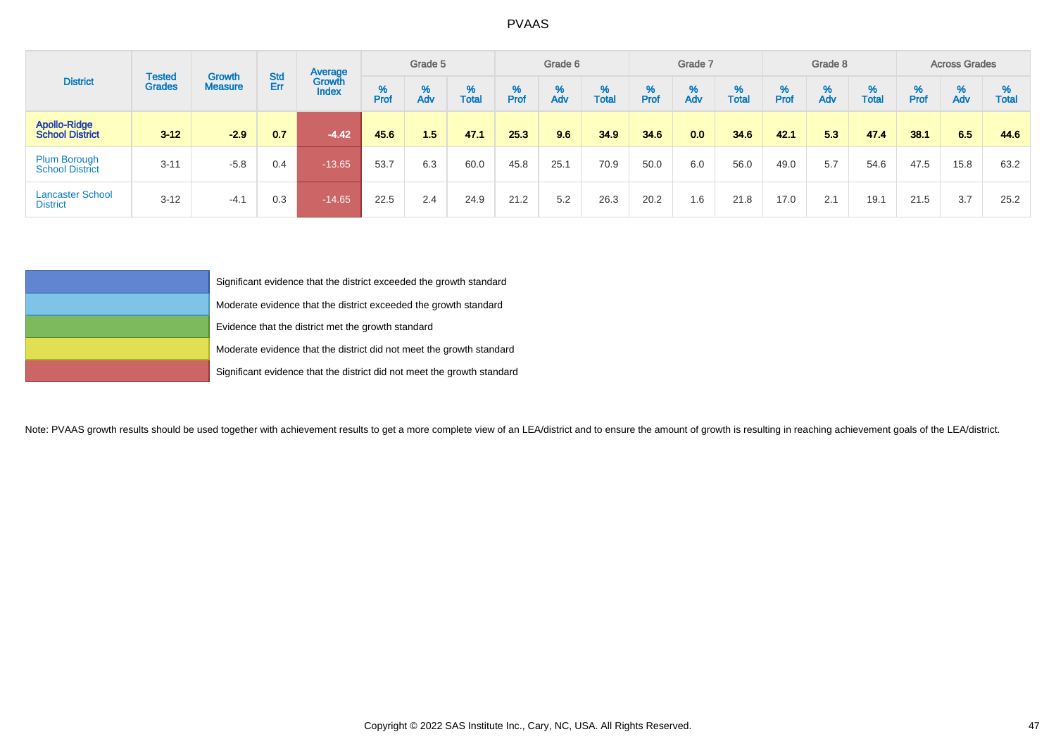# PVAAS

| District | Tested Grades | Growth Measure | Std Err | Average Growth Index | Grade 5 | | | Grade 6 | | | Grade 7 | | | Grade 8 | | | Across Grades | | |
|---|---|---|---|---|---|---|---|---|---|---|---|---|---|---|---|---|---|---|---|
| | | | | | % Prof | % Adv | % Total | % Prof | % Adv | % Total | % Prof | % Adv | % Total | % Prof | % Adv | % Total | % Prof | % Adv | % Total |
| **Apollo-Ridge School District** | **3-12** | **-2.9** | **0.7** | **-4.42** | **45.6** | **1.5** | **47.1** | **25.3** | **9.6** | **34.9** | **34.6** | **0.0** | **34.6** | **42.1** | **5.3** | **47.4** | **38.1** | **6.5** | **44.6** |
| Plum Borough School District | 3-11 | -5.8 | 0.4 | -13.65 | 53.7 | 6.3 | 60.0 | 45.8 | 25.1 | 70.9 | 50.0 | 6.0 | 56.0 | 49.0 | 5.7 | 54.6 | 47.5 | 15.8 | 63.2 |
| Lancaster School District | 3-12 | -4.1 | 0.3 | -14.65 | 22.5 | 2.4 | 24.9 | 21.2 | 5.2 | 26.3 | 20.2 | 1.6 | 21.8 | 17.0 | 2.1 | 19.1 | 21.5 | 3.7 | 25.2 |

Significant evidence that the district exceeded the growth standard

Moderate evidence that the district exceeded the growth standard

Evidence that the district met the growth standard

Moderate evidence that the district did not meet the growth standard

Significant evidence that the district did not meet the growth standard

Note: PVAAS growth results should be used together with achievement results to get a more complete view of an LEA/district and to ensure the amount of growth is resulting in reaching achievement goals of the LEA/district.

Copyright © 2022 SAS Institute Inc., Cary, NC, USA. All Rights Reserved.